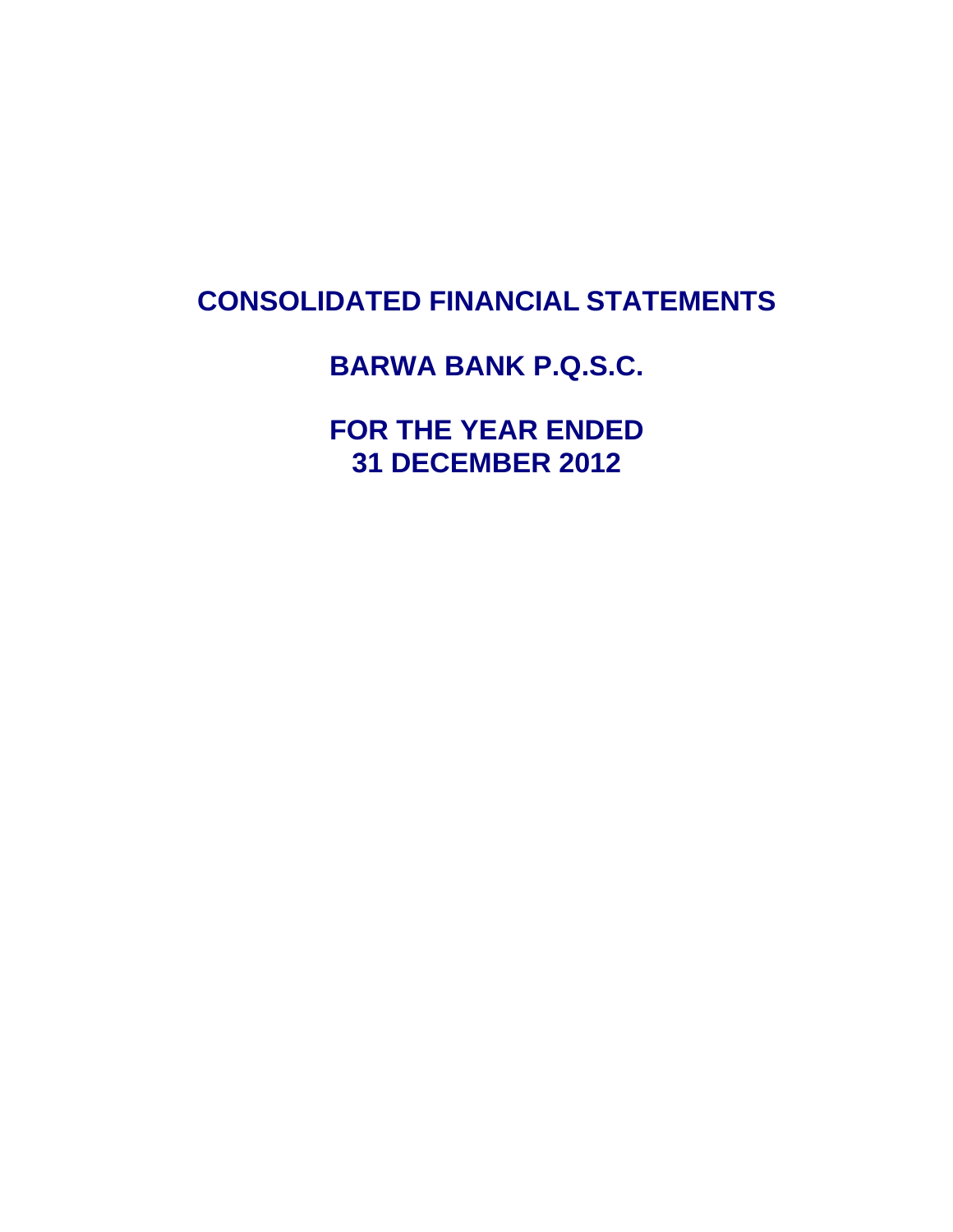# CONSOLIDATED FINANCIAL STATEMENTS

## BARWA BANK P.Q.S.C.

## FOR THE YEAR ENDED 31 DECEMBER 2012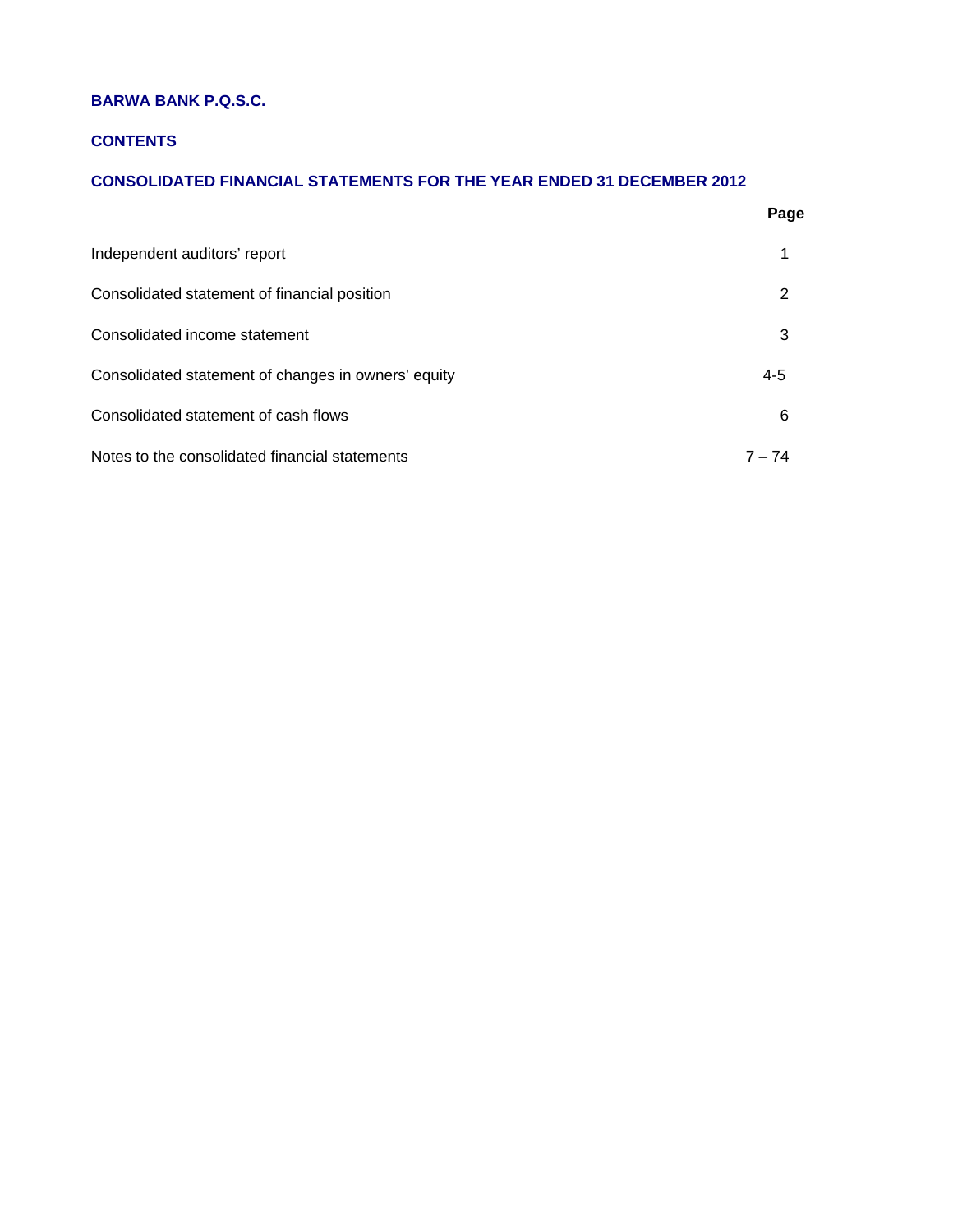**BARWA BANK P.Q.S.C.**

**CONTENTS**

**CONSOLIDATED FINANCIAL STATEMENTS FOR THE YEAR ENDED 31 DECEMBER 2012**

| | **Page** |
|---|---|
| Independent auditors' report | 1 |
| Consolidated statement of financial position | 2 |
| Consolidated income statement | 3 |
| Consolidated statement of changes in owners' equity | 4-5 |
| Consolidated statement of cash flows | 6 |
| Notes to the consolidated financial statements | 7 – 74 |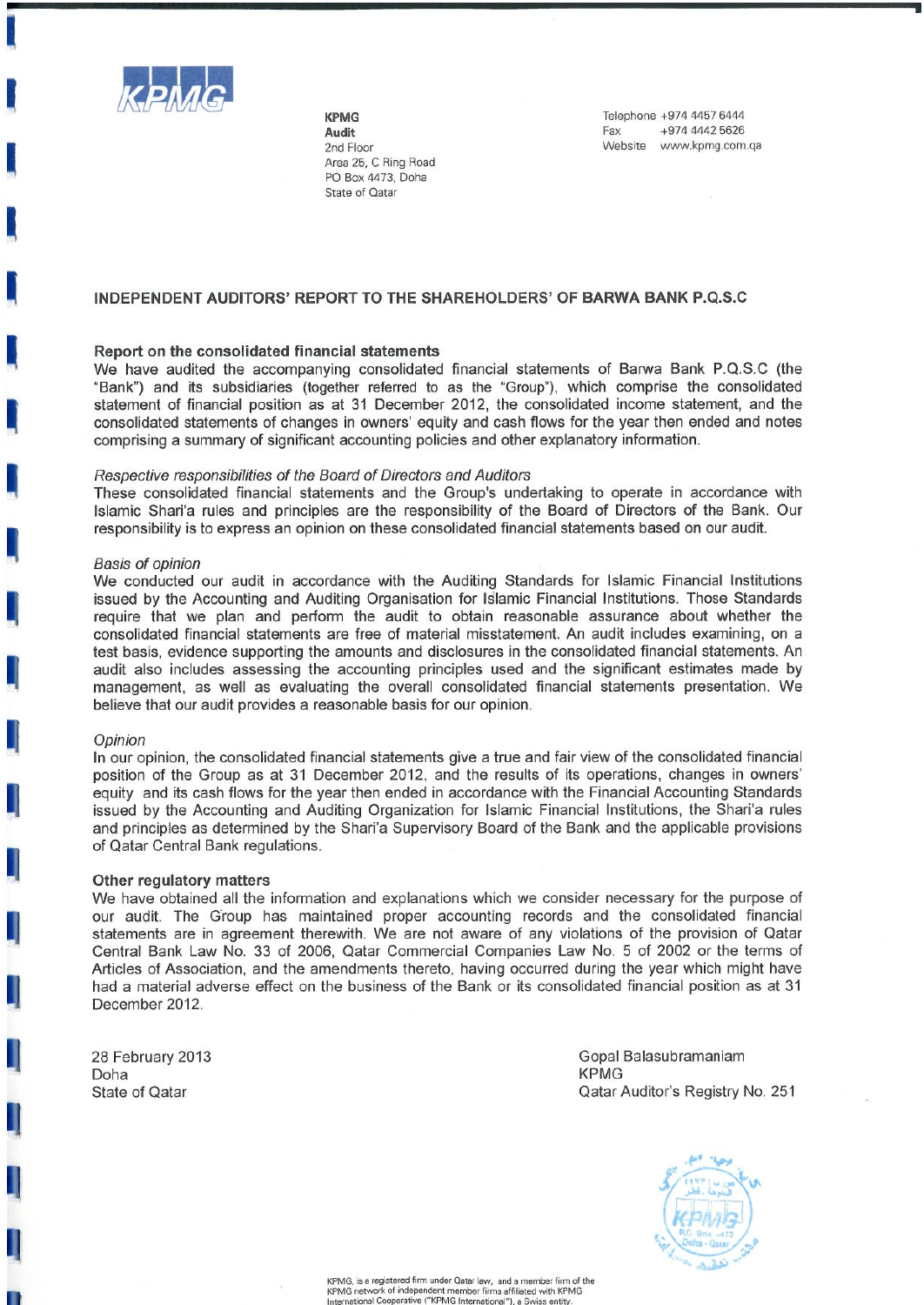KPMG
**Audit**
2nd Floor
Area 25, C Ring Road
PO Box 4473, Doha
State of Qatar

Telephone +974 4457 6444
Fax +974 4442 5626
Website www.kpmg.com.qa

## INDEPENDENT AUDITORS' REPORT TO THE SHAREHOLDERS' OF BARWA BANK P.Q.S.C

### Report on the consolidated financial statements

We have audited the accompanying consolidated financial statements of Barwa Bank P.Q.S.C (the "Bank") and its subsidiaries (together referred to as the "Group"), which comprise the consolidated statement of financial position as at 31 December 2012, the consolidated income statement, and the consolidated statements of changes in owners' equity and cash flows for the year then ended and notes comprising a summary of significant accounting policies and other explanatory information.

*Respective responsibilities of the Board of Directors and Auditors*

These consolidated financial statements and the Group's undertaking to operate in accordance with Islamic Shari'a rules and principles are the responsibility of the Board of Directors of the Bank. Our responsibility is to express an opinion on these consolidated financial statements based on our audit.

*Basis of opinion*

We conducted our audit in accordance with the Auditing Standards for Islamic Financial Institutions issued by the Accounting and Auditing Organisation for Islamic Financial Institutions. Those Standards require that we plan and perform the audit to obtain reasonable assurance about whether the consolidated financial statements are free of material misstatement. An audit includes examining, on a test basis, evidence supporting the amounts and disclosures in the consolidated financial statements. An audit also includes assessing the accounting principles used and the significant estimates made by management, as well as evaluating the overall consolidated financial statements presentation. We believe that our audit provides a reasonable basis for our opinion.

*Opinion*

In our opinion, the consolidated financial statements give a true and fair view of the consolidated financial position of the Group as at 31 December 2012, and the results of its operations, changes in owners' equity and its cash flows for the year then ended in accordance with the Financial Accounting Standards issued by the Accounting and Auditing Organization for Islamic Financial Institutions, the Shari'a rules and principles as determined by the Shari'a Supervisory Board of the Bank and the applicable provisions of Qatar Central Bank regulations.

### Other regulatory matters

We have obtained all the information and explanations which we consider necessary for the purpose of our audit. The Group has maintained proper accounting records and the consolidated financial statements are in agreement therewith. We are not aware of any violations of the provision of Qatar Central Bank Law No. 33 of 2006, Qatar Commercial Companies Law No. 5 of 2002 or the terms of Articles of Association, and the amendments thereto, having occurred during the year which might have had a material adverse effect on the business of the Bank or its consolidated financial position as at 31 December 2012.

28 February 2013
Doha
State of Qatar

Gopal Balasubramaniam
KPMG
Qatar Auditor's Registry No. 251

KPMG, is a registered firm under Qatar law, and a member firm of the KPMG network of independent member firms affiliated with KPMG International Cooperative ("KPMG International"), a Swiss entity.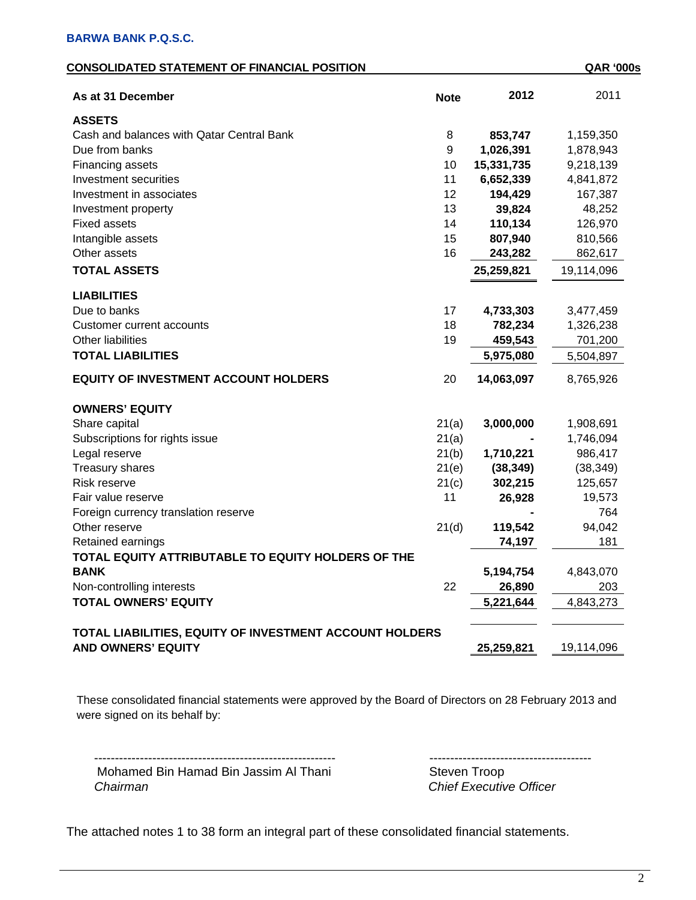**BARWA BANK P.Q.S.C.**

**CONSOLIDATED STATEMENT OF FINANCIAL POSITION** **QAR '000s**

| **As at 31 December** | **Note** | **2012** | 2011 |
|---|---|---|---|
| **ASSETS** | | | |
| Cash and balances with Qatar Central Bank | 8 | **853,747** | 1,159,350 |
| Due from banks | 9 | **1,026,391** | 1,878,943 |
| Financing assets | 10 | **15,331,735** | 9,218,139 |
| Investment securities | 11 | **6,652,339** | 4,841,872 |
| Investment in associates | 12 | **194,429** | 167,387 |
| Investment property | 13 | **39,824** | 48,252 |
| Fixed assets | 14 | **110,134** | 126,970 |
| Intangible assets | 15 | **807,940** | 810,566 |
| Other assets | 16 | **243,282** | 862,617 |
| **TOTAL ASSETS** | | **25,259,821** | 19,114,096 |
| **LIABILITIES** | | | |
| Due to banks | 17 | **4,733,303** | 3,477,459 |
| Customer current accounts | 18 | **782,234** | 1,326,238 |
| Other liabilities | 19 | **459,543** | 701,200 |
| **TOTAL LIABILITIES** | | **5,975,080** | 5,504,897 |
| **EQUITY OF INVESTMENT ACCOUNT HOLDERS** | 20 | **14,063,097** | 8,765,926 |
| **OWNERS' EQUITY** | | | |
| Share capital | 21(a) | **3,000,000** | 1,908,691 |
| Subscriptions for rights issue | 21(a) | **-** | 1,746,094 |
| Legal reserve | 21(b) | **1,710,221** | 986,417 |
| Treasury shares | 21(e) | **(38,349)** | (38,349) |
| Risk reserve | 21(c) | **302,215** | 125,657 |
| Fair value reserve | 11 | **26,928** | 19,573 |
| Foreign currency translation reserve | | **-** | 764 |
| Other reserve | 21(d) | **119,542** | 94,042 |
| Retained earnings | | **74,197** | 181 |
| **TOTAL EQUITY ATTRIBUTABLE TO EQUITY HOLDERS OF THE BANK** | | **5,194,754** | 4,843,070 |
| Non-controlling interests | 22 | **26,890** | 203 |
| **TOTAL OWNERS' EQUITY** | | **5,221,644** | 4,843,273 |
| **TOTAL LIABILITIES, EQUITY OF INVESTMENT ACCOUNT HOLDERS AND OWNERS' EQUITY** | | **25,259,821** | 19,114,096 |

These consolidated financial statements were approved by the Board of Directors on 28 February 2013 and were signed on its behalf by:

---------------------------------------------------------- ---------------------------------------

Mohamed Bin Hamad Bin Jassim Al Thani
*Chairman*

Steven Troop
*Chief Executive Officer*

The attached notes 1 to 38 form an integral part of these consolidated financial statements.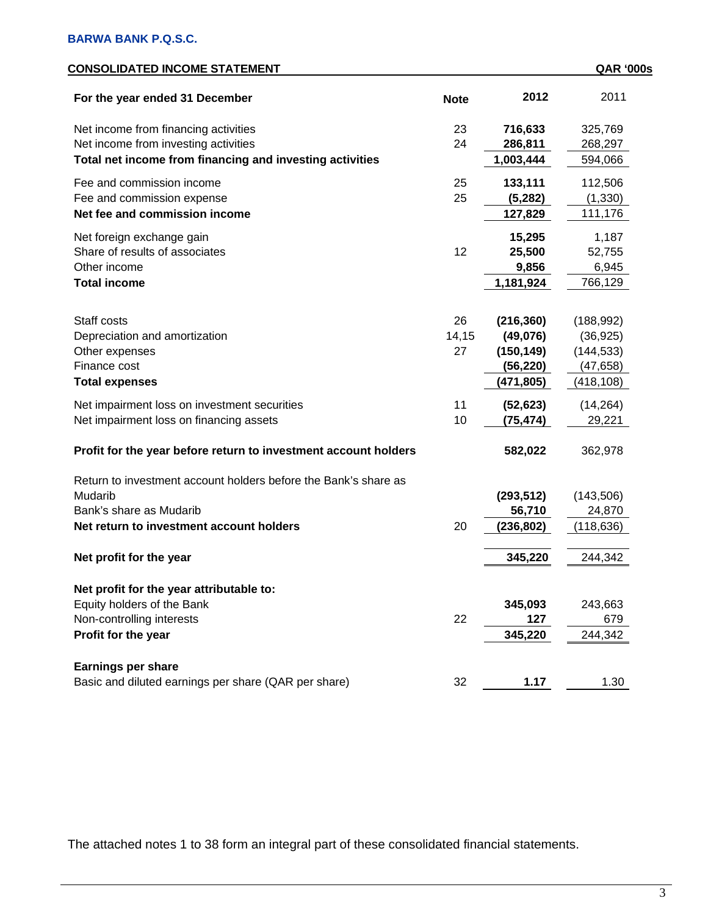**BARWA BANK P.Q.S.C.**

**CONSOLIDATED INCOME STATEMENT** **QAR '000s**

| For the year ended 31 December | Note | 2012 | 2011 |
|---|---|---|---|
| Net income from financing activities | 23 | **716,633** | 325,769 |
| Net income from investing activities | 24 | **286,811** | 268,297 |
| **Total net income from financing and investing activities** | | **1,003,444** | 594,066 |
| Fee and commission income | 25 | **133,111** | 112,506 |
| Fee and commission expense | 25 | **(5,282)** | (1,330) |
| **Net fee and commission income** | | **127,829** | 111,176 |
| Net foreign exchange gain | | **15,295** | 1,187 |
| Share of results of associates | 12 | **25,500** | 52,755 |
| Other income | | **9,856** | 6,945 |
| **Total income** | | **1,181,924** | 766,129 |
| Staff costs | 26 | **(216,360)** | (188,992) |
| Depreciation and amortization | 14,15 | **(49,076)** | (36,925) |
| Other expenses | 27 | **(150,149)** | (144,533) |
| Finance cost | | **(56,220)** | (47,658) |
| **Total expenses** | | **(471,805)** | (418,108) |
| Net impairment loss on investment securities | 11 | **(52,623)** | (14,264) |
| Net impairment loss on financing assets | 10 | **(75,474)** | 29,221 |
| **Profit for the year before return to investment account holders** | | **582,022** | 362,978 |
| Return to investment account holders before the Bank's share as Mudarib | | **(293,512)** | (143,506) |
| Bank's share as Mudarib | | **56,710** | 24,870 |
| **Net return to investment account holders** | 20 | **(236,802)** | (118,636) |
| **Net profit for the year** | | **345,220** | 244,342 |
| **Net profit for the year attributable to:** | | | |
| Equity holders of the Bank | | **345,093** | 243,663 |
| Non-controlling interests | 22 | **127** | 679 |
| **Profit for the year** | | **345,220** | 244,342 |
| **Earnings per share** | | | |
| Basic and diluted earnings per share (QAR per share) | 32 | **1.17** | 1.30 |

The attached notes 1 to 38 form an integral part of these consolidated financial statements.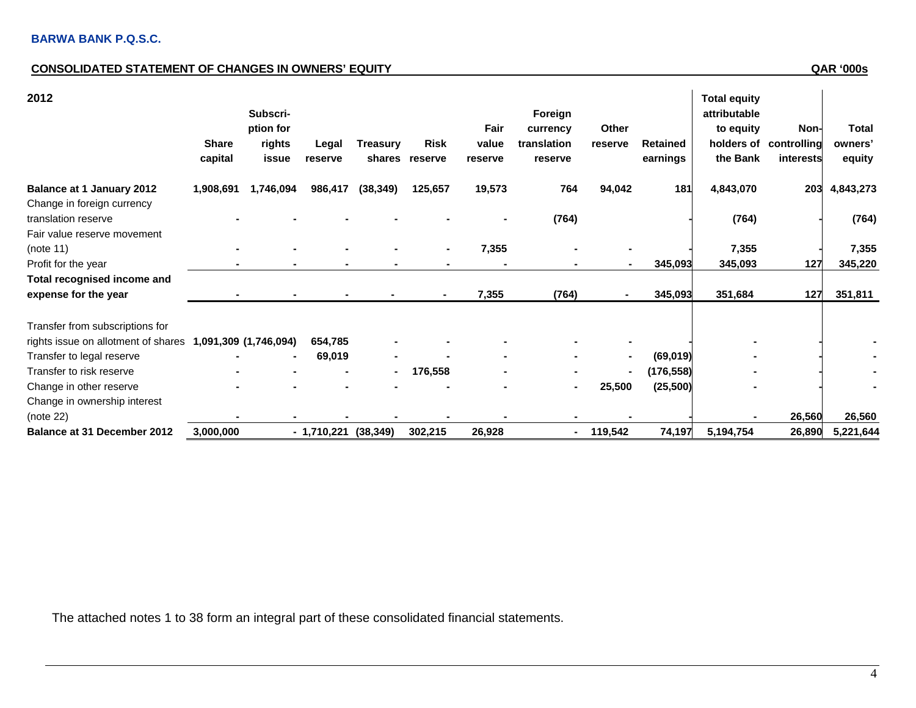**BARWA BANK P.Q.S.C.**

**CONSOLIDATED STATEMENT OF CHANGES IN OWNERS' EQUITY** QAR '000s

| 2012 | Share capital | Subscri-ption for rights issue | Legal reserve | Treasury shares | Risk reserve | Fair value reserve | Foreign currency translation reserve | Other reserve | Retained earnings | Total equity attributable to equity holders of the Bank | Non-controlling interests | Total owners' equity |
|---|---|---|---|---|---|---|---|---|---|---|---|---|
| **Balance at 1 January 2012** | **1,908,691** | **1,746,094** | **986,417** | **(38,349)** | **125,657** | **19,573** | **764** | **94,042** | **181** | **4,843,070** | **203** | **4,843,273** |
| Change in foreign currency translation reserve | - | - | - | - | - | - | (764) | | - | (764) | - | (764) |
| Fair value reserve movement (note 11) | - | - | - | - | - | 7,355 | - | - | - | 7,355 | - | 7,355 |
| Profit for the year | - | - | - | - | - | - | - | - | 345,093 | 345,093 | 127 | 345,220 |
| **Total recognised income and expense for the year** | - | - | - | - | - | 7,355 | (764) | - | 345,093 | 351,684 | 127 | 351,811 |
| Transfer from subscriptions for rights issue on allotment of shares | 1,091,309 | (1,746,094) | 654,785 | - | - | - | - | - | - | - | - | - |
| Transfer to legal reserve | - | - | 69,019 | - | - | - | - | - | (69,019) | - | - | - |
| Transfer to risk reserve | - | - | - | - | 176,558 | - | - | - | (176,558) | - | - | - |
| Change in other reserve | - | - | - | - | - | - | - | 25,500 | (25,500) | - | - | - |
| Change in ownership interest (note 22) | - | - | - | - | - | - | - | - | | - | 26,560 | 26,560 |
| **Balance at 31 December 2012** | **3,000,000** | **-** | **1,710,221** | **(38,349)** | **302,215** | **26,928** | **-** | **119,542** | **74,197** | **5,194,754** | **26,890** | **5,221,644** |

The attached notes 1 to 38 form an integral part of these consolidated financial statements.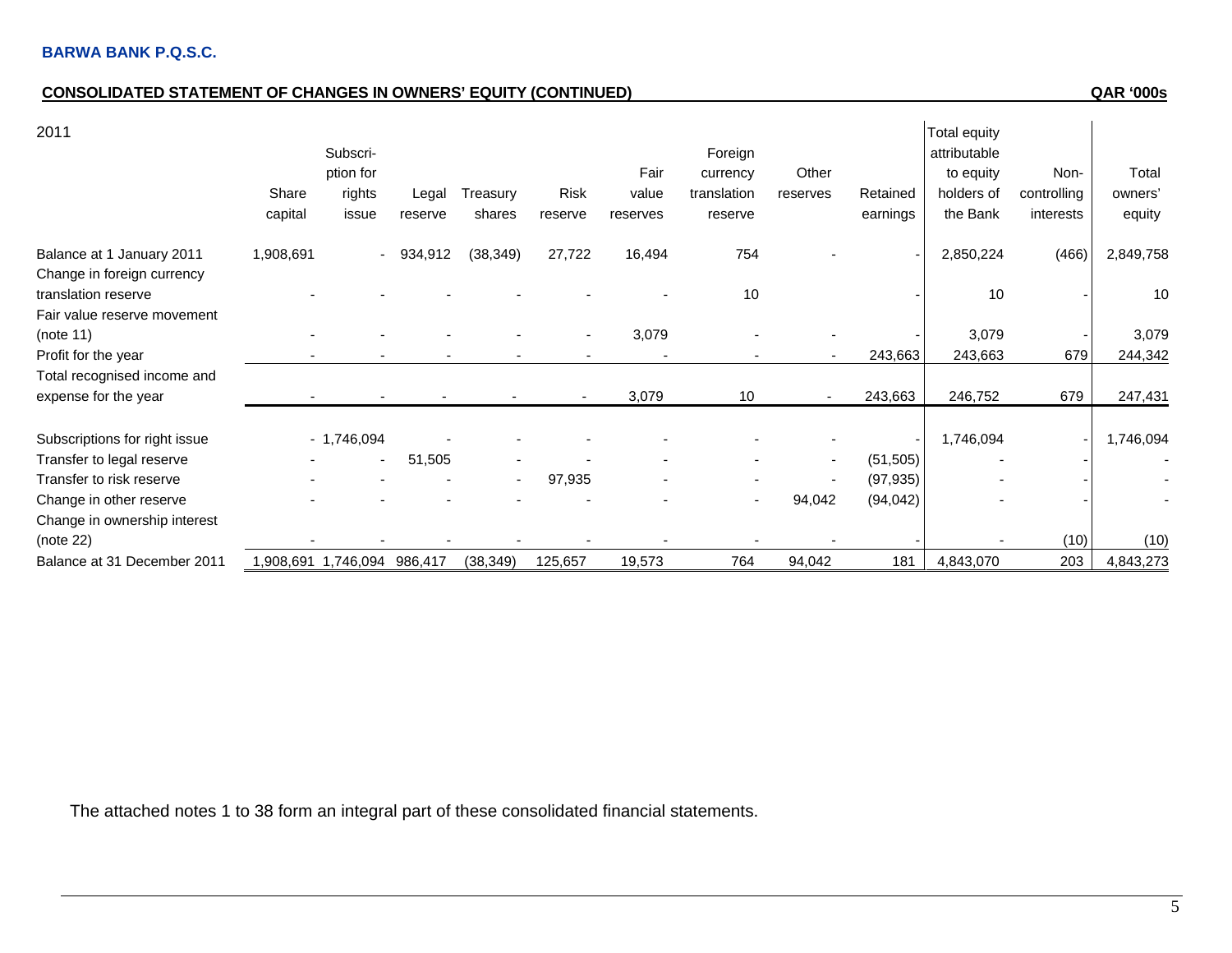**BARWA BANK P.Q.S.C.**

**CONSOLIDATED STATEMENT OF CHANGES IN OWNERS' EQUITY (CONTINUED)** **QAR '000s**

| 2011 | Share capital | Subscription for rights issue | Legal reserve | Treasury shares | Risk reserve | Fair value reserves | Foreign currency translation reserve | Other reserves | Retained earnings | Total equity attributable to equity holders of the Bank | Non-controlling interests | Total owners' equity |
|---|---|---|---|---|---|---|---|---|---|---|---|---|
| Balance at 1 January 2011 | 1,908,691 | - | 934,912 | (38,349) | 27,722 | 16,494 | 754 | - | - | 2,850,224 | (466) | 2,849,758 |
| Change in foreign currency translation reserve | - | - | - | - | - | - | 10 | | - | 10 | - | 10 |
| Fair value reserve movement (note 11) | - | - | - | - | - | 3,079 | - | - | - | 3,079 | - | 3,079 |
| Profit for the year | - | - | - | - | - | - | - | - | 243,663 | 243,663 | 679 | 244,342 |
| Total recognised income and expense for the year | - | - | - | - | - | 3,079 | 10 | - | 243,663 | 246,752 | 679 | 247,431 |
| Subscriptions for right issue | - | 1,746,094 | - | - | - | - | - | - | - | 1,746,094 | - | 1,746,094 |
| Transfer to legal reserve | - | - | 51,505 | - | - | - | - | - | (51,505) | - | - | - |
| Transfer to risk reserve | - | - | - | - | 97,935 | - | - | - | (97,935) | - | - | - |
| Change in other reserve | - | - | - | - | - | - | - | 94,042 | (94,042) | - | - | - |
| Change in ownership interest (note 22) | - | - | - | - | - | - | - | - | - | - | (10) | (10) |
| Balance at 31 December 2011 | 1,908,691 | 1,746,094 | 986,417 | (38,349) | 125,657 | 19,573 | 764 | 94,042 | 181 | 4,843,070 | 203 | 4,843,273 |

The attached notes 1 to 38 form an integral part of these consolidated financial statements.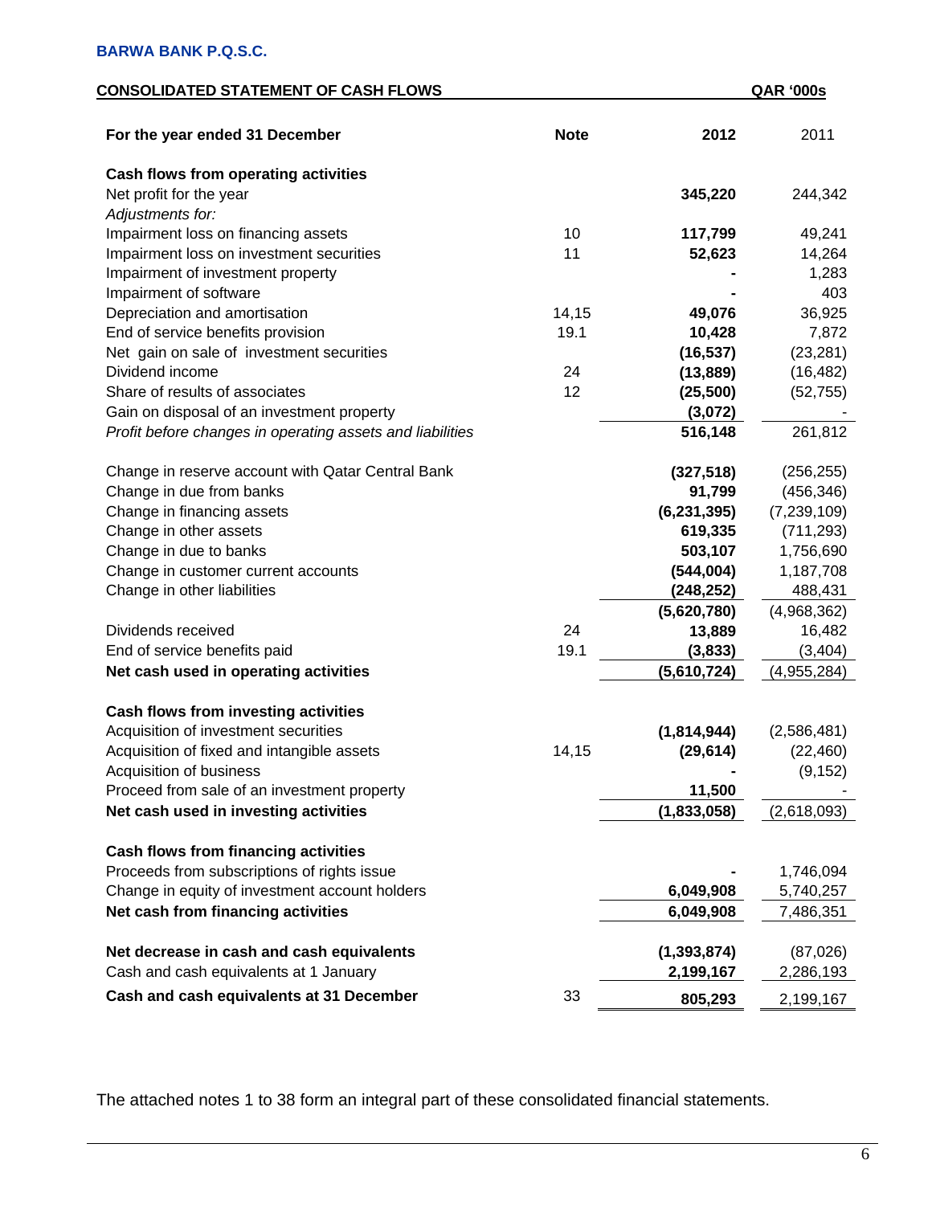**BARWA BANK P.Q.S.C.**

**CONSOLIDATED STATEMENT OF CASH FLOWS** **QAR '000s**

| For the year ended 31 December | Note | 2012 | 2011 |
|---|---|---|---|
| **Cash flows from operating activities** | | | |
| Net profit for the year | | **345,220** | 244,342 |
| *Adjustments for:* | | | |
| Impairment loss on financing assets | 10 | **117,799** | 49,241 |
| Impairment loss on investment securities | 11 | **52,623** | 14,264 |
| Impairment of investment property | | **-** | 1,283 |
| Impairment of software | | **-** | 403 |
| Depreciation and amortisation | 14,15 | **49,076** | 36,925 |
| End of service benefits provision | 19.1 | **10,428** | 7,872 |
| Net gain on sale of investment securities | | **(16,537)** | (23,281) |
| Dividend income | 24 | **(13,889)** | (16,482) |
| Share of results of associates | 12 | **(25,500)** | (52,755) |
| Gain on disposal of an investment property | | **(3,072)** | - |
| *Profit before changes in operating assets and liabilities* | | **516,148** | 261,812 |
| Change in reserve account with Qatar Central Bank | | **(327,518)** | (256,255) |
| Change in due from banks | | **91,799** | (456,346) |
| Change in financing assets | | **(6,231,395)** | (7,239,109) |
| Change in other assets | | **619,335** | (711,293) |
| Change in due to banks | | **503,107** | 1,756,690 |
| Change in customer current accounts | | **(544,004)** | 1,187,708 |
| Change in other liabilities | | **(248,252)** | 488,431 |
| | | **(5,620,780)** | (4,968,362) |
| Dividends received | 24 | **13,889** | 16,482 |
| End of service benefits paid | 19.1 | **(3,833)** | (3,404) |
| **Net cash used in operating activities** | | **(5,610,724)** | (4,955,284) |
| **Cash flows from investing activities** | | | |
| Acquisition of investment securities | | **(1,814,944)** | (2,586,481) |
| Acquisition of fixed and intangible assets | 14,15 | **(29,614)** | (22,460) |
| Acquisition of business | | **-** | (9,152) |
| Proceed from sale of an investment property | | **11,500** | - |
| **Net cash used in investing activities** | | **(1,833,058)** | (2,618,093) |
| **Cash flows from financing activities** | | | |
| Proceeds from subscriptions of rights issue | | **-** | 1,746,094 |
| Change in equity of investment account holders | | **6,049,908** | 5,740,257 |
| **Net cash from financing activities** | | **6,049,908** | 7,486,351 |
| **Net decrease in cash and cash equivalents** | | **(1,393,874)** | (87,026) |
| Cash and cash equivalents at 1 January | | **2,199,167** | 2,286,193 |
| **Cash and cash equivalents at 31 December** | 33 | **805,293** | 2,199,167 |

The attached notes 1 to 38 form an integral part of these consolidated financial statements.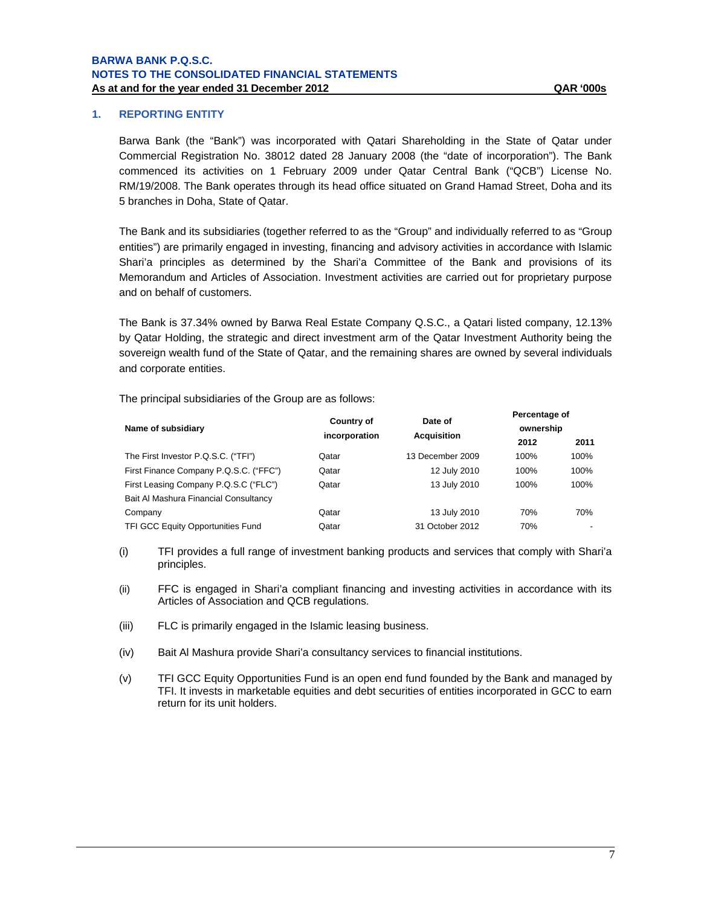## 1. REPORTING ENTITY

Barwa Bank (the "Bank") was incorporated with Qatari Shareholding in the State of Qatar under Commercial Registration No. 38012 dated 28 January 2008 (the "date of incorporation"). The Bank commenced its activities on 1 February 2009 under Qatar Central Bank ("QCB") License No. RM/19/2008. The Bank operates through its head office situated on Grand Hamad Street, Doha and its 5 branches in Doha, State of Qatar.

The Bank and its subsidiaries (together referred to as the "Group" and individually referred to as "Group entities") are primarily engaged in investing, financing and advisory activities in accordance with Islamic Shari'a principles as determined by the Shari'a Committee of the Bank and provisions of its Memorandum and Articles of Association. Investment activities are carried out for proprietary purpose and on behalf of customers.

The Bank is 37.34% owned by Barwa Real Estate Company Q.S.C., a Qatari listed company, 12.13% by Qatar Holding, the strategic and direct investment arm of the Qatar Investment Authority being the sovereign wealth fund of the State of Qatar, and the remaining shares are owned by several individuals and corporate entities.

The principal subsidiaries of the Group are as follows:

| Name of subsidiary | Country of incorporation | Date of Acquisition | Percentage of ownership 2012 | Percentage of ownership 2011 |
|---|---|---|---|---|
| The First Investor P.Q.S.C. ("TFI") | Qatar | 13 December 2009 | 100% | 100% |
| First Finance Company P.Q.S.C. ("FFC") | Qatar | 12 July 2010 | 100% | 100% |
| First Leasing Company P.Q.S.C ("FLC") | Qatar | 13 July 2010 | 100% | 100% |
| Bait Al Mashura Financial Consultancy Company | Qatar | 13 July 2010 | 70% | 70% |
| TFI GCC Equity Opportunities Fund | Qatar | 31 October 2012 | 70% | - |

(i) TFI provides a full range of investment banking products and services that comply with Shari'a principles.

(ii) FFC is engaged in Shari'a compliant financing and investing activities in accordance with its Articles of Association and QCB regulations.

(iii) FLC is primarily engaged in the Islamic leasing business.

(iv) Bait Al Mashura provide Shari'a consultancy services to financial institutions.

(v) TFI GCC Equity Opportunities Fund is an open end fund founded by the Bank and managed by TFI. It invests in marketable equities and debt securities of entities incorporated in GCC to earn return for its unit holders.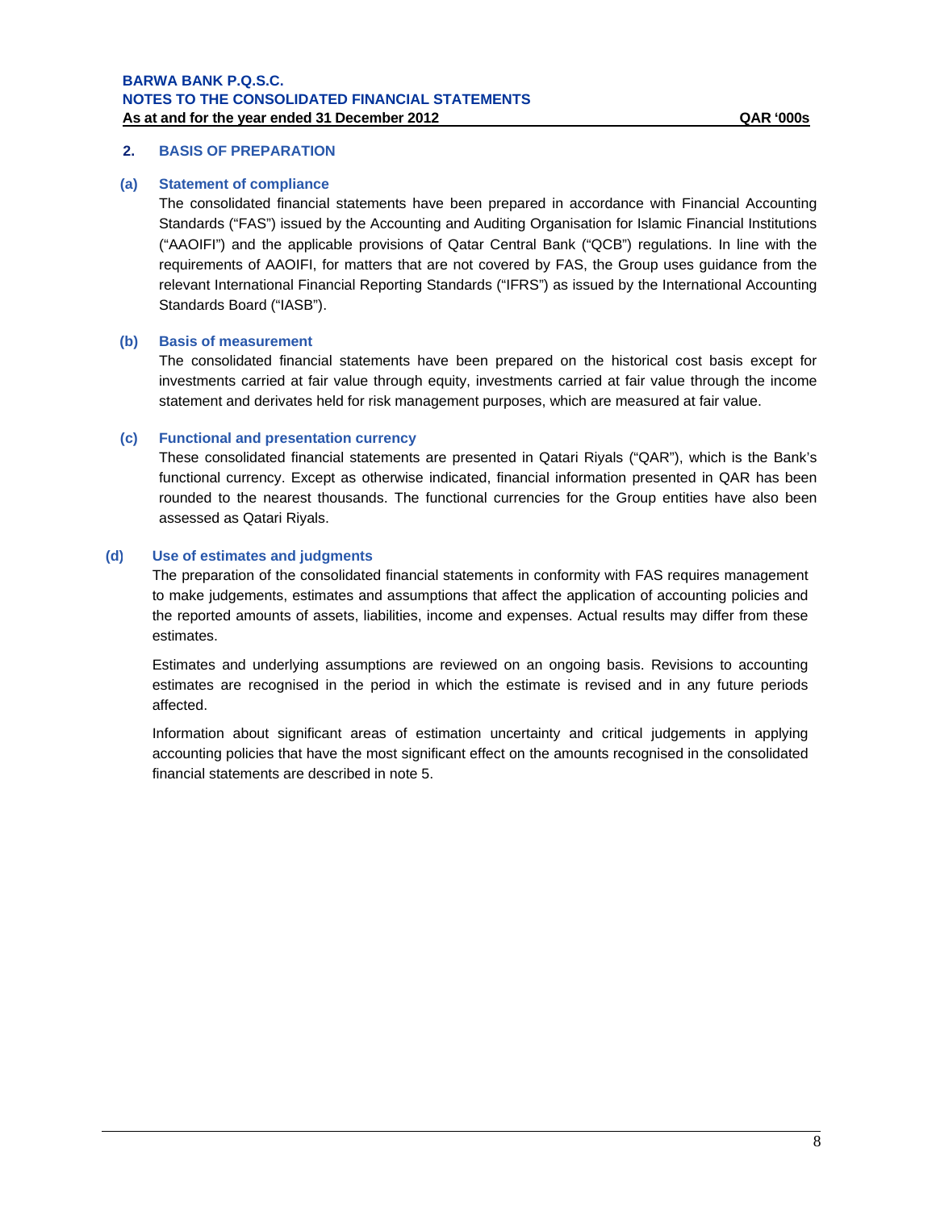## 2. BASIS OF PREPARATION

### (a) Statement of compliance

The consolidated financial statements have been prepared in accordance with Financial Accounting Standards ("FAS") issued by the Accounting and Auditing Organisation for Islamic Financial Institutions ("AAOIFI") and the applicable provisions of Qatar Central Bank ("QCB") regulations. In line with the requirements of AAOIFI, for matters that are not covered by FAS, the Group uses guidance from the relevant International Financial Reporting Standards ("IFRS") as issued by the International Accounting Standards Board ("IASB").

### (b) Basis of measurement

The consolidated financial statements have been prepared on the historical cost basis except for investments carried at fair value through equity, investments carried at fair value through the income statement and derivates held for risk management purposes, which are measured at fair value.

### (c) Functional and presentation currency

These consolidated financial statements are presented in Qatari Riyals ("QAR"), which is the Bank's functional currency. Except as otherwise indicated, financial information presented in QAR has been rounded to the nearest thousands. The functional currencies for the Group entities have also been assessed as Qatari Riyals.

### (d) Use of estimates and judgments

The preparation of the consolidated financial statements in conformity with FAS requires management to make judgements, estimates and assumptions that affect the application of accounting policies and the reported amounts of assets, liabilities, income and expenses. Actual results may differ from these estimates.

Estimates and underlying assumptions are reviewed on an ongoing basis. Revisions to accounting estimates are recognised in the period in which the estimate is revised and in any future periods affected.

Information about significant areas of estimation uncertainty and critical judgements in applying accounting policies that have the most significant effect on the amounts recognised in the consolidated financial statements are described in note 5.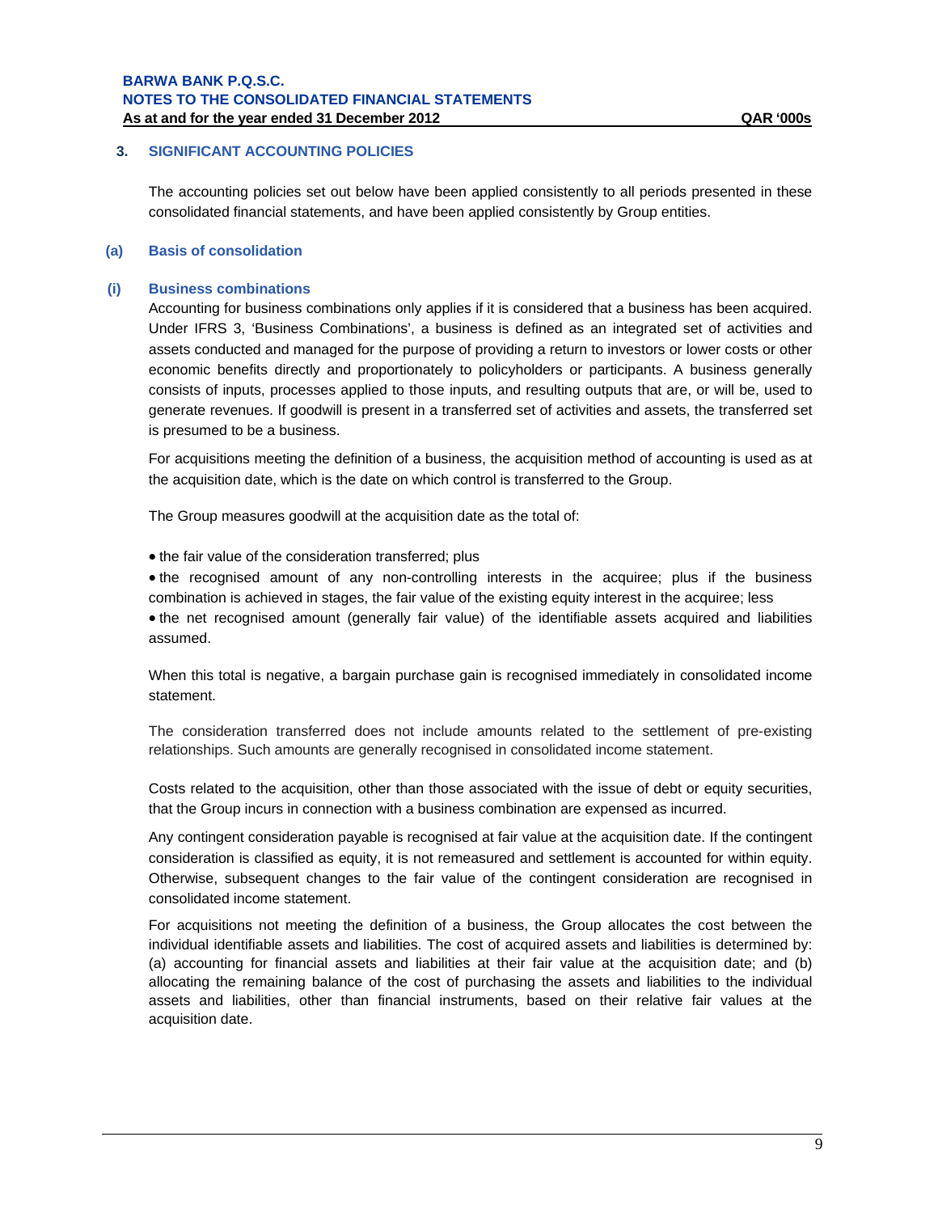## 3. SIGNIFICANT ACCOUNTING POLICIES

The accounting policies set out below have been applied consistently to all periods presented in these consolidated financial statements, and have been applied consistently by Group entities.

### (a) Basis of consolidation

#### (i) Business combinations

Accounting for business combinations only applies if it is considered that a business has been acquired. Under IFRS 3, 'Business Combinations', a business is defined as an integrated set of activities and assets conducted and managed for the purpose of providing a return to investors or lower costs or other economic benefits directly and proportionately to policyholders or participants. A business generally consists of inputs, processes applied to those inputs, and resulting outputs that are, or will be, used to generate revenues. If goodwill is present in a transferred set of activities and assets, the transferred set is presumed to be a business.

For acquisitions meeting the definition of a business, the acquisition method of accounting is used as at the acquisition date, which is the date on which control is transferred to the Group.

The Group measures goodwill at the acquisition date as the total of:

- the fair value of the consideration transferred; plus
- the recognised amount of any non-controlling interests in the acquiree; plus if the business combination is achieved in stages, the fair value of the existing equity interest in the acquiree; less
- the net recognised amount (generally fair value) of the identifiable assets acquired and liabilities assumed.

When this total is negative, a bargain purchase gain is recognised immediately in consolidated income statement.

The consideration transferred does not include amounts related to the settlement of pre-existing relationships. Such amounts are generally recognised in consolidated income statement.

Costs related to the acquisition, other than those associated with the issue of debt or equity securities, that the Group incurs in connection with a business combination are expensed as incurred.

Any contingent consideration payable is recognised at fair value at the acquisition date. If the contingent consideration is classified as equity, it is not remeasured and settlement is accounted for within equity. Otherwise, subsequent changes to the fair value of the contingent consideration are recognised in consolidated income statement.

For acquisitions not meeting the definition of a business, the Group allocates the cost between the individual identifiable assets and liabilities. The cost of acquired assets and liabilities is determined by: (a) accounting for financial assets and liabilities at their fair value at the acquisition date; and (b) allocating the remaining balance of the cost of purchasing the assets and liabilities to the individual assets and liabilities, other than financial instruments, based on their relative fair values at the acquisition date.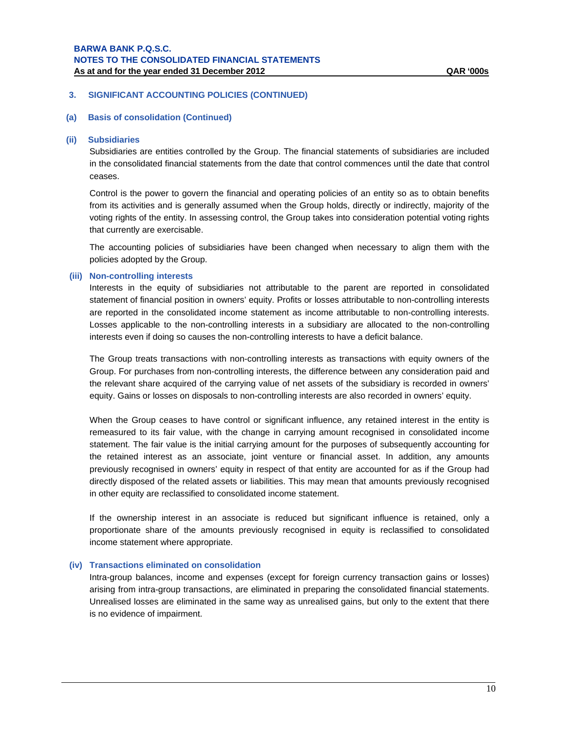## 3. SIGNIFICANT ACCOUNTING POLICIES (CONTINUED)

### (a) Basis of consolidation (Continued)

#### (ii) Subsidiaries

Subsidiaries are entities controlled by the Group. The financial statements of subsidiaries are included in the consolidated financial statements from the date that control commences until the date that control ceases.

Control is the power to govern the financial and operating policies of an entity so as to obtain benefits from its activities and is generally assumed when the Group holds, directly or indirectly, majority of the voting rights of the entity. In assessing control, the Group takes into consideration potential voting rights that currently are exercisable.

The accounting policies of subsidiaries have been changed when necessary to align them with the policies adopted by the Group.

#### (iii) Non-controlling interests

Interests in the equity of subsidiaries not attributable to the parent are reported in consolidated statement of financial position in owners' equity. Profits or losses attributable to non-controlling interests are reported in the consolidated income statement as income attributable to non-controlling interests. Losses applicable to the non-controlling interests in a subsidiary are allocated to the non-controlling interests even if doing so causes the non-controlling interests to have a deficit balance.

The Group treats transactions with non-controlling interests as transactions with equity owners of the Group. For purchases from non-controlling interests, the difference between any consideration paid and the relevant share acquired of the carrying value of net assets of the subsidiary is recorded in owners' equity. Gains or losses on disposals to non-controlling interests are also recorded in owners' equity.

When the Group ceases to have control or significant influence, any retained interest in the entity is remeasured to its fair value, with the change in carrying amount recognised in consolidated income statement. The fair value is the initial carrying amount for the purposes of subsequently accounting for the retained interest as an associate, joint venture or financial asset. In addition, any amounts previously recognised in owners' equity in respect of that entity are accounted for as if the Group had directly disposed of the related assets or liabilities. This may mean that amounts previously recognised in other equity are reclassified to consolidated income statement.

If the ownership interest in an associate is reduced but significant influence is retained, only a proportionate share of the amounts previously recognised in equity is reclassified to consolidated income statement where appropriate.

#### (iv) Transactions eliminated on consolidation

Intra-group balances, income and expenses (except for foreign currency transaction gains or losses) arising from intra-group transactions, are eliminated in preparing the consolidated financial statements. Unrealised losses are eliminated in the same way as unrealised gains, but only to the extent that there is no evidence of impairment.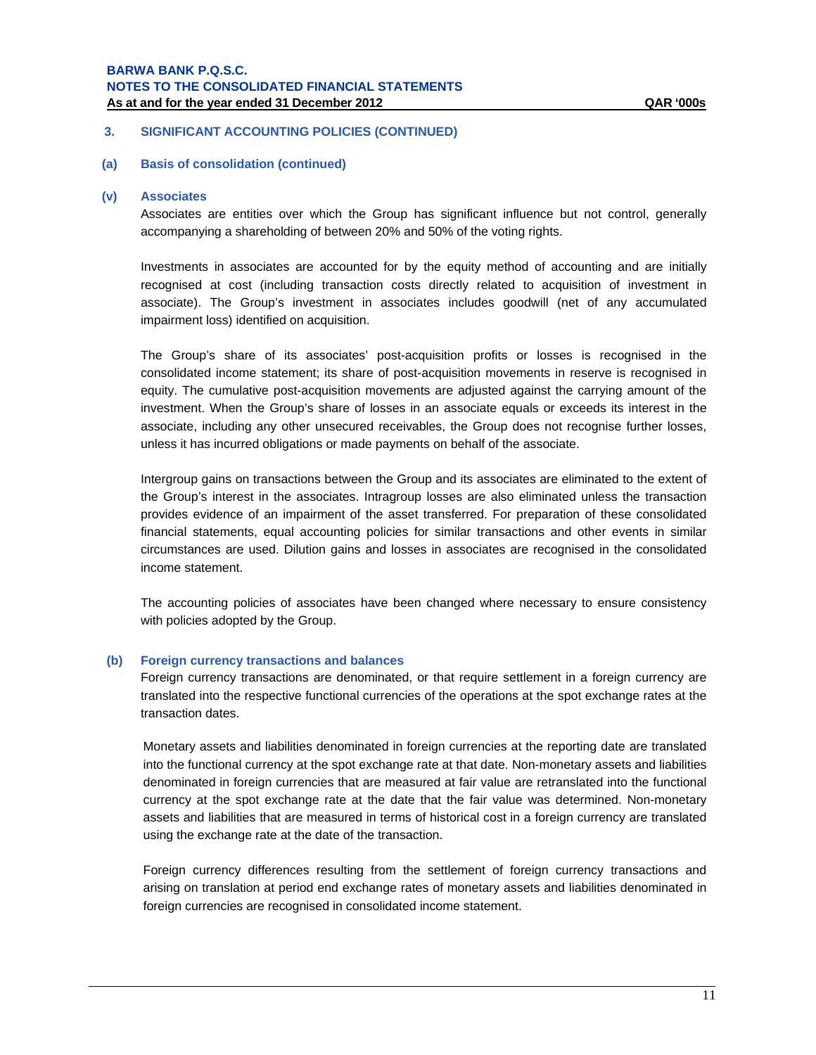## 3. SIGNIFICANT ACCOUNTING POLICIES (CONTINUED)

### (a) Basis of consolidation (continued)

#### (v) Associates

Associates are entities over which the Group has significant influence but not control, generally accompanying a shareholding of between 20% and 50% of the voting rights.

Investments in associates are accounted for by the equity method of accounting and are initially recognised at cost (including transaction costs directly related to acquisition of investment in associate). The Group's investment in associates includes goodwill (net of any accumulated impairment loss) identified on acquisition.

The Group's share of its associates' post-acquisition profits or losses is recognised in the consolidated income statement; its share of post-acquisition movements in reserve is recognised in equity. The cumulative post-acquisition movements are adjusted against the carrying amount of the investment. When the Group's share of losses in an associate equals or exceeds its interest in the associate, including any other unsecured receivables, the Group does not recognise further losses, unless it has incurred obligations or made payments on behalf of the associate.

Intergroup gains on transactions between the Group and its associates are eliminated to the extent of the Group's interest in the associates. Intragroup losses are also eliminated unless the transaction provides evidence of an impairment of the asset transferred. For preparation of these consolidated financial statements, equal accounting policies for similar transactions and other events in similar circumstances are used. Dilution gains and losses in associates are recognised in the consolidated income statement.

The accounting policies of associates have been changed where necessary to ensure consistency with policies adopted by the Group.

### (b) Foreign currency transactions and balances

Foreign currency transactions are denominated, or that require settlement in a foreign currency are translated into the respective functional currencies of the operations at the spot exchange rates at the transaction dates.

Monetary assets and liabilities denominated in foreign currencies at the reporting date are translated into the functional currency at the spot exchange rate at that date. Non-monetary assets and liabilities denominated in foreign currencies that are measured at fair value are retranslated into the functional currency at the spot exchange rate at the date that the fair value was determined. Non-monetary assets and liabilities that are measured in terms of historical cost in a foreign currency are translated using the exchange rate at the date of the transaction.

Foreign currency differences resulting from the settlement of foreign currency transactions and arising on translation at period end exchange rates of monetary assets and liabilities denominated in foreign currencies are recognised in consolidated income statement.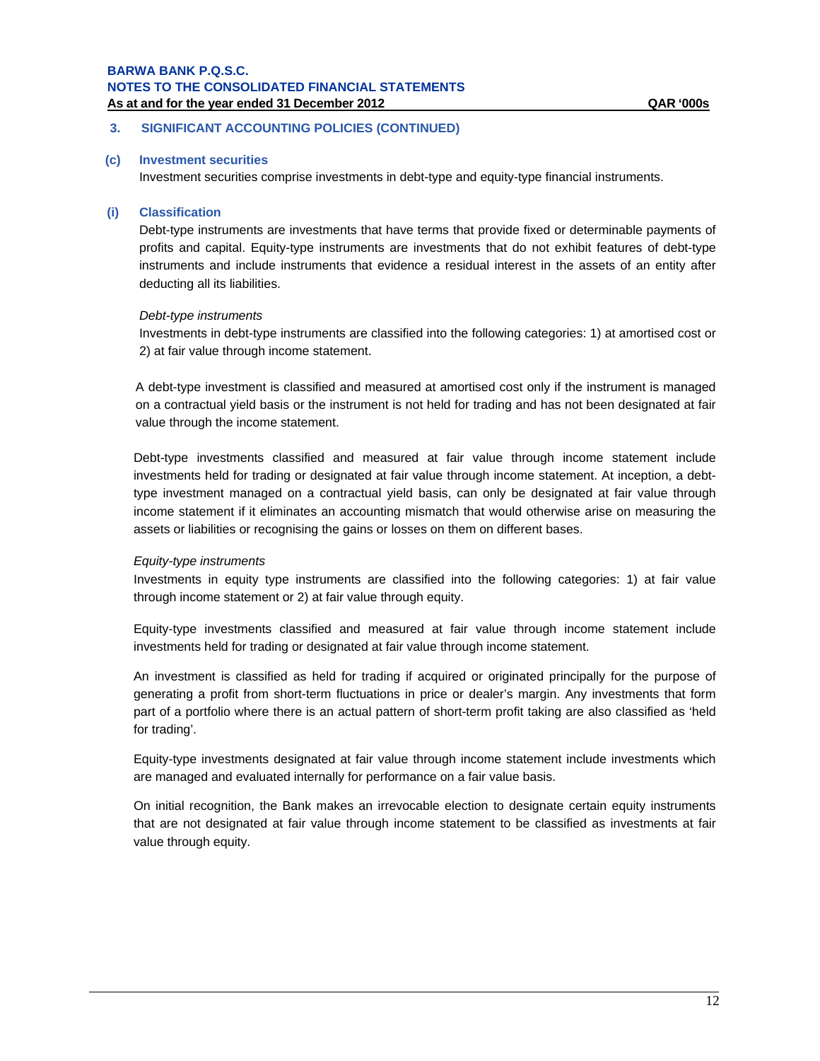## 3. SIGNIFICANT ACCOUNTING POLICIES (CONTINUED)

### (c) Investment securities

Investment securities comprise investments in debt-type and equity-type financial instruments.

### (i) Classification

Debt-type instruments are investments that have terms that provide fixed or determinable payments of profits and capital. Equity-type instruments are investments that do not exhibit features of debt-type instruments and include instruments that evidence a residual interest in the assets of an entity after deducting all its liabilities.

*Debt-type instruments*

Investments in debt-type instruments are classified into the following categories: 1) at amortised cost or 2) at fair value through income statement.

A debt-type investment is classified and measured at amortised cost only if the instrument is managed on a contractual yield basis or the instrument is not held for trading and has not been designated at fair value through the income statement.

Debt-type investments classified and measured at fair value through income statement include investments held for trading or designated at fair value through income statement. At inception, a debt-type investment managed on a contractual yield basis, can only be designated at fair value through income statement if it eliminates an accounting mismatch that would otherwise arise on measuring the assets or liabilities or recognising the gains or losses on them on different bases.

*Equity-type instruments*

Investments in equity type instruments are classified into the following categories: 1) at fair value through income statement or 2) at fair value through equity.

Equity-type investments classified and measured at fair value through income statement include investments held for trading or designated at fair value through income statement.

An investment is classified as held for trading if acquired or originated principally for the purpose of generating a profit from short-term fluctuations in price or dealer's margin. Any investments that form part of a portfolio where there is an actual pattern of short-term profit taking are also classified as 'held for trading'.

Equity-type investments designated at fair value through income statement include investments which are managed and evaluated internally for performance on a fair value basis.

On initial recognition, the Bank makes an irrevocable election to designate certain equity instruments that are not designated at fair value through income statement to be classified as investments at fair value through equity.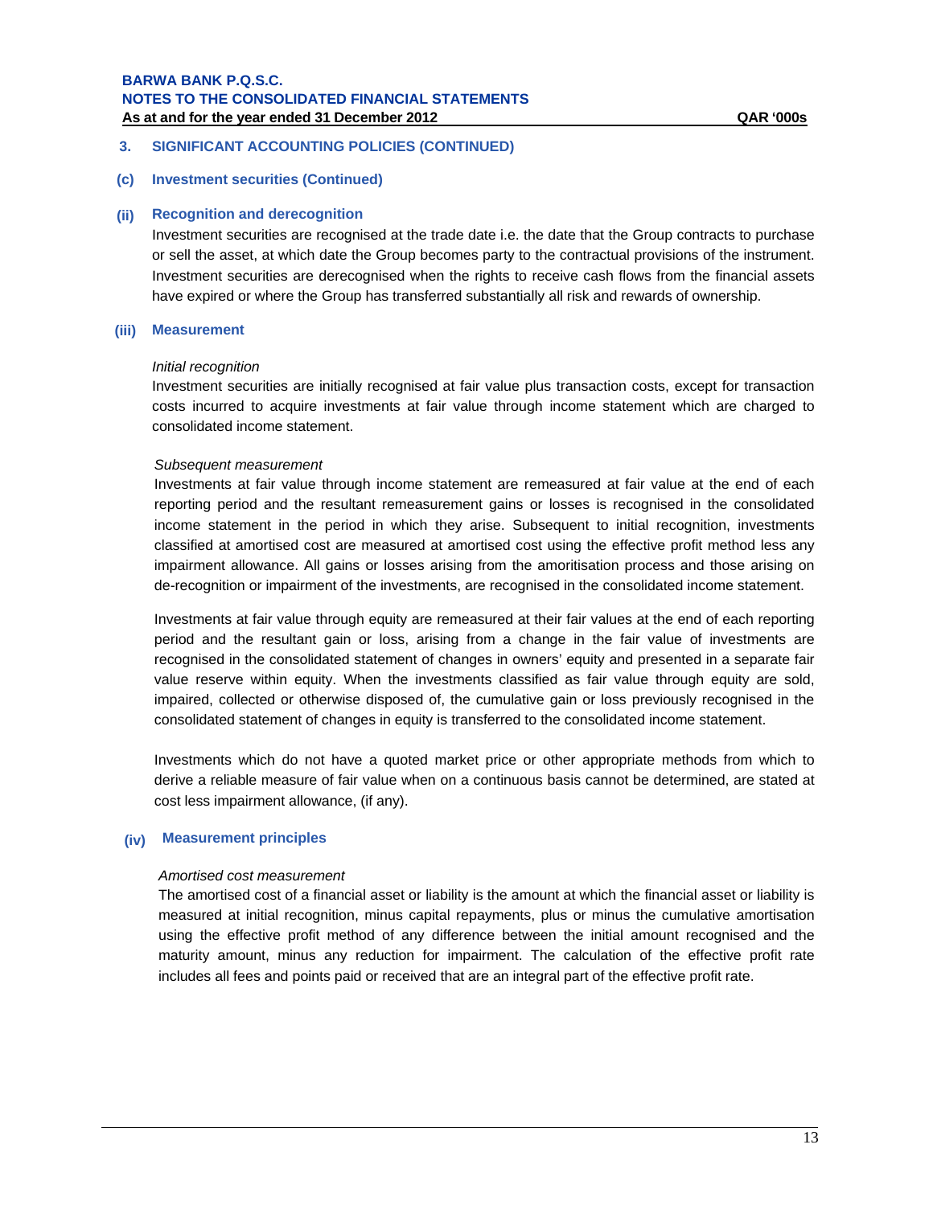## 3. SIGNIFICANT ACCOUNTING POLICIES (CONTINUED)

### (c) Investment securities (Continued)

#### (ii) Recognition and derecognition

Investment securities are recognised at the trade date i.e. the date that the Group contracts to purchase or sell the asset, at which date the Group becomes party to the contractual provisions of the instrument. Investment securities are derecognised when the rights to receive cash flows from the financial assets have expired or where the Group has transferred substantially all risk and rewards of ownership.

#### (iii) Measurement

*Initial recognition*

Investment securities are initially recognised at fair value plus transaction costs, except for transaction costs incurred to acquire investments at fair value through income statement which are charged to consolidated income statement.

*Subsequent measurement*

Investments at fair value through income statement are remeasured at fair value at the end of each reporting period and the resultant remeasurement gains or losses is recognised in the consolidated income statement in the period in which they arise. Subsequent to initial recognition, investments classified at amortised cost are measured at amortised cost using the effective profit method less any impairment allowance. All gains or losses arising from the amoritisation process and those arising on de-recognition or impairment of the investments, are recognised in the consolidated income statement.

Investments at fair value through equity are remeasured at their fair values at the end of each reporting period and the resultant gain or loss, arising from a change in the fair value of investments are recognised in the consolidated statement of changes in owners' equity and presented in a separate fair value reserve within equity. When the investments classified as fair value through equity are sold, impaired, collected or otherwise disposed of, the cumulative gain or loss previously recognised in the consolidated statement of changes in equity is transferred to the consolidated income statement.

Investments which do not have a quoted market price or other appropriate methods from which to derive a reliable measure of fair value when on a continuous basis cannot be determined, are stated at cost less impairment allowance, (if any).

#### (iv) Measurement principles

*Amortised cost measurement*

The amortised cost of a financial asset or liability is the amount at which the financial asset or liability is measured at initial recognition, minus capital repayments, plus or minus the cumulative amortisation using the effective profit method of any difference between the initial amount recognised and the maturity amount, minus any reduction for impairment. The calculation of the effective profit rate includes all fees and points paid or received that are an integral part of the effective profit rate.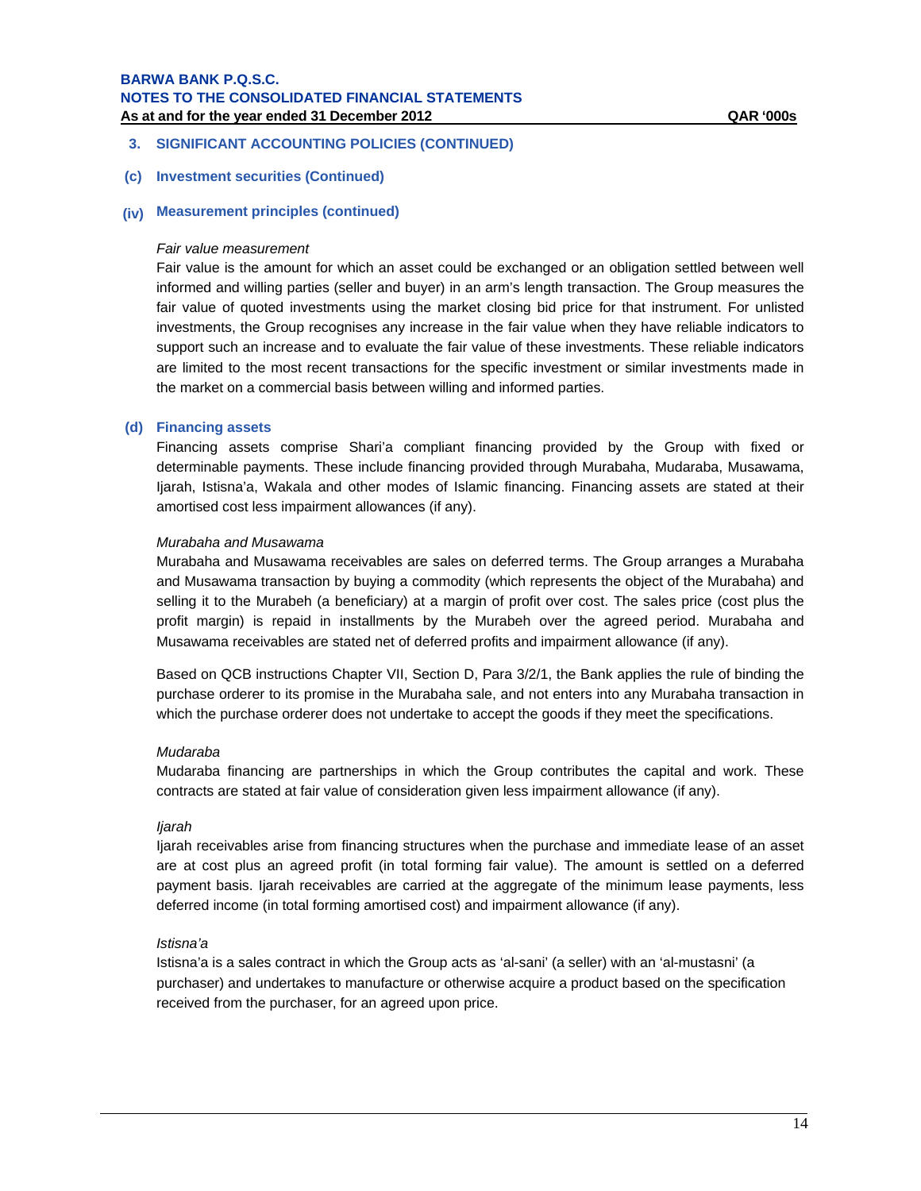## 3. SIGNIFICANT ACCOUNTING POLICIES (CONTINUED)

### (c) Investment securities (Continued)

### (iv) Measurement principles (continued)

*Fair value measurement*

Fair value is the amount for which an asset could be exchanged or an obligation settled between well informed and willing parties (seller and buyer) in an arm's length transaction. The Group measures the fair value of quoted investments using the market closing bid price for that instrument. For unlisted investments, the Group recognises any increase in the fair value when they have reliable indicators to support such an increase and to evaluate the fair value of these investments. These reliable indicators are limited to the most recent transactions for the specific investment or similar investments made in the market on a commercial basis between willing and informed parties.

### (d) Financing assets

Financing assets comprise Shari'a compliant financing provided by the Group with fixed or determinable payments. These include financing provided through Murabaha, Mudaraba, Musawama, Ijarah, Istisna'a, Wakala and other modes of Islamic financing. Financing assets are stated at their amortised cost less impairment allowances (if any).

*Murabaha and Musawama*

Murabaha and Musawama receivables are sales on deferred terms. The Group arranges a Murabaha and Musawama transaction by buying a commodity (which represents the object of the Murabaha) and selling it to the Murabeh (a beneficiary) at a margin of profit over cost. The sales price (cost plus the profit margin) is repaid in installments by the Murabeh over the agreed period. Murabaha and Musawama receivables are stated net of deferred profits and impairment allowance (if any).

Based on QCB instructions Chapter VII, Section D, Para 3/2/1, the Bank applies the rule of binding the purchase orderer to its promise in the Murabaha sale, and not enters into any Murabaha transaction in which the purchase orderer does not undertake to accept the goods if they meet the specifications.

*Mudaraba*

Mudaraba financing are partnerships in which the Group contributes the capital and work. These contracts are stated at fair value of consideration given less impairment allowance (if any).

*Ijarah*

Ijarah receivables arise from financing structures when the purchase and immediate lease of an asset are at cost plus an agreed profit (in total forming fair value). The amount is settled on a deferred payment basis. Ijarah receivables are carried at the aggregate of the minimum lease payments, less deferred income (in total forming amortised cost) and impairment allowance (if any).

*Istisna'a*

Istisna'a is a sales contract in which the Group acts as 'al-sani' (a seller) with an 'al-mustasni' (a purchaser) and undertakes to manufacture or otherwise acquire a product based on the specification received from the purchaser, for an agreed upon price.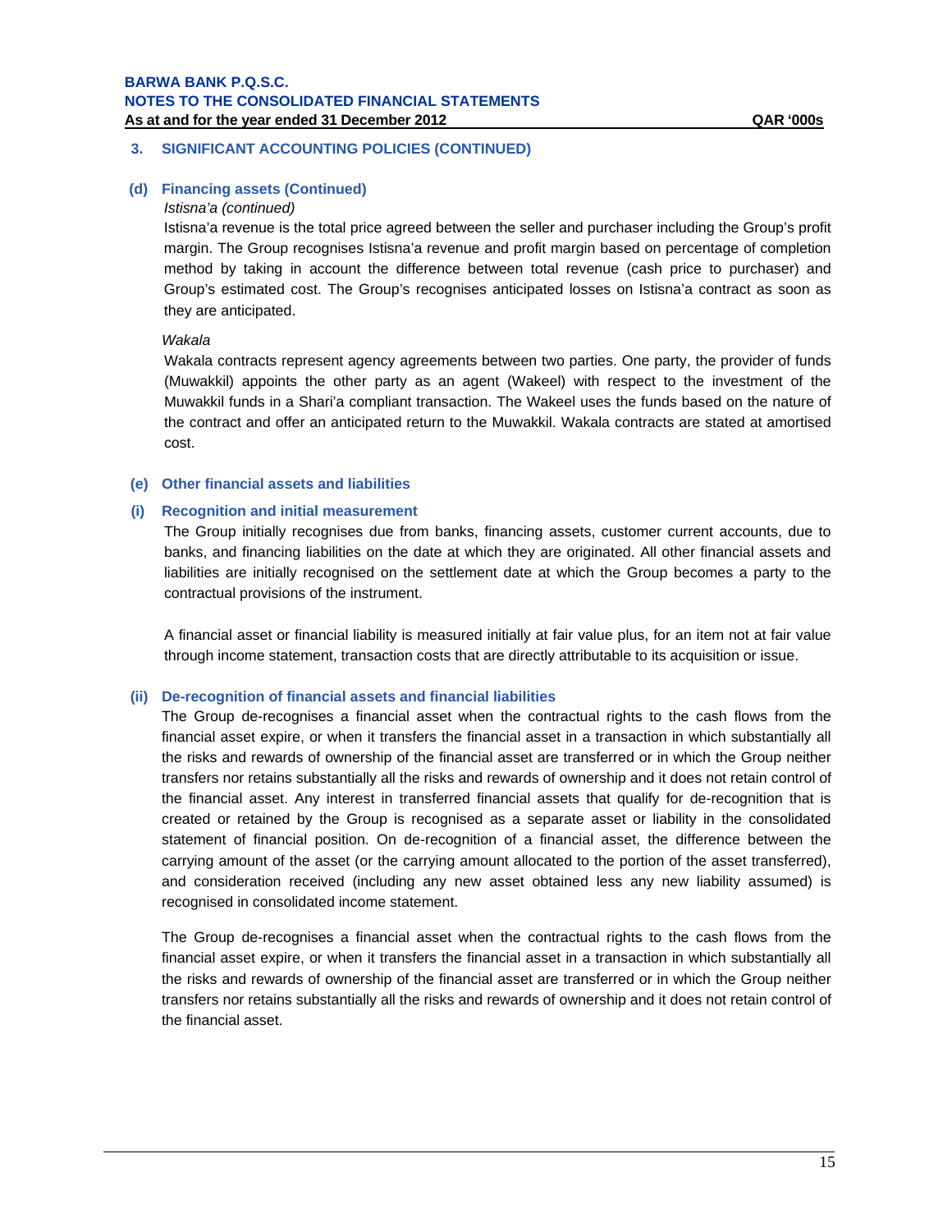### 3. SIGNIFICANT ACCOUNTING POLICIES (CONTINUED)

#### (d) Financing assets (Continued)

*Istisna'a (continued)*

Istisna'a revenue is the total price agreed between the seller and purchaser including the Group's profit margin. The Group recognises Istisna'a revenue and profit margin based on percentage of completion method by taking in account the difference between total revenue (cash price to purchaser) and Group's estimated cost. The Group's recognises anticipated losses on Istisna'a contract as soon as they are anticipated.

*Wakala*

Wakala contracts represent agency agreements between two parties. One party, the provider of funds (Muwakkil) appoints the other party as an agent (Wakeel) with respect to the investment of the Muwakkil funds in a Shari'a compliant transaction. The Wakeel uses the funds based on the nature of the contract and offer an anticipated return to the Muwakkil. Wakala contracts are stated at amortised cost.

#### (e) Other financial assets and liabilities

#### (i) Recognition and initial measurement

The Group initially recognises due from banks, financing assets, customer current accounts, due to banks, and financing liabilities on the date at which they are originated. All other financial assets and liabilities are initially recognised on the settlement date at which the Group becomes a party to the contractual provisions of the instrument.

A financial asset or financial liability is measured initially at fair value plus, for an item not at fair value through income statement, transaction costs that are directly attributable to its acquisition or issue.

#### (ii) De-recognition of financial assets and financial liabilities

The Group de-recognises a financial asset when the contractual rights to the cash flows from the financial asset expire, or when it transfers the financial asset in a transaction in which substantially all the risks and rewards of ownership of the financial asset are transferred or in which the Group neither transfers nor retains substantially all the risks and rewards of ownership and it does not retain control of the financial asset. Any interest in transferred financial assets that qualify for de-recognition that is created or retained by the Group is recognised as a separate asset or liability in the consolidated statement of financial position. On de-recognition of a financial asset, the difference between the carrying amount of the asset (or the carrying amount allocated to the portion of the asset transferred), and consideration received (including any new asset obtained less any new liability assumed) is recognised in consolidated income statement.

The Group de-recognises a financial asset when the contractual rights to the cash flows from the financial asset expire, or when it transfers the financial asset in a transaction in which substantially all the risks and rewards of ownership of the financial asset are transferred or in which the Group neither transfers nor retains substantially all the risks and rewards of ownership and it does not retain control of the financial asset.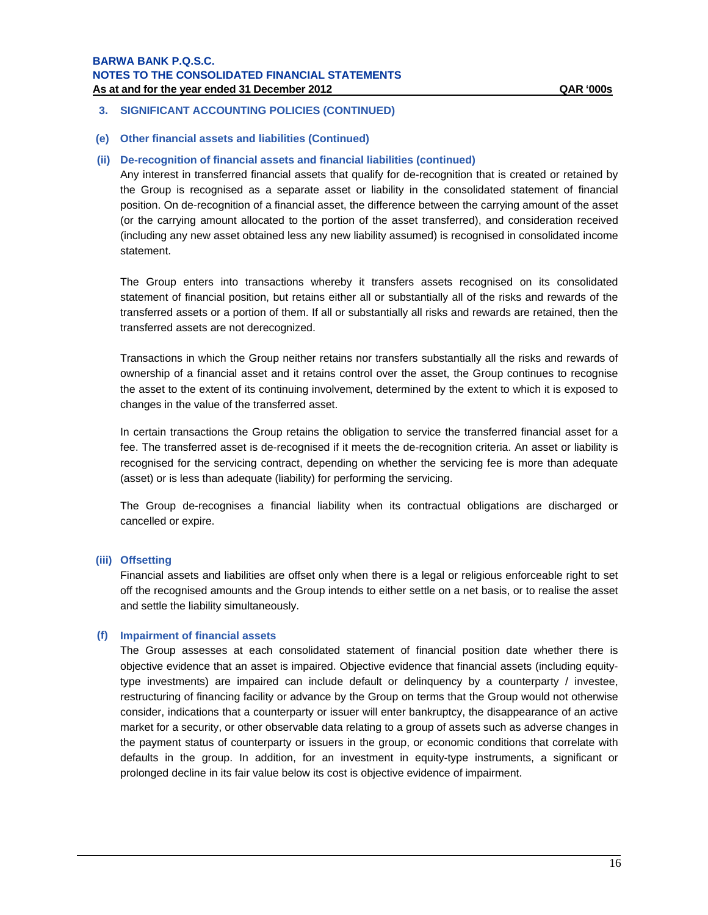## 3. SIGNIFICANT ACCOUNTING POLICIES (CONTINUED)

### (e) Other financial assets and liabilities (Continued)

#### (ii) De-recognition of financial assets and financial liabilities (continued)

Any interest in transferred financial assets that qualify for de-recognition that is created or retained by the Group is recognised as a separate asset or liability in the consolidated statement of financial position. On de-recognition of a financial asset, the difference between the carrying amount of the asset (or the carrying amount allocated to the portion of the asset transferred), and consideration received (including any new asset obtained less any new liability assumed) is recognised in consolidated income statement.

The Group enters into transactions whereby it transfers assets recognised on its consolidated statement of financial position, but retains either all or substantially all of the risks and rewards of the transferred assets or a portion of them. If all or substantially all risks and rewards are retained, then the transferred assets are not derecognized.

Transactions in which the Group neither retains nor transfers substantially all the risks and rewards of ownership of a financial asset and it retains control over the asset, the Group continues to recognise the asset to the extent of its continuing involvement, determined by the extent to which it is exposed to changes in the value of the transferred asset.

In certain transactions the Group retains the obligation to service the transferred financial asset for a fee. The transferred asset is de-recognised if it meets the de-recognition criteria. An asset or liability is recognised for the servicing contract, depending on whether the servicing fee is more than adequate (asset) or is less than adequate (liability) for performing the servicing.

The Group de-recognises a financial liability when its contractual obligations are discharged or cancelled or expire.

#### (iii) Offsetting

Financial assets and liabilities are offset only when there is a legal or religious enforceable right to set off the recognised amounts and the Group intends to either settle on a net basis, or to realise the asset and settle the liability simultaneously.

### (f) Impairment of financial assets

The Group assesses at each consolidated statement of financial position date whether there is objective evidence that an asset is impaired. Objective evidence that financial assets (including equity-type investments) are impaired can include default or delinquency by a counterparty / investee, restructuring of financing facility or advance by the Group on terms that the Group would not otherwise consider, indications that a counterparty or issuer will enter bankruptcy, the disappearance of an active market for a security, or other observable data relating to a group of assets such as adverse changes in the payment status of counterparty or issuers in the group, or economic conditions that correlate with defaults in the group. In addition, for an investment in equity-type instruments, a significant or prolonged decline in its fair value below its cost is objective evidence of impairment.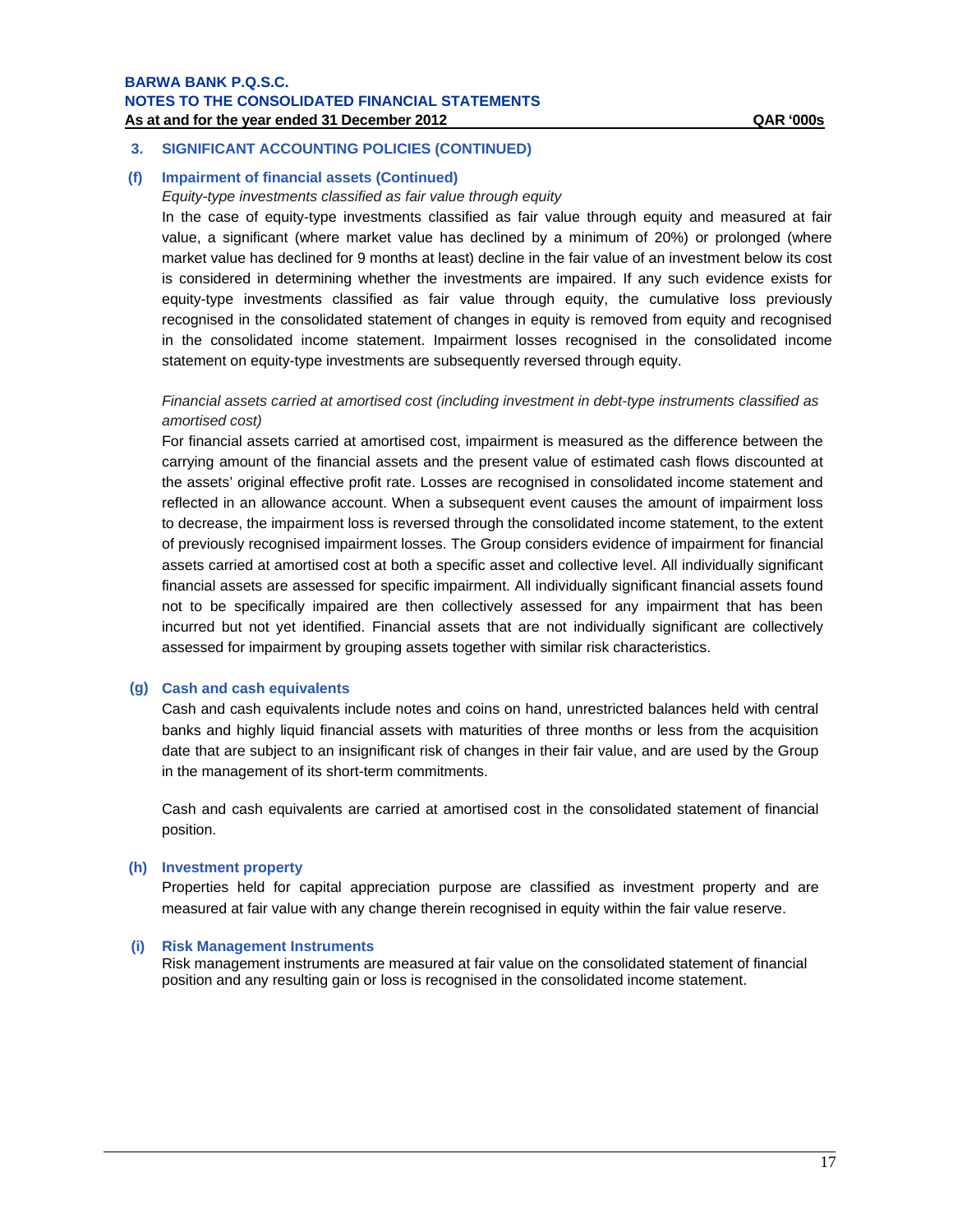## 3. SIGNIFICANT ACCOUNTING POLICIES (CONTINUED)

### (f) Impairment of financial assets (Continued)

*Equity-type investments classified as fair value through equity*

In the case of equity-type investments classified as fair value through equity and measured at fair value, a significant (where market value has declined by a minimum of 20%) or prolonged (where market value has declined for 9 months at least) decline in the fair value of an investment below its cost is considered in determining whether the investments are impaired. If any such evidence exists for equity-type investments classified as fair value through equity, the cumulative loss previously recognised in the consolidated statement of changes in equity is removed from equity and recognised in the consolidated income statement. Impairment losses recognised in the consolidated income statement on equity-type investments are subsequently reversed through equity.

*Financial assets carried at amortised cost (including investment in debt-type instruments classified as amortised cost)*

For financial assets carried at amortised cost, impairment is measured as the difference between the carrying amount of the financial assets and the present value of estimated cash flows discounted at the assets' original effective profit rate. Losses are recognised in consolidated income statement and reflected in an allowance account. When a subsequent event causes the amount of impairment loss to decrease, the impairment loss is reversed through the consolidated income statement, to the extent of previously recognised impairment losses. The Group considers evidence of impairment for financial assets carried at amortised cost at both a specific asset and collective level. All individually significant financial assets are assessed for specific impairment. All individually significant financial assets found not to be specifically impaired are then collectively assessed for any impairment that has been incurred but not yet identified. Financial assets that are not individually significant are collectively assessed for impairment by grouping assets together with similar risk characteristics.

### (g) Cash and cash equivalents

Cash and cash equivalents include notes and coins on hand, unrestricted balances held with central banks and highly liquid financial assets with maturities of three months or less from the acquisition date that are subject to an insignificant risk of changes in their fair value, and are used by the Group in the management of its short-term commitments.

Cash and cash equivalents are carried at amortised cost in the consolidated statement of financial position.

### (h) Investment property

Properties held for capital appreciation purpose are classified as investment property and are measured at fair value with any change therein recognised in equity within the fair value reserve.

### (i) Risk Management Instruments

Risk management instruments are measured at fair value on the consolidated statement of financial position and any resulting gain or loss is recognised in the consolidated income statement.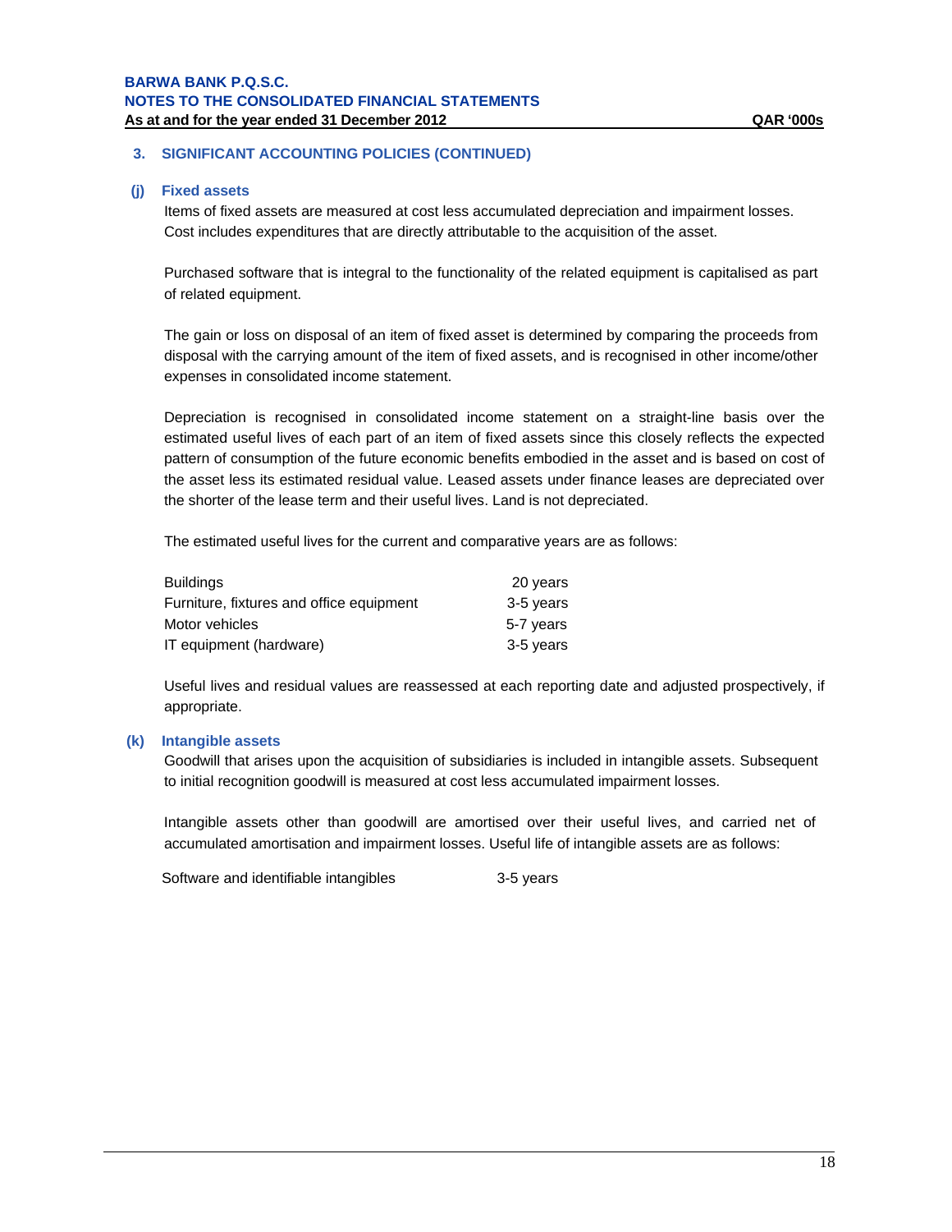## 3. SIGNIFICANT ACCOUNTING POLICIES (CONTINUED)

### (j) Fixed assets

Items of fixed assets are measured at cost less accumulated depreciation and impairment losses. Cost includes expenditures that are directly attributable to the acquisition of the asset.

Purchased software that is integral to the functionality of the related equipment is capitalised as part of related equipment.

The gain or loss on disposal of an item of fixed asset is determined by comparing the proceeds from disposal with the carrying amount of the item of fixed assets, and is recognised in other income/other expenses in consolidated income statement.

Depreciation is recognised in consolidated income statement on a straight-line basis over the estimated useful lives of each part of an item of fixed assets since this closely reflects the expected pattern of consumption of the future economic benefits embodied in the asset and is based on cost of the asset less its estimated residual value. Leased assets under finance leases are depreciated over the shorter of the lease term and their useful lives. Land is not depreciated.

The estimated useful lives for the current and comparative years are as follows:

| | |
|---|---|
| Buildings | 20 years |
| Furniture, fixtures and office equipment | 3-5 years |
| Motor vehicles | 5-7 years |
| IT equipment (hardware) | 3-5 years |

Useful lives and residual values are reassessed at each reporting date and adjusted prospectively, if appropriate.

### (k) Intangible assets

Goodwill that arises upon the acquisition of subsidiaries is included in intangible assets. Subsequent to initial recognition goodwill is measured at cost less accumulated impairment losses.

Intangible assets other than goodwill are amortised over their useful lives, and carried net of accumulated amortisation and impairment losses. Useful life of intangible assets are as follows:

| | |
|---|---|
| Software and identifiable intangibles | 3-5 years |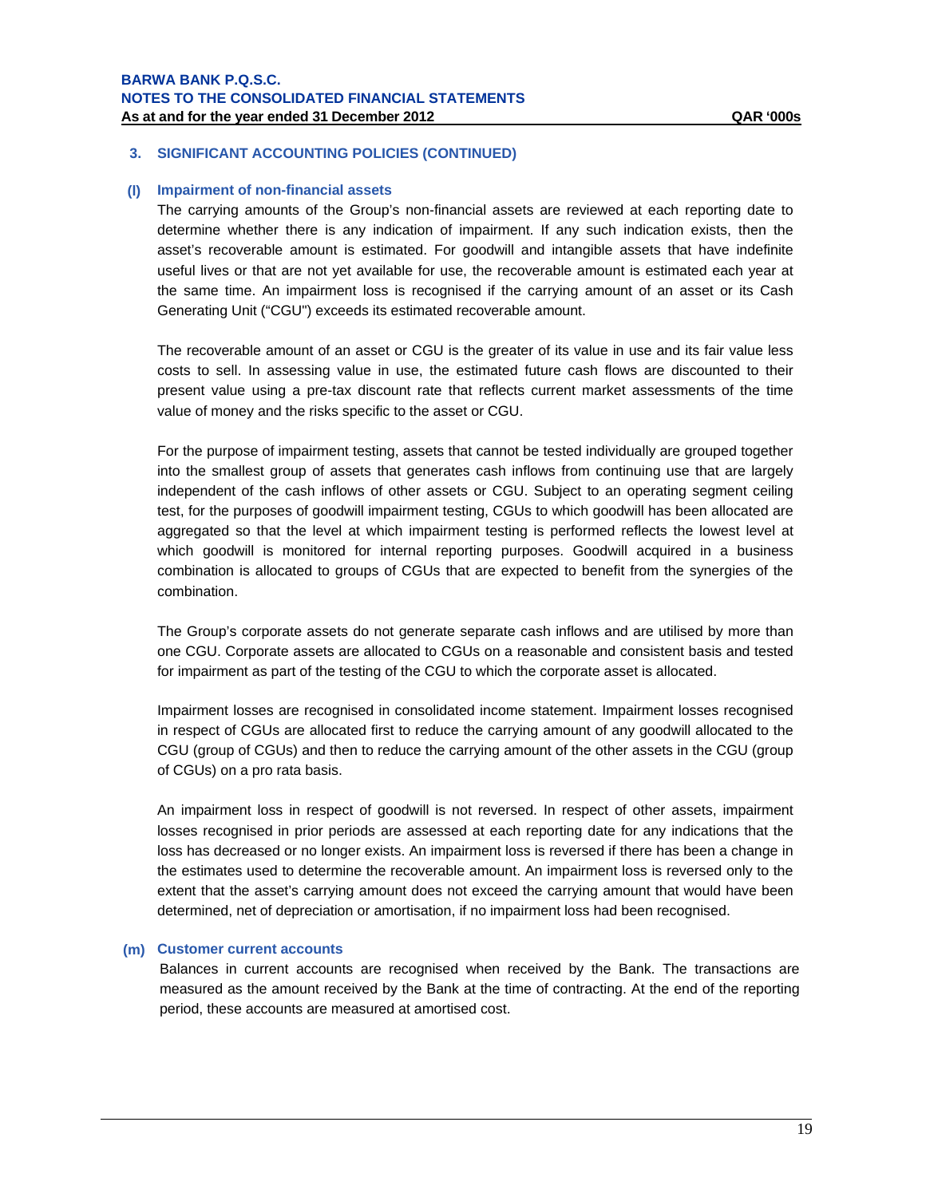## 3. SIGNIFICANT ACCOUNTING POLICIES (CONTINUED)

### (l) Impairment of non-financial assets

The carrying amounts of the Group's non-financial assets are reviewed at each reporting date to determine whether there is any indication of impairment. If any such indication exists, then the asset's recoverable amount is estimated. For goodwill and intangible assets that have indefinite useful lives or that are not yet available for use, the recoverable amount is estimated each year at the same time. An impairment loss is recognised if the carrying amount of an asset or its Cash Generating Unit ("CGU") exceeds its estimated recoverable amount.

The recoverable amount of an asset or CGU is the greater of its value in use and its fair value less costs to sell. In assessing value in use, the estimated future cash flows are discounted to their present value using a pre-tax discount rate that reflects current market assessments of the time value of money and the risks specific to the asset or CGU.

For the purpose of impairment testing, assets that cannot be tested individually are grouped together into the smallest group of assets that generates cash inflows from continuing use that are largely independent of the cash inflows of other assets or CGU. Subject to an operating segment ceiling test, for the purposes of goodwill impairment testing, CGUs to which goodwill has been allocated are aggregated so that the level at which impairment testing is performed reflects the lowest level at which goodwill is monitored for internal reporting purposes. Goodwill acquired in a business combination is allocated to groups of CGUs that are expected to benefit from the synergies of the combination.

The Group's corporate assets do not generate separate cash inflows and are utilised by more than one CGU. Corporate assets are allocated to CGUs on a reasonable and consistent basis and tested for impairment as part of the testing of the CGU to which the corporate asset is allocated.

Impairment losses are recognised in consolidated income statement. Impairment losses recognised in respect of CGUs are allocated first to reduce the carrying amount of any goodwill allocated to the CGU (group of CGUs) and then to reduce the carrying amount of the other assets in the CGU (group of CGUs) on a pro rata basis.

An impairment loss in respect of goodwill is not reversed. In respect of other assets, impairment losses recognised in prior periods are assessed at each reporting date for any indications that the loss has decreased or no longer exists. An impairment loss is reversed if there has been a change in the estimates used to determine the recoverable amount. An impairment loss is reversed only to the extent that the asset's carrying amount does not exceed the carrying amount that would have been determined, net of depreciation or amortisation, if no impairment loss had been recognised.

### (m) Customer current accounts

Balances in current accounts are recognised when received by the Bank. The transactions are measured as the amount received by the Bank at the time of contracting. At the end of the reporting period, these accounts are measured at amortised cost.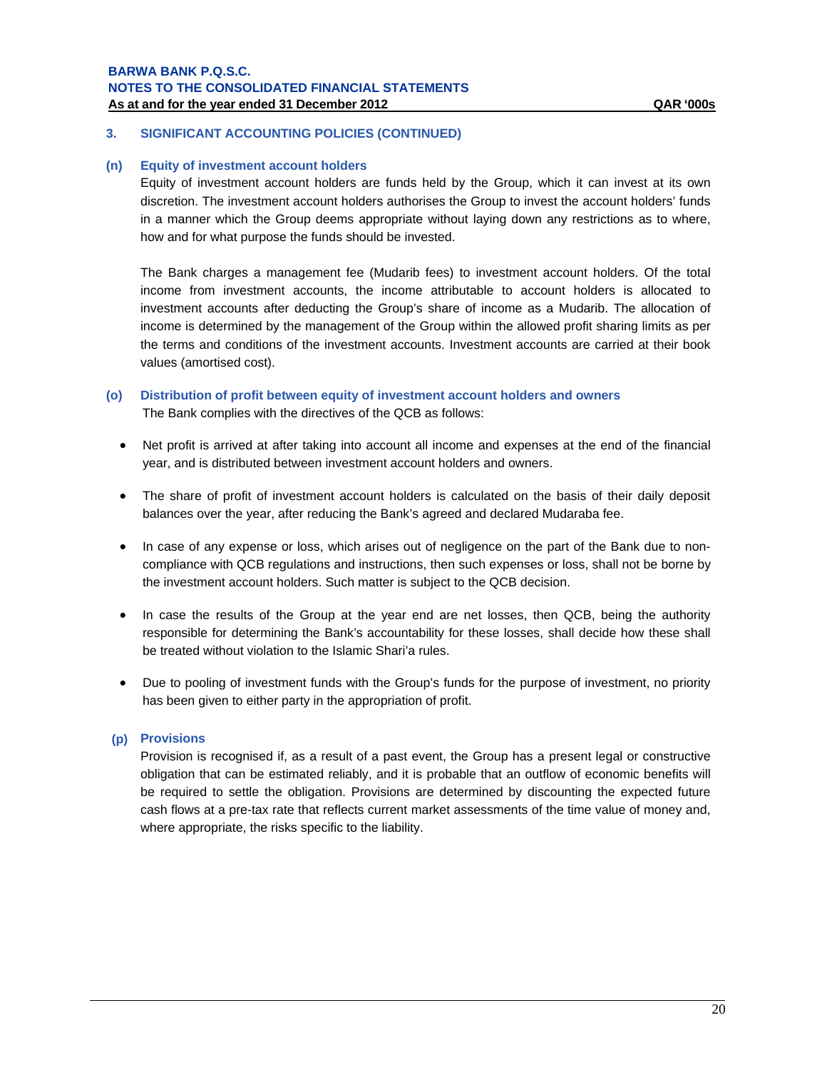## 3. SIGNIFICANT ACCOUNTING POLICIES (CONTINUED)

### (n) Equity of investment account holders

Equity of investment account holders are funds held by the Group, which it can invest at its own discretion. The investment account holders authorises the Group to invest the account holders' funds in a manner which the Group deems appropriate without laying down any restrictions as to where, how and for what purpose the funds should be invested.

The Bank charges a management fee (Mudarib fees) to investment account holders. Of the total income from investment accounts, the income attributable to account holders is allocated to investment accounts after deducting the Group's share of income as a Mudarib. The allocation of income is determined by the management of the Group within the allowed profit sharing limits as per the terms and conditions of the investment accounts. Investment accounts are carried at their book values (amortised cost).

### (o) Distribution of profit between equity of investment account holders and owners

The Bank complies with the directives of the QCB as follows:

- Net profit is arrived at after taking into account all income and expenses at the end of the financial year, and is distributed between investment account holders and owners.
- The share of profit of investment account holders is calculated on the basis of their daily deposit balances over the year, after reducing the Bank's agreed and declared Mudaraba fee.
- In case of any expense or loss, which arises out of negligence on the part of the Bank due to non-compliance with QCB regulations and instructions, then such expenses or loss, shall not be borne by the investment account holders. Such matter is subject to the QCB decision.
- In case the results of the Group at the year end are net losses, then QCB, being the authority responsible for determining the Bank's accountability for these losses, shall decide how these shall be treated without violation to the Islamic Shari'a rules.
- Due to pooling of investment funds with the Group's funds for the purpose of investment, no priority has been given to either party in the appropriation of profit.

### (p) Provisions

Provision is recognised if, as a result of a past event, the Group has a present legal or constructive obligation that can be estimated reliably, and it is probable that an outflow of economic benefits will be required to settle the obligation. Provisions are determined by discounting the expected future cash flows at a pre-tax rate that reflects current market assessments of the time value of money and, where appropriate, the risks specific to the liability.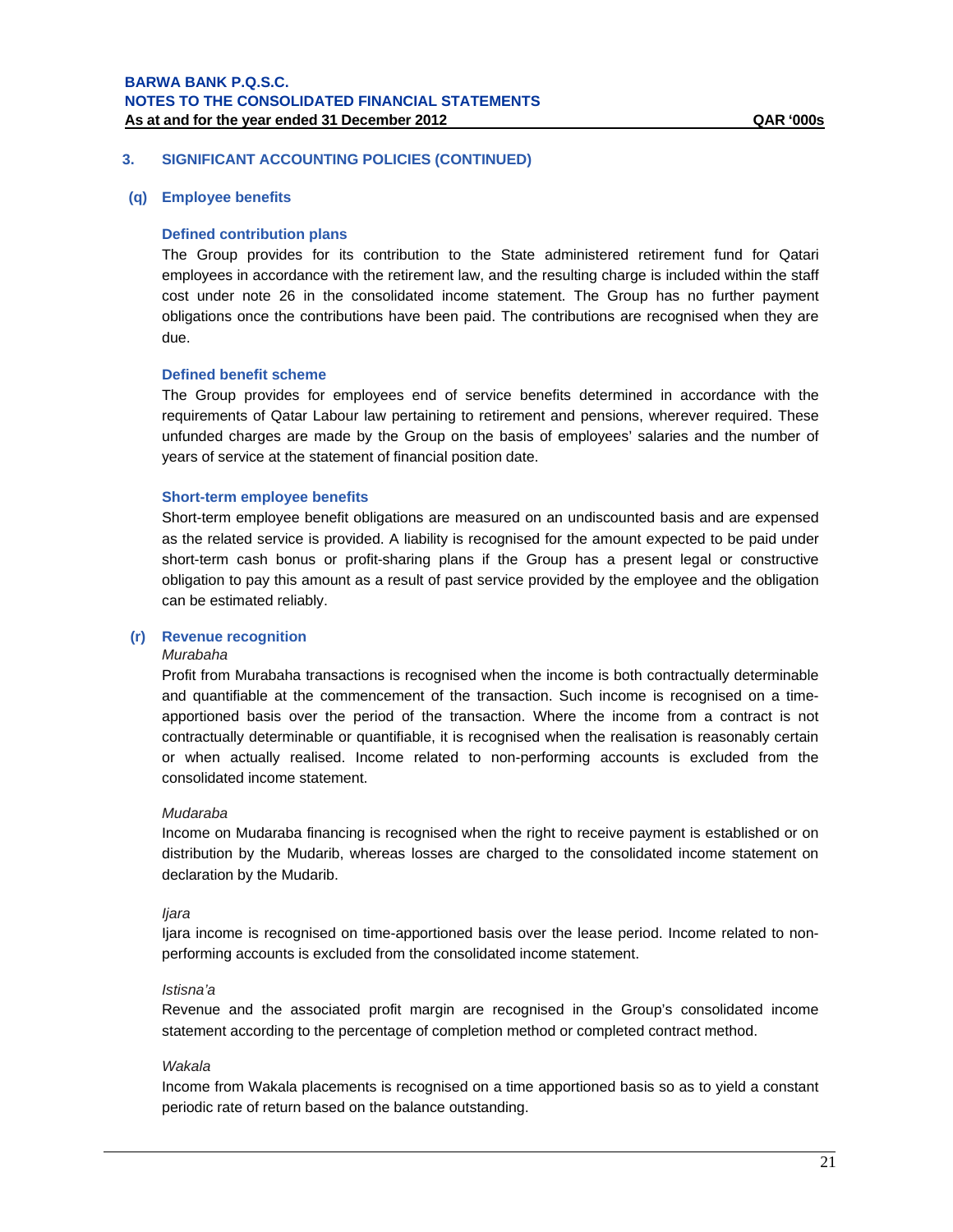## 3. SIGNIFICANT ACCOUNTING POLICIES (CONTINUED)

### (q) Employee benefits

**Defined contribution plans**

The Group provides for its contribution to the State administered retirement fund for Qatari employees in accordance with the retirement law, and the resulting charge is included within the staff cost under note 26 in the consolidated income statement. The Group has no further payment obligations once the contributions have been paid. The contributions are recognised when they are due.

**Defined benefit scheme**

The Group provides for employees end of service benefits determined in accordance with the requirements of Qatar Labour law pertaining to retirement and pensions, wherever required. These unfunded charges are made by the Group on the basis of employees' salaries and the number of years of service at the statement of financial position date.

**Short-term employee benefits**

Short-term employee benefit obligations are measured on an undiscounted basis and are expensed as the related service is provided. A liability is recognised for the amount expected to be paid under short-term cash bonus or profit-sharing plans if the Group has a present legal or constructive obligation to pay this amount as a result of past service provided by the employee and the obligation can be estimated reliably.

### (r) Revenue recognition

*Murabaha*

Profit from Murabaha transactions is recognised when the income is both contractually determinable and quantifiable at the commencement of the transaction. Such income is recognised on a time-apportioned basis over the period of the transaction. Where the income from a contract is not contractually determinable or quantifiable, it is recognised when the realisation is reasonably certain or when actually realised. Income related to non-performing accounts is excluded from the consolidated income statement.

*Mudaraba*

Income on Mudaraba financing is recognised when the right to receive payment is established or on distribution by the Mudarib, whereas losses are charged to the consolidated income statement on declaration by the Mudarib.

*Ijara*

Ijara income is recognised on time-apportioned basis over the lease period. Income related to non-performing accounts is excluded from the consolidated income statement.

*Istisna'a*

Revenue and the associated profit margin are recognised in the Group's consolidated income statement according to the percentage of completion method or completed contract method.

*Wakala*

Income from Wakala placements is recognised on a time apportioned basis so as to yield a constant periodic rate of return based on the balance outstanding.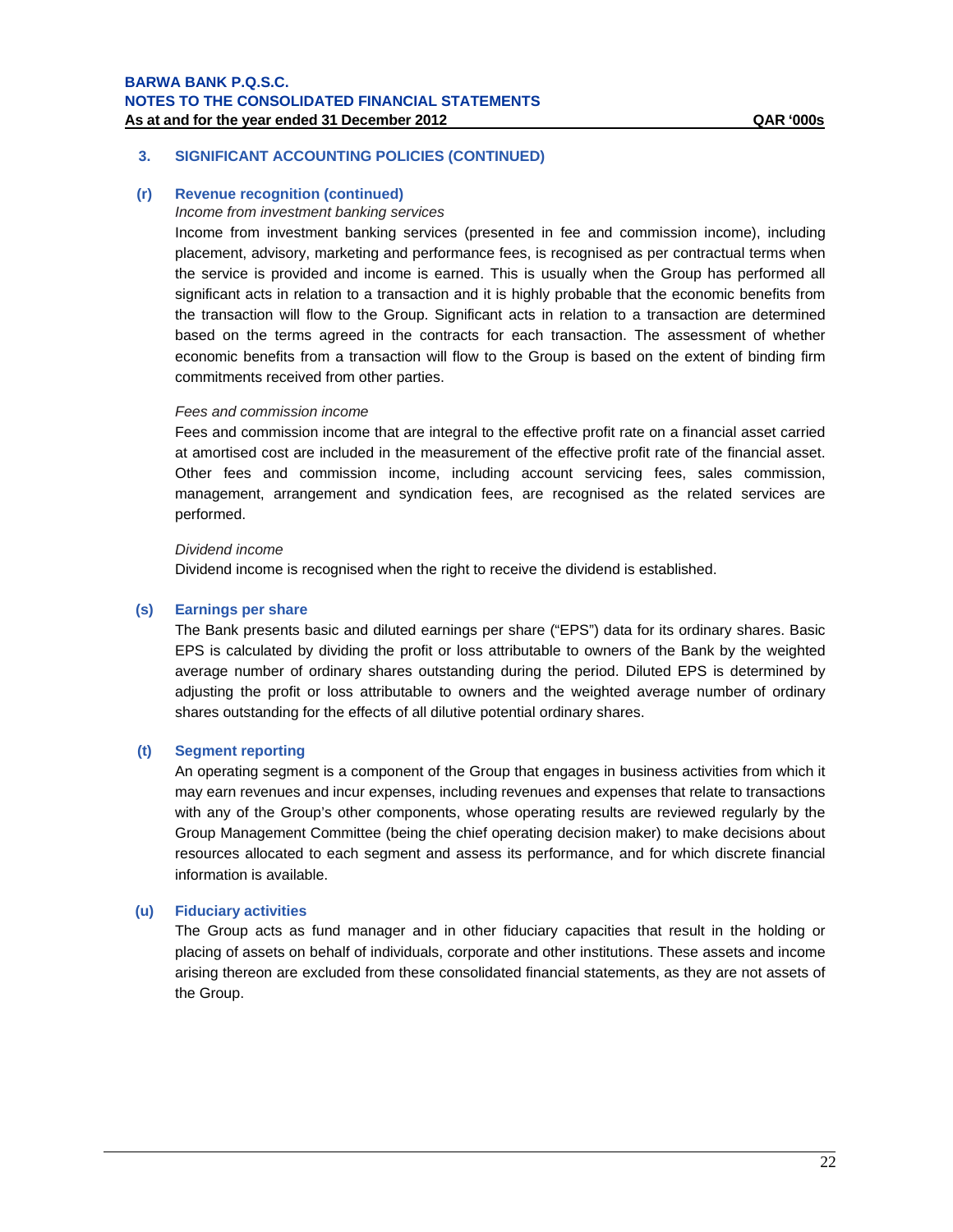## 3. SIGNIFICANT ACCOUNTING POLICIES (CONTINUED)

### (r) Revenue recognition (continued)

*Income from investment banking services*

Income from investment banking services (presented in fee and commission income), including placement, advisory, marketing and performance fees, is recognised as per contractual terms when the service is provided and income is earned. This is usually when the Group has performed all significant acts in relation to a transaction and it is highly probable that the economic benefits from the transaction will flow to the Group. Significant acts in relation to a transaction are determined based on the terms agreed in the contracts for each transaction. The assessment of whether economic benefits from a transaction will flow to the Group is based on the extent of binding firm commitments received from other parties.

*Fees and commission income*

Fees and commission income that are integral to the effective profit rate on a financial asset carried at amortised cost are included in the measurement of the effective profit rate of the financial asset. Other fees and commission income, including account servicing fees, sales commission, management, arrangement and syndication fees, are recognised as the related services are performed.

*Dividend income*

Dividend income is recognised when the right to receive the dividend is established.

### (s) Earnings per share

The Bank presents basic and diluted earnings per share ("EPS") data for its ordinary shares. Basic EPS is calculated by dividing the profit or loss attributable to owners of the Bank by the weighted average number of ordinary shares outstanding during the period. Diluted EPS is determined by adjusting the profit or loss attributable to owners and the weighted average number of ordinary shares outstanding for the effects of all dilutive potential ordinary shares.

### (t) Segment reporting

An operating segment is a component of the Group that engages in business activities from which it may earn revenues and incur expenses, including revenues and expenses that relate to transactions with any of the Group's other components, whose operating results are reviewed regularly by the Group Management Committee (being the chief operating decision maker) to make decisions about resources allocated to each segment and assess its performance, and for which discrete financial information is available.

### (u) Fiduciary activities

The Group acts as fund manager and in other fiduciary capacities that result in the holding or placing of assets on behalf of individuals, corporate and other institutions. These assets and income arising thereon are excluded from these consolidated financial statements, as they are not assets of the Group.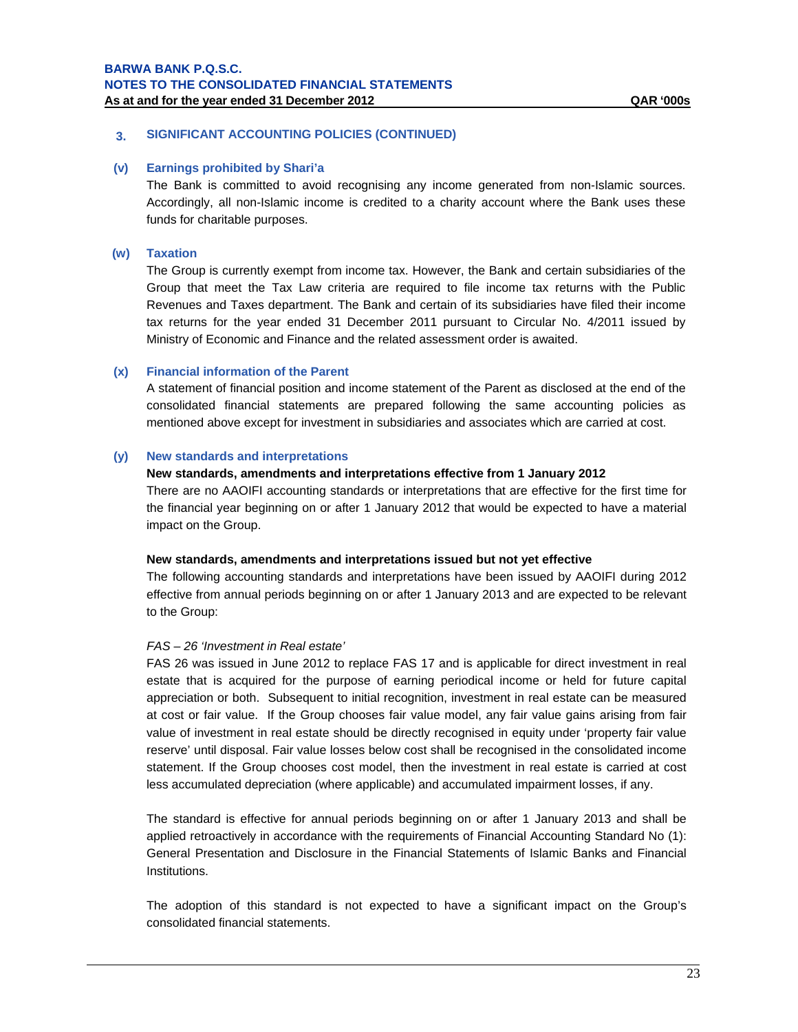## 3. SIGNIFICANT ACCOUNTING POLICIES (CONTINUED)

### (v) Earnings prohibited by Shari'a

The Bank is committed to avoid recognising any income generated from non-Islamic sources. Accordingly, all non-Islamic income is credited to a charity account where the Bank uses these funds for charitable purposes.

### (w) Taxation

The Group is currently exempt from income tax. However, the Bank and certain subsidiaries of the Group that meet the Tax Law criteria are required to file income tax returns with the Public Revenues and Taxes department. The Bank and certain of its subsidiaries have filed their income tax returns for the year ended 31 December 2011 pursuant to Circular No. 4/2011 issued by Ministry of Economic and Finance and the related assessment order is awaited.

### (x) Financial information of the Parent

A statement of financial position and income statement of the Parent as disclosed at the end of the consolidated financial statements are prepared following the same accounting policies as mentioned above except for investment in subsidiaries and associates which are carried at cost.

### (y) New standards and interpretations

**New standards, amendments and interpretations effective from 1 January 2012**

There are no AAOIFI accounting standards or interpretations that are effective for the first time for the financial year beginning on or after 1 January 2012 that would be expected to have a material impact on the Group.

**New standards, amendments and interpretations issued but not yet effective**

The following accounting standards and interpretations have been issued by AAOIFI during 2012 effective from annual periods beginning on or after 1 January 2013 and are expected to be relevant to the Group:

*FAS – 26 'Investment in Real estate'*

FAS 26 was issued in June 2012 to replace FAS 17 and is applicable for direct investment in real estate that is acquired for the purpose of earning periodical income or held for future capital appreciation or both. Subsequent to initial recognition, investment in real estate can be measured at cost or fair value. If the Group chooses fair value model, any fair value gains arising from fair value of investment in real estate should be directly recognised in equity under 'property fair value reserve' until disposal. Fair value losses below cost shall be recognised in the consolidated income statement. If the Group chooses cost model, then the investment in real estate is carried at cost less accumulated depreciation (where applicable) and accumulated impairment losses, if any.

The standard is effective for annual periods beginning on or after 1 January 2013 and shall be applied retroactively in accordance with the requirements of Financial Accounting Standard No (1): General Presentation and Disclosure in the Financial Statements of Islamic Banks and Financial Institutions.

The adoption of this standard is not expected to have a significant impact on the Group's consolidated financial statements.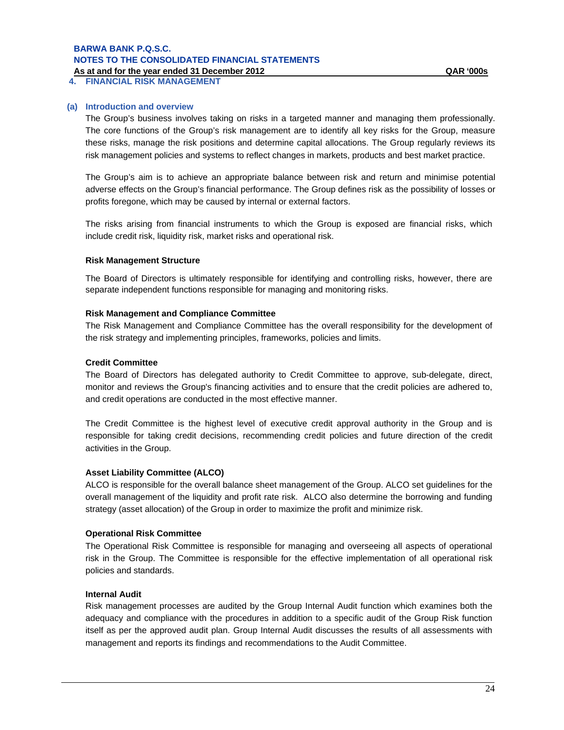## 4. FINANCIAL RISK MANAGEMENT

### (a) Introduction and overview

The Group's business involves taking on risks in a targeted manner and managing them professionally. The core functions of the Group's risk management are to identify all key risks for the Group, measure these risks, manage the risk positions and determine capital allocations. The Group regularly reviews its risk management policies and systems to reflect changes in markets, products and best market practice.

The Group's aim is to achieve an appropriate balance between risk and return and minimise potential adverse effects on the Group's financial performance. The Group defines risk as the possibility of losses or profits foregone, which may be caused by internal or external factors.

The risks arising from financial instruments to which the Group is exposed are financial risks, which include credit risk, liquidity risk, market risks and operational risk.

**Risk Management Structure**

The Board of Directors is ultimately responsible for identifying and controlling risks, however, there are separate independent functions responsible for managing and monitoring risks.

**Risk Management and Compliance Committee**

The Risk Management and Compliance Committee has the overall responsibility for the development of the risk strategy and implementing principles, frameworks, policies and limits.

**Credit Committee**

The Board of Directors has delegated authority to Credit Committee to approve, sub-delegate, direct, monitor and reviews the Group's financing activities and to ensure that the credit policies are adhered to, and credit operations are conducted in the most effective manner.

The Credit Committee is the highest level of executive credit approval authority in the Group and is responsible for taking credit decisions, recommending credit policies and future direction of the credit activities in the Group.

**Asset Liability Committee (ALCO)**

ALCO is responsible for the overall balance sheet management of the Group. ALCO set guidelines for the overall management of the liquidity and profit rate risk. ALCO also determine the borrowing and funding strategy (asset allocation) of the Group in order to maximize the profit and minimize risk.

**Operational Risk Committee**

The Operational Risk Committee is responsible for managing and overseeing all aspects of operational risk in the Group. The Committee is responsible for the effective implementation of all operational risk policies and standards.

**Internal Audit**

Risk management processes are audited by the Group Internal Audit function which examines both the adequacy and compliance with the procedures in addition to a specific audit of the Group Risk function itself as per the approved audit plan. Group Internal Audit discusses the results of all assessments with management and reports its findings and recommendations to the Audit Committee.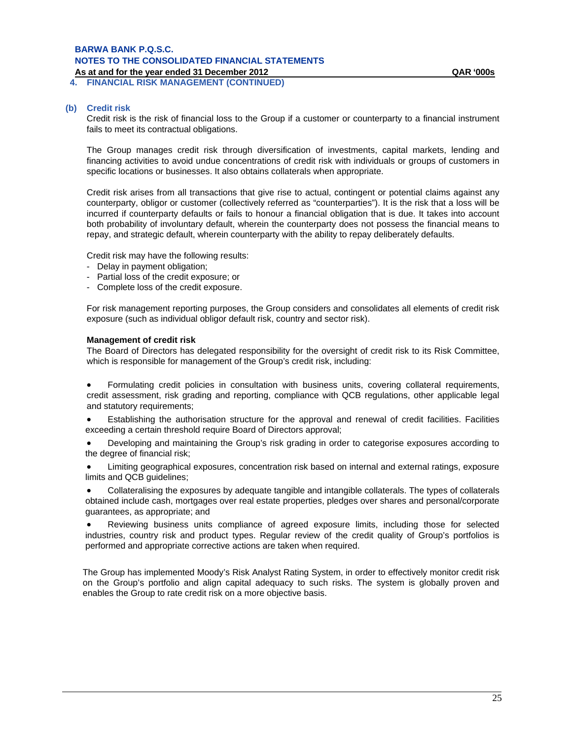## 4. FINANCIAL RISK MANAGEMENT (CONTINUED)

### (b) Credit risk

Credit risk is the risk of financial loss to the Group if a customer or counterparty to a financial instrument fails to meet its contractual obligations.

The Group manages credit risk through diversification of investments, capital markets, lending and financing activities to avoid undue concentrations of credit risk with individuals or groups of customers in specific locations or businesses. It also obtains collaterals when appropriate.

Credit risk arises from all transactions that give rise to actual, contingent or potential claims against any counterparty, obligor or customer (collectively referred as "counterparties"). It is the risk that a loss will be incurred if counterparty defaults or fails to honour a financial obligation that is due. It takes into account both probability of involuntary default, wherein the counterparty does not possess the financial means to repay, and strategic default, wherein counterparty with the ability to repay deliberately defaults.

Credit risk may have the following results:

- Delay in payment obligation;
- Partial loss of the credit exposure; or
- Complete loss of the credit exposure.

For risk management reporting purposes, the Group considers and consolidates all elements of credit risk exposure (such as individual obligor default risk, country and sector risk).

**Management of credit risk**

The Board of Directors has delegated responsibility for the oversight of credit risk to its Risk Committee, which is responsible for management of the Group's credit risk, including:

- Formulating credit policies in consultation with business units, covering collateral requirements, credit assessment, risk grading and reporting, compliance with QCB regulations, other applicable legal and statutory requirements;
- Establishing the authorisation structure for the approval and renewal of credit facilities. Facilities exceeding a certain threshold require Board of Directors approval;
- Developing and maintaining the Group's risk grading in order to categorise exposures according to the degree of financial risk;
- Limiting geographical exposures, concentration risk based on internal and external ratings, exposure limits and QCB guidelines;
- Collateralising the exposures by adequate tangible and intangible collaterals. The types of collaterals obtained include cash, mortgages over real estate properties, pledges over shares and personal/corporate guarantees, as appropriate; and
- Reviewing business units compliance of agreed exposure limits, including those for selected industries, country risk and product types. Regular review of the credit quality of Group's portfolios is performed and appropriate corrective actions are taken when required.

The Group has implemented Moody's Risk Analyst Rating System, in order to effectively monitor credit risk on the Group's portfolio and align capital adequacy to such risks. The system is globally proven and enables the Group to rate credit risk on a more objective basis.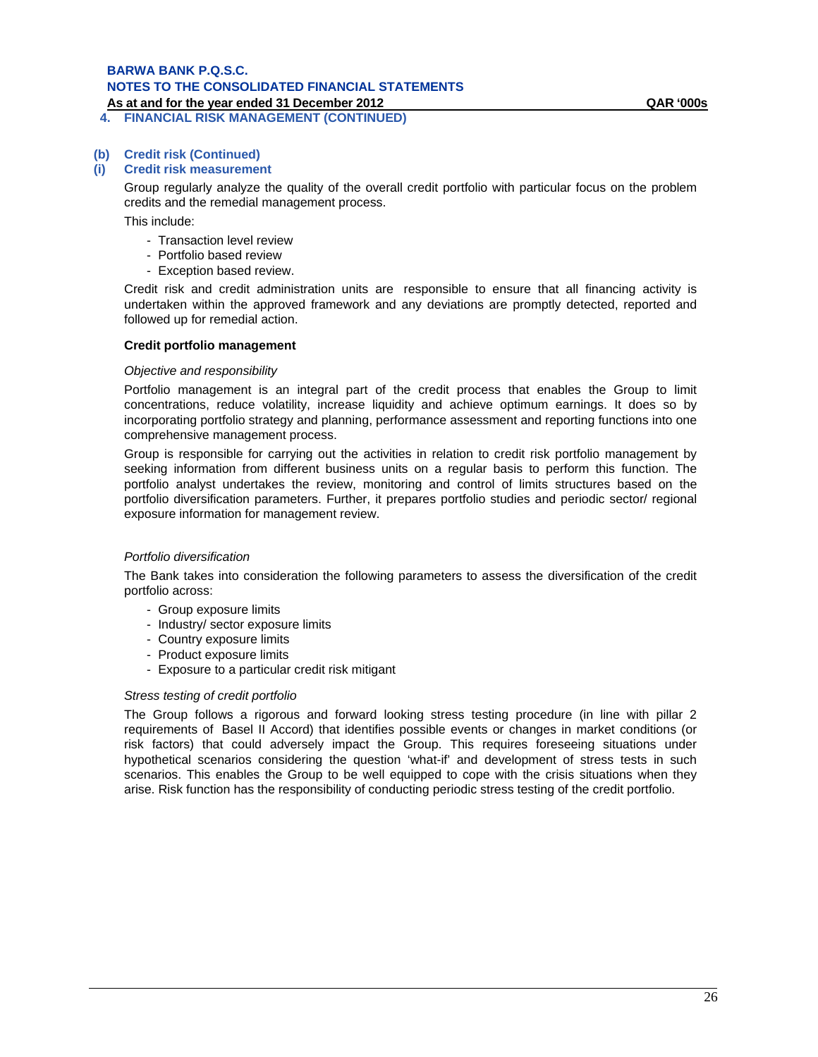## 4. FINANCIAL RISK MANAGEMENT (CONTINUED)

### (b) Credit risk (Continued)

### (i) Credit risk measurement

Group regularly analyze the quality of the overall credit portfolio with particular focus on the problem credits and the remedial management process.

This include:

- Transaction level review
- Portfolio based review
- Exception based review.

Credit risk and credit administration units are responsible to ensure that all financing activity is undertaken within the approved framework and any deviations are promptly detected, reported and followed up for remedial action.

**Credit portfolio management**

*Objective and responsibility*

Portfolio management is an integral part of the credit process that enables the Group to limit concentrations, reduce volatility, increase liquidity and achieve optimum earnings. It does so by incorporating portfolio strategy and planning, performance assessment and reporting functions into one comprehensive management process.

Group is responsible for carrying out the activities in relation to credit risk portfolio management by seeking information from different business units on a regular basis to perform this function. The portfolio analyst undertakes the review, monitoring and control of limits structures based on the portfolio diversification parameters. Further, it prepares portfolio studies and periodic sector/ regional exposure information for management review.

*Portfolio diversification*

The Bank takes into consideration the following parameters to assess the diversification of the credit portfolio across:

- Group exposure limits
- Industry/ sector exposure limits
- Country exposure limits
- Product exposure limits
- Exposure to a particular credit risk mitigant

*Stress testing of credit portfolio*

The Group follows a rigorous and forward looking stress testing procedure (in line with pillar 2 requirements of Basel II Accord) that identifies possible events or changes in market conditions (or risk factors) that could adversely impact the Group. This requires foreseeing situations under hypothetical scenarios considering the question 'what-if' and development of stress tests in such scenarios. This enables the Group to be well equipped to cope with the crisis situations when they arise. Risk function has the responsibility of conducting periodic stress testing of the credit portfolio.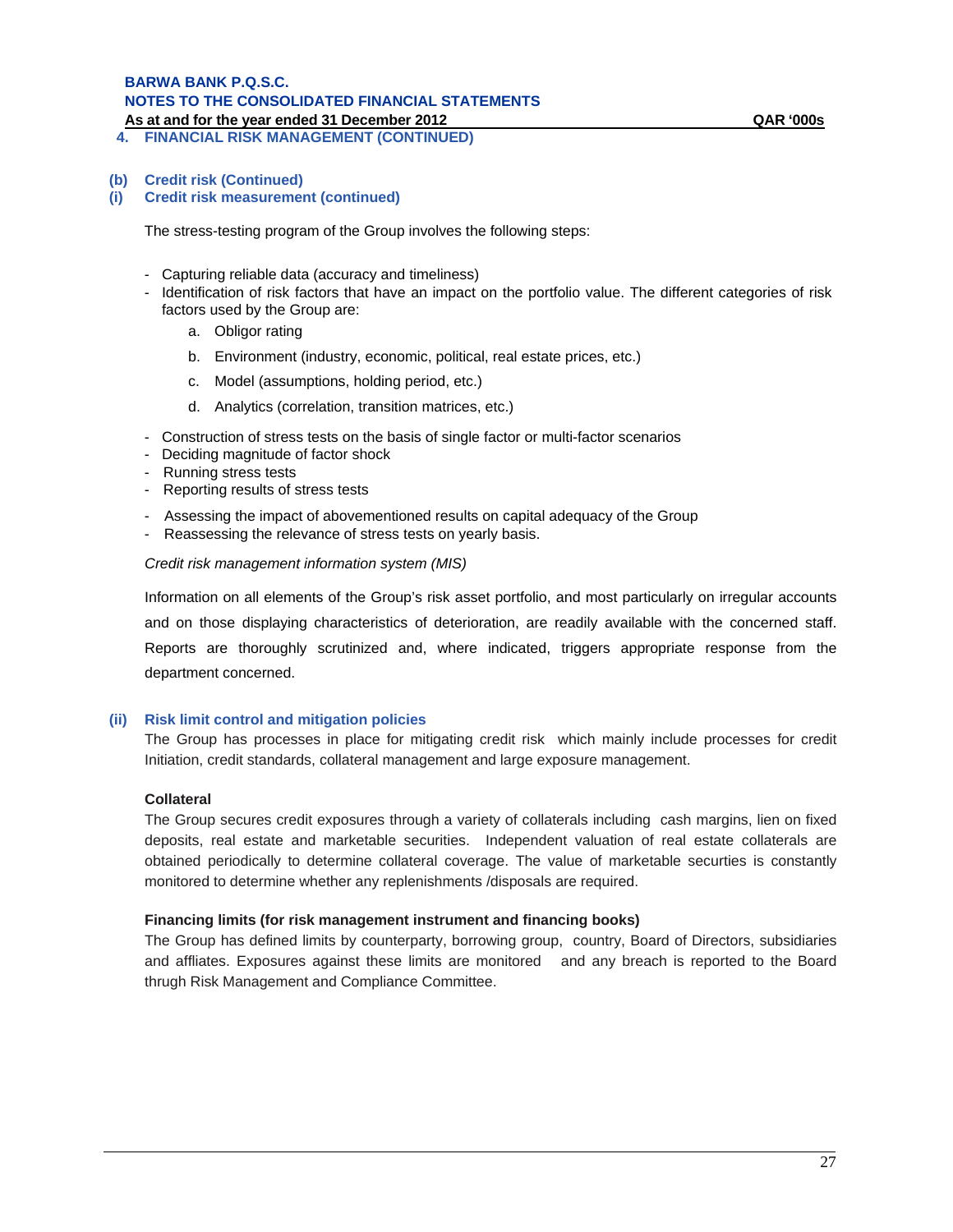## 4. FINANCIAL RISK MANAGEMENT (CONTINUED)

### (b) Credit risk (Continued)

### (i) Credit risk measurement (continued)

The stress-testing program of the Group involves the following steps:

- Capturing reliable data (accuracy and timeliness)
- Identification of risk factors that have an impact on the portfolio value. The different categories of risk factors used by the Group are:
  a. Obligor rating
  b. Environment (industry, economic, political, real estate prices, etc.)
  c. Model (assumptions, holding period, etc.)
  d. Analytics (correlation, transition matrices, etc.)
- Construction of stress tests on the basis of single factor or multi-factor scenarios
- Deciding magnitude of factor shock
- Running stress tests
- Reporting results of stress tests
- Assessing the impact of abovementioned results on capital adequacy of the Group
- Reassessing the relevance of stress tests on yearly basis.

*Credit risk management information system (MIS)*

Information on all elements of the Group's risk asset portfolio, and most particularly on irregular accounts and on those displaying characteristics of deterioration, are readily available with the concerned staff. Reports are thoroughly scrutinized and, where indicated, triggers appropriate response from the department concerned.

### (ii) Risk limit control and mitigation policies

The Group has processes in place for mitigating credit risk which mainly include processes for credit Initiation, credit standards, collateral management and large exposure management.

**Collateral**

The Group secures credit exposures through a variety of collaterals including cash margins, lien on fixed deposits, real estate and marketable securities. Independent valuation of real estate collaterals are obtained periodically to determine collateral coverage. The value of marketable securties is constantly monitored to determine whether any replenishments /disposals are required.

**Financing limits (for risk management instrument and financing books)**

The Group has defined limits by counterparty, borrowing group, country, Board of Directors, subsidiaries and affliates. Exposures against these limits are monitored and any breach is reported to the Board thrugh Risk Management and Compliance Committee.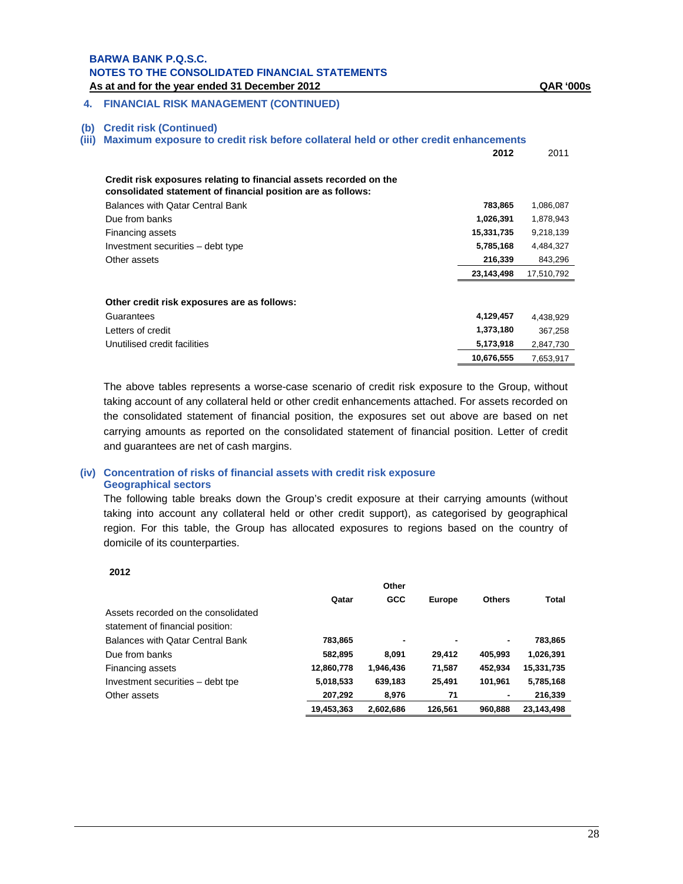## 4. FINANCIAL RISK MANAGEMENT (CONTINUED)

### (b) Credit risk (Continued)

### (iii) Maximum exposure to credit risk before collateral held or other credit enhancements

| | **2012** | 2011 |
|---|---|---|
| **Credit risk exposures relating to financial assets recorded on the consolidated statement of financial position are as follows:** | | |
| Balances with Qatar Central Bank | **783,865** | 1,086,087 |
| Due from banks | **1,026,391** | 1,878,943 |
| Financing assets | **15,331,735** | 9,218,139 |
| Investment securities – debt type | **5,785,168** | 4,484,327 |
| Other assets | **216,339** | 843,296 |
| | **23,143,498** | 17,510,792 |
| **Other credit risk exposures are as follows:** | | |
| Guarantees | **4,129,457** | 4,438,929 |
| Letters of credit | **1,373,180** | 367,258 |
| Unutilised credit facilities | **5,173,918** | 2,847,730 |
| | **10,676,555** | 7,653,917 |

The above tables represents a worse-case scenario of credit risk exposure to the Group, without taking account of any collateral held or other credit enhancements attached. For assets recorded on the consolidated statement of financial position, the exposures set out above are based on net carrying amounts as reported on the consolidated statement of financial position. Letter of credit and guarantees are net of cash margins.

### (iv) Concentration of risks of financial assets with credit risk exposure

**Geographical sectors**

The following table breaks down the Group's credit exposure at their carrying amounts (without taking into account any collateral held or other credit support), as categorised by geographical region. For this table, the Group has allocated exposures to regions based on the country of domicile of its counterparties.

**2012**

| | **Qatar** | **Other GCC** | **Europe** | **Others** | **Total** |
|---|---|---|---|---|---|
| Assets recorded on the consolidated statement of financial position: | | | | | |
| Balances with Qatar Central Bank | **783,865** | **-** | **-** | **-** | **783,865** |
| Due from banks | **582,895** | **8,091** | **29,412** | **405,993** | **1,026,391** |
| Financing assets | **12,860,778** | **1,946,436** | **71,587** | **452,934** | **15,331,735** |
| Investment securities – debt tpe | **5,018,533** | **639,183** | **25,491** | **101,961** | **5,785,168** |
| Other assets | **207,292** | **8,976** | **71** | **-** | **216,339** |
| | **19,453,363** | **2,602,686** | **126,561** | **960,888** | **23,143,498** |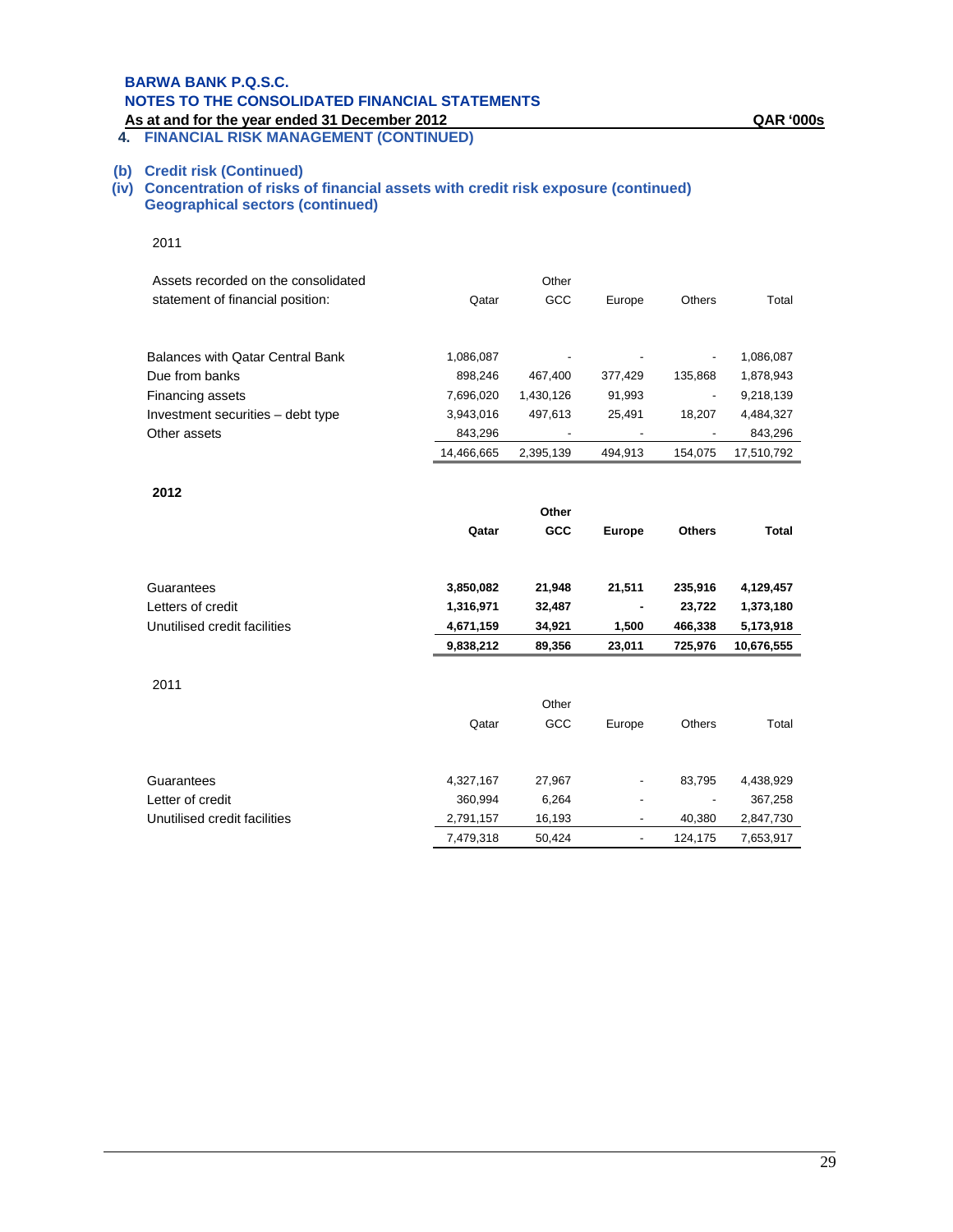**BARWA BANK P.Q.S.C.**
**NOTES TO THE CONSOLIDATED FINANCIAL STATEMENTS**
**As at and for the year ended 31 December 2012** **QAR '000s**

## 4. FINANCIAL RISK MANAGEMENT (CONTINUED)

### (b) Credit risk (Continued)

### (iv) Concentration of risks of financial assets with credit risk exposure (continued)

#### Geographical sectors (continued)

2011

| Assets recorded on the consolidated statement of financial position: | Qatar | Other GCC | Europe | Others | Total |
|---|---|---|---|---|---|
| Balances with Qatar Central Bank | 1,086,087 | - | - | - | 1,086,087 |
| Due from banks | 898,246 | 467,400 | 377,429 | 135,868 | 1,878,943 |
| Financing assets | 7,696,020 | 1,430,126 | 91,993 | - | 9,218,139 |
| Investment securities – debt type | 3,943,016 | 497,613 | 25,491 | 18,207 | 4,484,327 |
| Other assets | 843,296 | - | - | - | 843,296 |
| | 14,466,665 | 2,395,139 | 494,913 | 154,075 | 17,510,792 |

**2012**

| | **Qatar** | **Other GCC** | **Europe** | **Others** | **Total** |
|---|---|---|---|---|---|
| Guarantees | **3,850,082** | **21,948** | **21,511** | **235,916** | **4,129,457** |
| Letters of credit | **1,316,971** | **32,487** | **-** | **23,722** | **1,373,180** |
| Unutilised credit facilities | **4,671,159** | **34,921** | **1,500** | **466,338** | **5,173,918** |
| | **9,838,212** | **89,356** | **23,011** | **725,976** | **10,676,555** |

2011

| | Qatar | Other GCC | Europe | Others | Total |
|---|---|---|---|---|---|
| Guarantees | 4,327,167 | 27,967 | - | 83,795 | 4,438,929 |
| Letter of credit | 360,994 | 6,264 | - | - | 367,258 |
| Unutilised credit facilities | 2,791,157 | 16,193 | - | 40,380 | 2,847,730 |
| | 7,479,318 | 50,424 | - | 124,175 | 7,653,917 |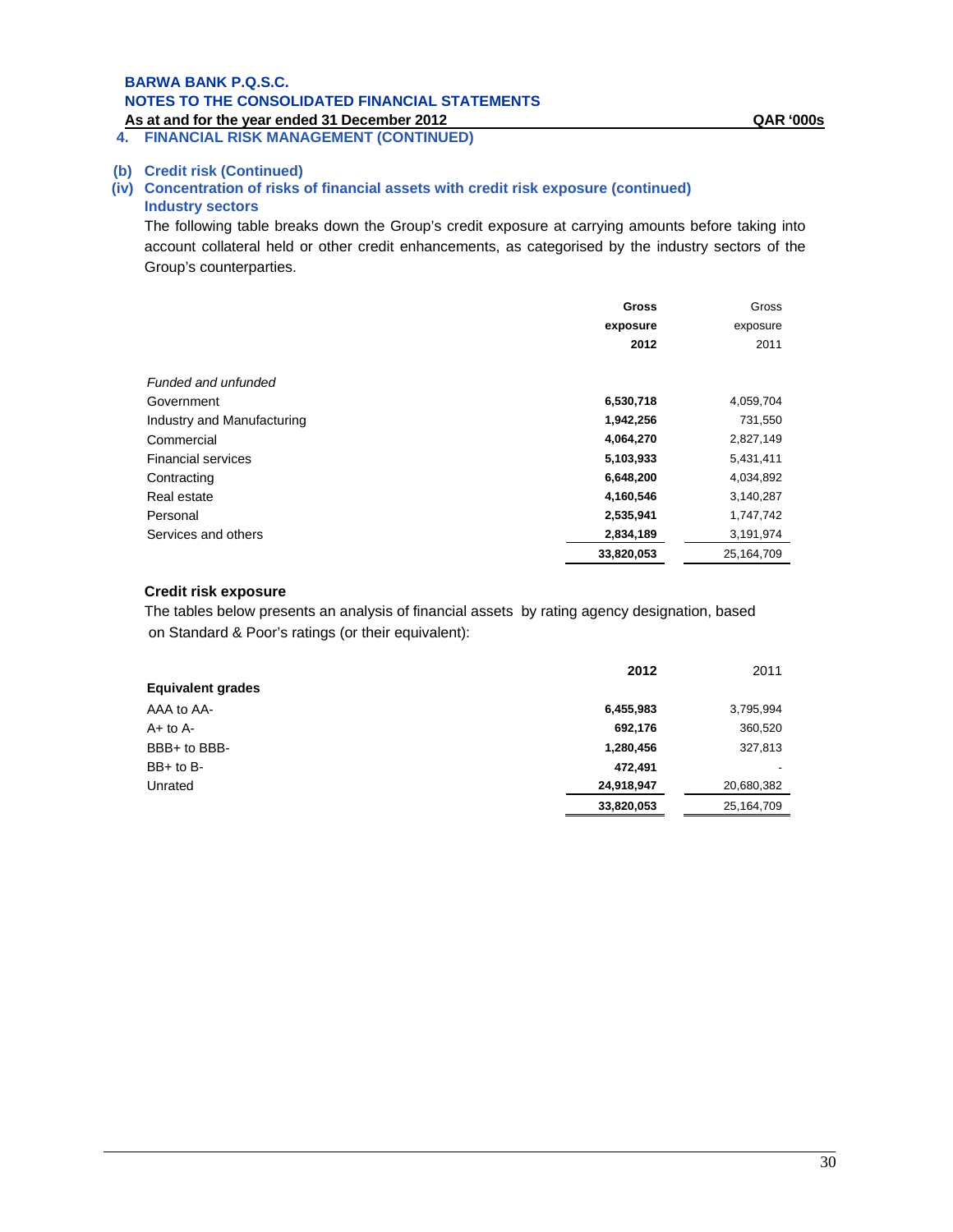**BARWA BANK P.Q.S.C.**
**NOTES TO THE CONSOLIDATED FINANCIAL STATEMENTS**
**As at and for the year ended 31 December 2012** **QAR '000s**

## 4. FINANCIAL RISK MANAGEMENT (CONTINUED)

### (b) Credit risk (Continued)

#### (iv) Concentration of risks of financial assets with credit risk exposure (continued)

**Industry sectors**

The following table breaks down the Group's credit exposure at carrying amounts before taking into account collateral held or other credit enhancements, as categorised by the industry sectors of the Group's counterparties.

| | Gross exposure 2012 | Gross exposure 2011 |
|---|---|---|
| *Funded and unfunded* | | |
| Government | **6,530,718** | 4,059,704 |
| Industry and Manufacturing | **1,942,256** | 731,550 |
| Commercial | **4,064,270** | 2,827,149 |
| Financial services | **5,103,933** | 5,431,411 |
| Contracting | **6,648,200** | 4,034,892 |
| Real estate | **4,160,546** | 3,140,287 |
| Personal | **2,535,941** | 1,747,742 |
| Services and others | **2,834,189** | 3,191,974 |
| | **33,820,053** | 25,164,709 |

**Credit risk exposure**

The tables below presents an analysis of financial assets by rating agency designation, based on Standard & Poor's ratings (or their equivalent):

| | 2012 | 2011 |
|---|---|---|
| **Equivalent grades** | | |
| AAA to AA- | **6,455,983** | 3,795,994 |
| A+ to A- | **692,176** | 360,520 |
| BBB+ to BBB- | **1,280,456** | 327,813 |
| BB+ to B- | **472,491** | - |
| Unrated | **24,918,947** | 20,680,382 |
| | **33,820,053** | 25,164,709 |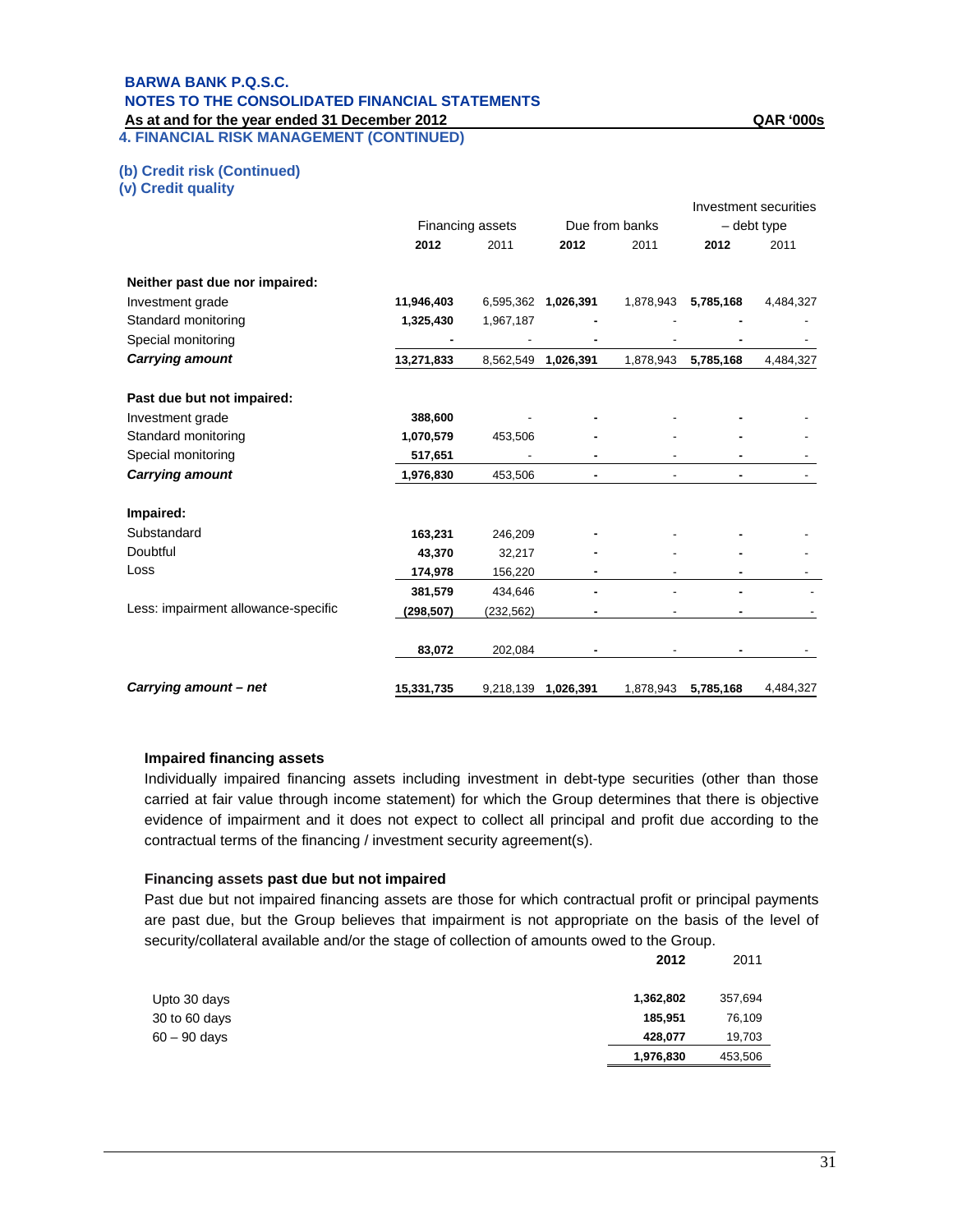**BARWA BANK P.Q.S.C.**
**NOTES TO THE CONSOLIDATED FINANCIAL STATEMENTS**
**As at and for the year ended 31 December 2012** **QAR '000s**

## 4. FINANCIAL RISK MANAGEMENT (CONTINUED)

### (b) Credit risk (Continued)

### (v) Credit quality

| | Financing assets | | Due from banks | | Investment securities – debt type | |
|---|---|---|---|---|---|---|
| | **2012** | 2011 | **2012** | 2011 | **2012** | 2011 |
| **Neither past due nor impaired:** | | | | | | |
| Investment grade | **11,946,403** | 6,595,362 | **1,026,391** | 1,878,943 | **5,785,168** | 4,484,327 |
| Standard monitoring | **1,325,430** | 1,967,187 | **-** | - | **-** | - |
| Special monitoring | **-** | - | **-** | - | **-** | - |
| ***Carrying amount*** | **13,271,833** | 8,562,549 | **1,026,391** | 1,878,943 | **5,785,168** | 4,484,327 |
| **Past due but not impaired:** | | | | | | |
| Investment grade | **388,600** | - | **-** | - | **-** | - |
| Standard monitoring | **1,070,579** | 453,506 | **-** | - | **-** | - |
| Special monitoring | **517,651** | - | **-** | - | **-** | - |
| ***Carrying amount*** | **1,976,830** | 453,506 | **-** | - | **-** | - |
| **Impaired:** | | | | | | |
| Substandard | **163,231** | 246,209 | **-** | - | **-** | - |
| Doubtful | **43,370** | 32,217 | **-** | - | **-** | - |
| Loss | **174,978** | 156,220 | **-** | - | **-** | - |
| | **381,579** | 434,646 | **-** | - | **-** | - |
| Less: impairment allowance-specific | **(298,507)** | (232,562) | **-** | - | **-** | - |
| | **83,072** | 202,084 | **-** | - | **-** | - |
| ***Carrying amount – net*** | **15,331,735** | 9,218,139 | **1,026,391** | 1,878,943 | **5,785,168** | 4,484,327 |

**Impaired financing assets**

Individually impaired financing assets including investment in debt-type securities (other than those carried at fair value through income statement) for which the Group determines that there is objective evidence of impairment and it does not expect to collect all principal and profit due according to the contractual terms of the financing / investment security agreement(s).

**Financing assets past due but not impaired**

Past due but not impaired financing assets are those for which contractual profit or principal payments are past due, but the Group believes that impairment is not appropriate on the basis of the level of security/collateral available and/or the stage of collection of amounts owed to the Group.

| | **2012** | 2011 |
|---|---|---|
| Upto 30 days | **1,362,802** | 357,694 |
| 30 to 60 days | **185,951** | 76,109 |
| 60 – 90 days | **428,077** | 19,703 |
| | **1,976,830** | 453,506 |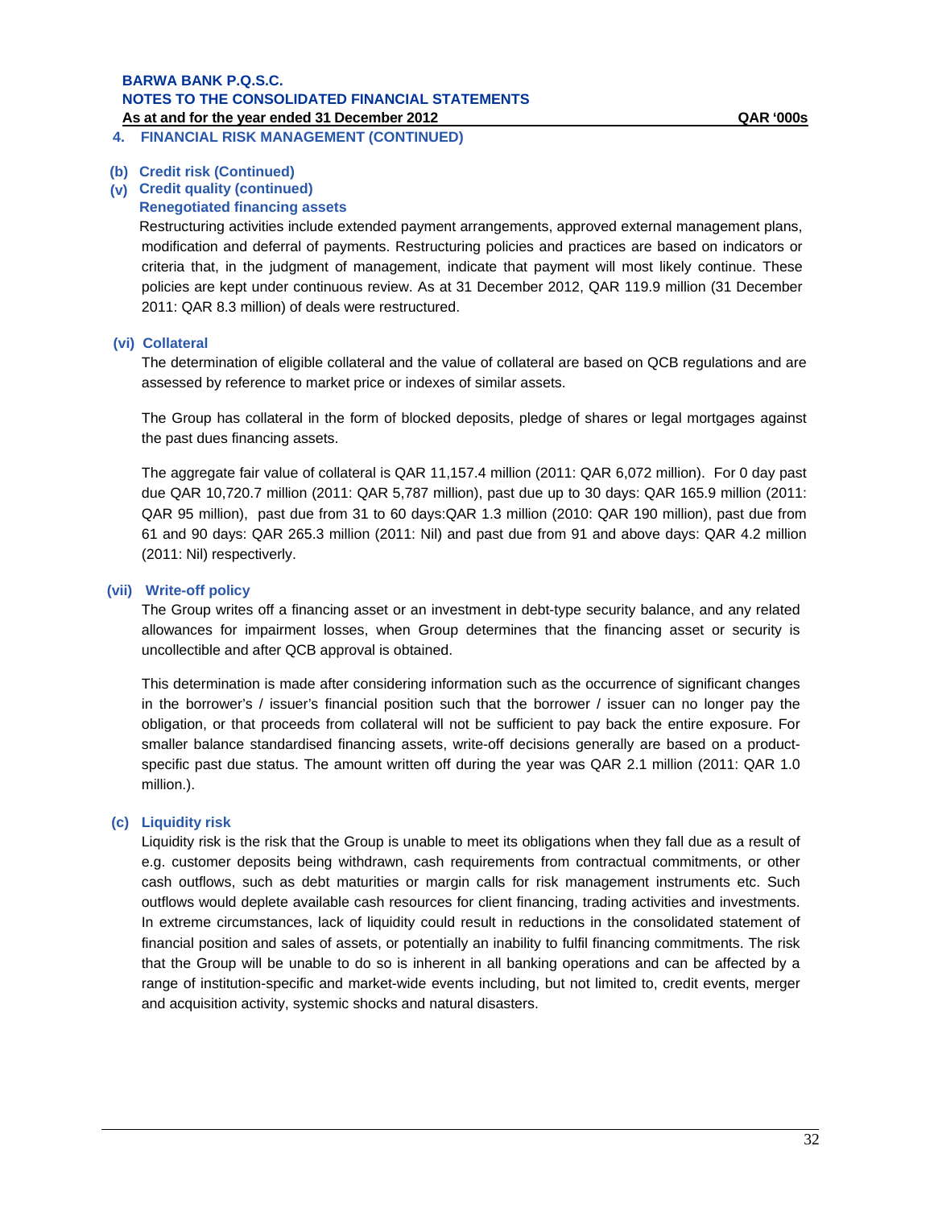## 4. FINANCIAL RISK MANAGEMENT (CONTINUED)

### (b) Credit risk (Continued)

### (v) Credit quality (continued)

**Renegotiated financing assets**

Restructuring activities include extended payment arrangements, approved external management plans, modification and deferral of payments. Restructuring policies and practices are based on indicators or criteria that, in the judgment of management, indicate that payment will most likely continue. These policies are kept under continuous review. As at 31 December 2012, QAR 119.9 million (31 December 2011: QAR 8.3 million) of deals were restructured.

### (vi) Collateral

The determination of eligible collateral and the value of collateral are based on QCB regulations and are assessed by reference to market price or indexes of similar assets.

The Group has collateral in the form of blocked deposits, pledge of shares or legal mortgages against the past dues financing assets.

The aggregate fair value of collateral is QAR 11,157.4 million (2011: QAR 6,072 million). For 0 day past due QAR 10,720.7 million (2011: QAR 5,787 million), past due up to 30 days: QAR 165.9 million (2011: QAR 95 million), past due from 31 to 60 days:QAR 1.3 million (2010: QAR 190 million), past due from 61 and 90 days: QAR 265.3 million (2011: Nil) and past due from 91 and above days: QAR 4.2 million (2011: Nil) respectively.

### (vii) Write-off policy

The Group writes off a financing asset or an investment in debt-type security balance, and any related allowances for impairment losses, when Group determines that the financing asset or security is uncollectible and after QCB approval is obtained.

This determination is made after considering information such as the occurrence of significant changes in the borrower's / issuer's financial position such that the borrower / issuer can no longer pay the obligation, or that proceeds from collateral will not be sufficient to pay back the entire exposure. For smaller balance standardised financing assets, write-off decisions generally are based on a product-specific past due status. The amount written off during the year was QAR 2.1 million (2011: QAR 1.0 million.).

### (c) Liquidity risk

Liquidity risk is the risk that the Group is unable to meet its obligations when they fall due as a result of e.g. customer deposits being withdrawn, cash requirements from contractual commitments, or other cash outflows, such as debt maturities or margin calls for risk management instruments etc. Such outflows would deplete available cash resources for client financing, trading activities and investments. In extreme circumstances, lack of liquidity could result in reductions in the consolidated statement of financial position and sales of assets, or potentially an inability to fulfil financing commitments. The risk that the Group will be unable to do so is inherent in all banking operations and can be affected by a range of institution-specific and market-wide events including, but not limited to, credit events, merger and acquisition activity, systemic shocks and natural disasters.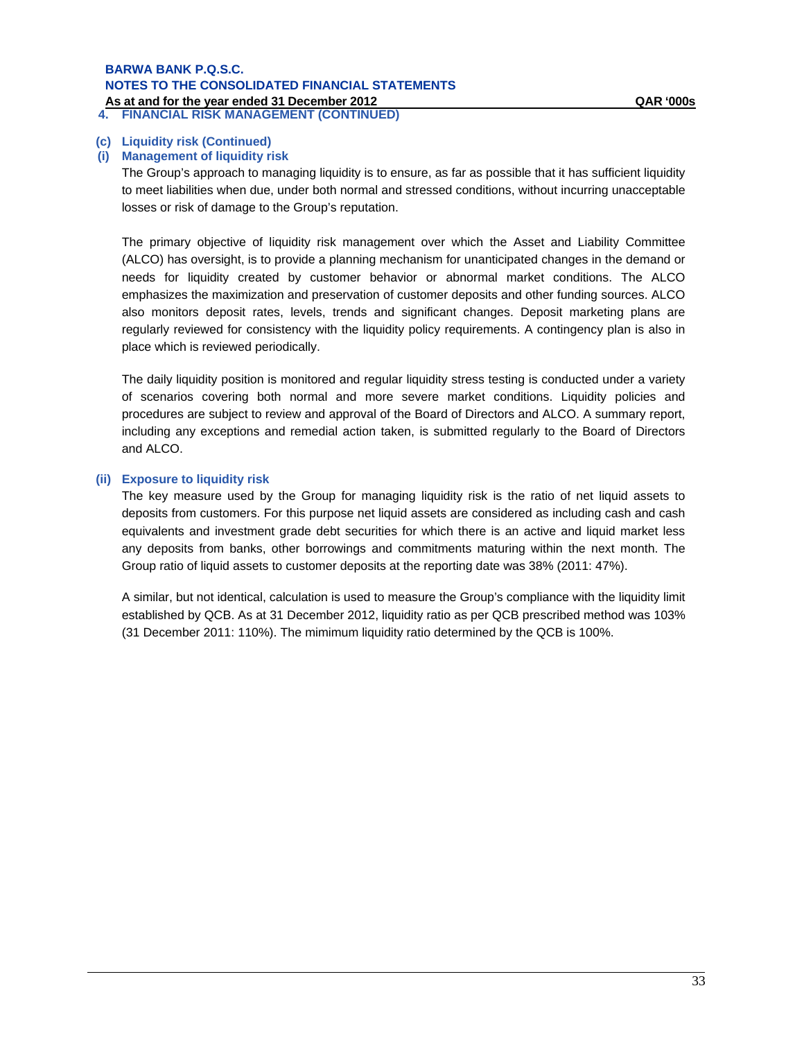## 4. FINANCIAL RISK MANAGEMENT (CONTINUED)

### (c) Liquidity risk (Continued)

### (i) Management of liquidity risk

The Group's approach to managing liquidity is to ensure, as far as possible that it has sufficient liquidity to meet liabilities when due, under both normal and stressed conditions, without incurring unacceptable losses or risk of damage to the Group's reputation.

The primary objective of liquidity risk management over which the Asset and Liability Committee (ALCO) has oversight, is to provide a planning mechanism for unanticipated changes in the demand or needs for liquidity created by customer behavior or abnormal market conditions. The ALCO emphasizes the maximization and preservation of customer deposits and other funding sources. ALCO also monitors deposit rates, levels, trends and significant changes. Deposit marketing plans are regularly reviewed for consistency with the liquidity policy requirements. A contingency plan is also in place which is reviewed periodically.

The daily liquidity position is monitored and regular liquidity stress testing is conducted under a variety of scenarios covering both normal and more severe market conditions. Liquidity policies and procedures are subject to review and approval of the Board of Directors and ALCO. A summary report, including any exceptions and remedial action taken, is submitted regularly to the Board of Directors and ALCO.

### (ii) Exposure to liquidity risk

The key measure used by the Group for managing liquidity risk is the ratio of net liquid assets to deposits from customers. For this purpose net liquid assets are considered as including cash and cash equivalents and investment grade debt securities for which there is an active and liquid market less any deposits from banks, other borrowings and commitments maturing within the next month. The Group ratio of liquid assets to customer deposits at the reporting date was 38% (2011: 47%).

A similar, but not identical, calculation is used to measure the Group's compliance with the liquidity limit established by QCB. As at 31 December 2012, liquidity ratio as per QCB prescribed method was 103% (31 December 2011: 110%). The mimimum liquidity ratio determined by the QCB is 100%.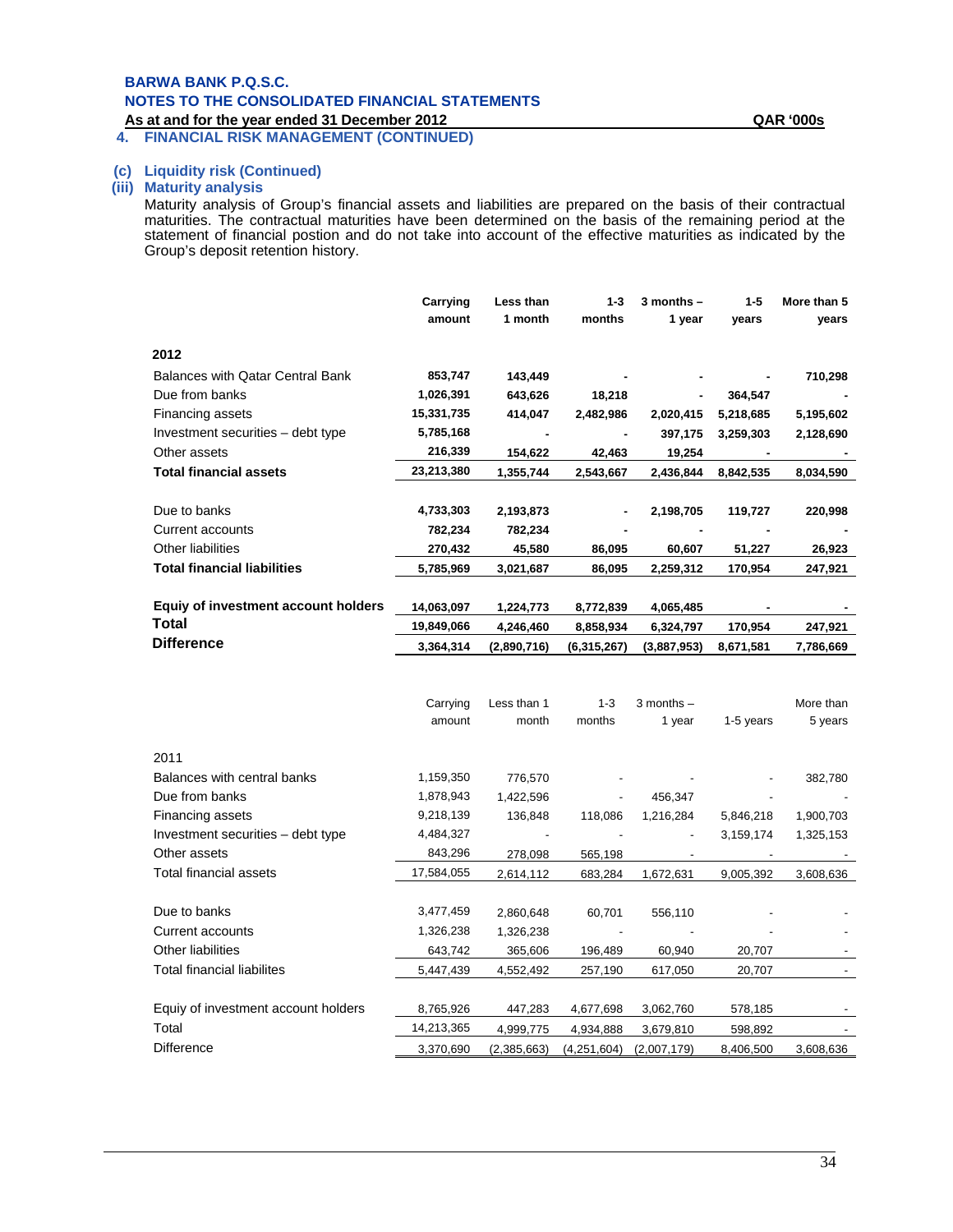# BARWA BANK P.Q.S.C.
## NOTES TO THE CONSOLIDATED FINANCIAL STATEMENTS
**As at and for the year ended 31 December 2012** **QAR '000s**

### 4. FINANCIAL RISK MANAGEMENT (CONTINUED)

#### (c) Liquidity risk (Continued)

#### (iii) Maturity analysis

Maturity analysis of Group's financial assets and liabilities are prepared on the basis of their contractual maturities. The contractual maturities have been determined on the basis of the remaining period at the statement of financial postion and do not take into account of the effective maturities as indicated by the Group's deposit retention history.

| | Carrying amount | Less than 1 month | 1-3 months | 3 months – 1 year | 1-5 years | More than 5 years |
|---|---|---|---|---|---|---|
| **2012** | | | | | | |
| Balances with Qatar Central Bank | 853,747 | 143,449 | - | - | - | 710,298 |
| Due from banks | 1,026,391 | 643,626 | 18,218 | - | 364,547 | - |
| Financing assets | 15,331,735 | 414,047 | 2,482,986 | 2,020,415 | 5,218,685 | 5,195,602 |
| Investment securities – debt type | 5,785,168 | - | - | 397,175 | 3,259,303 | 2,128,690 |
| Other assets | 216,339 | 154,622 | 42,463 | 19,254 | - | - |
| **Total financial assets** | **23,213,380** | **1,355,744** | **2,543,667** | **2,436,844** | **8,842,535** | **8,034,590** |
| | | | | | | |
| Due to banks | 4,733,303 | 2,193,873 | - | 2,198,705 | 119,727 | 220,998 |
| Current accounts | 782,234 | 782,234 | - | - | - | - |
| Other liabilities | 270,432 | 45,580 | 86,095 | 60,607 | 51,227 | 26,923 |
| **Total financial liabilities** | **5,785,969** | **3,021,687** | **86,095** | **2,259,312** | **170,954** | **247,921** |
| | | | | | | |
| **Equiy of investment account holders** | **14,063,097** | **1,224,773** | **8,772,839** | **4,065,485** | - | - |
| **Total** | **19,849,066** | **4,246,460** | **8,858,934** | **6,324,797** | **170,954** | **247,921** |
| **Difference** | **3,364,314** | **(2,890,716)** | **(6,315,267)** | **(3,887,953)** | **8,671,581** | **7,786,669** |

| | Carrying amount | Less than 1 month | 1-3 months | 3 months – 1 year | 1-5 years | More than 5 years |
|---|---|---|---|---|---|---|
| 2011 | | | | | | |
| Balances with central banks | 1,159,350 | 776,570 | - | - | - | 382,780 |
| Due from banks | 1,878,943 | 1,422,596 | - | 456,347 | - | - |
| Financing assets | 9,218,139 | 136,848 | 118,086 | 1,216,284 | 5,846,218 | 1,900,703 |
| Investment securities – debt type | 4,484,327 | - | - | - | 3,159,174 | 1,325,153 |
| Other assets | 843,296 | 278,098 | 565,198 | - | - | - |
| Total financial assets | 17,584,055 | 2,614,112 | 683,284 | 1,672,631 | 9,005,392 | 3,608,636 |
| | | | | | | |
| Due to banks | 3,477,459 | 2,860,648 | 60,701 | 556,110 | - | - |
| Current accounts | 1,326,238 | 1,326,238 | - | - | - | - |
| Other liabilities | 643,742 | 365,606 | 196,489 | 60,940 | 20,707 | - |
| Total financial liabilites | 5,447,439 | 4,552,492 | 257,190 | 617,050 | 20,707 | - |
| | | | | | | |
| Equiy of investment account holders | 8,765,926 | 447,283 | 4,677,698 | 3,062,760 | 578,185 | - |
| Total | 14,213,365 | 4,999,775 | 4,934,888 | 3,679,810 | 598,892 | - |
| Difference | 3,370,690 | (2,385,663) | (4,251,604) | (2,007,179) | 8,406,500 | 3,608,636 |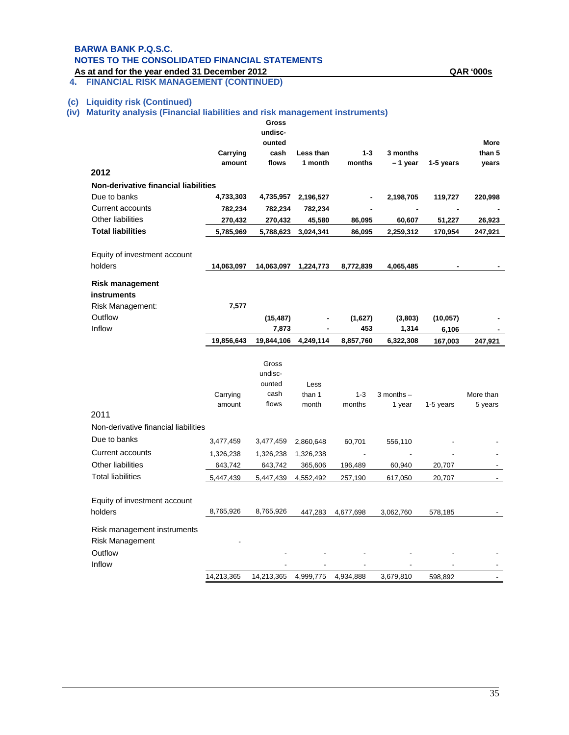BARWA BANK P.Q.S.C.
NOTES TO THE CONSOLIDATED FINANCIAL STATEMENTS
As at and for the year ended 31 December 2012 QAR '000s

## 4. FINANCIAL RISK MANAGEMENT (CONTINUED)

### (c) Liquidity risk (Continued)

### (iv) Maturity analysis (Financial liabilities and risk management instruments)

| 2012 | Carrying amount | Gross undiscounted cash flows | Less than 1 month | 1-3 months | 3 months – 1 year | 1-5 years | More than 5 years |
|---|---|---|---|---|---|---|---|
| **Non-derivative financial liabilities** | | | | | | | |
| Due to banks | 4,733,303 | 4,735,957 | 2,196,527 | - | 2,198,705 | 119,727 | 220,998 |
| Current accounts | 782,234 | 782,234 | 782,234 | - | - | - | - |
| Other liabilities | 270,432 | 270,432 | 45,580 | 86,095 | 60,607 | 51,227 | 26,923 |
| **Total liabilities** | 5,785,969 | 5,788,623 | 3,024,341 | 86,095 | 2,259,312 | 170,954 | 247,921 |
| Equity of investment account holders | 14,063,097 | 14,063,097 | 1,224,773 | 8,772,839 | 4,065,485 | - | - |
| **Risk management instruments** | | | | | | | |
| Risk Management: | 7,577 | | | | | | |
| Outflow | | (15,487) | - | (1,627) | (3,803) | (10,057) | - |
| Inflow | | 7,873 | - | 453 | 1,314 | 6,106 | - |
| | 19,856,643 | 19,844,106 | 4,249,114 | 8,857,760 | 6,322,308 | 167,003 | 247,921 |

| 2011 | Carrying amount | Gross undiscounted cash flows | Less than 1 month | 1-3 months | 3 months – 1 year | 1-5 years | More than 5 years |
|---|---|---|---|---|---|---|---|
| Non-derivative financial liabilities | | | | | | | |
| Due to banks | 3,477,459 | 3,477,459 | 2,860,648 | 60,701 | 556,110 | - | - |
| Current accounts | 1,326,238 | 1,326,238 | 1,326,238 | - | - | - | - |
| Other liabilities | 643,742 | 643,742 | 365,606 | 196,489 | 60,940 | 20,707 | - |
| Total liabilities | 5,447,439 | 5,447,439 | 4,552,492 | 257,190 | 617,050 | 20,707 | - |
| Equity of investment account holders | 8,765,926 | 8,765,926 | 447,283 | 4,677,698 | 3,062,760 | 578,185 | - |
| Risk management instruments | | | | | | | |
| Risk Management | - | | | | | | |
| Outflow | | - | - | - | - | - | - |
| Inflow | | - | - | - | - | - | - |
| | 14,213,365 | 14,213,365 | 4,999,775 | 4,934,888 | 3,679,810 | 598,892 | - |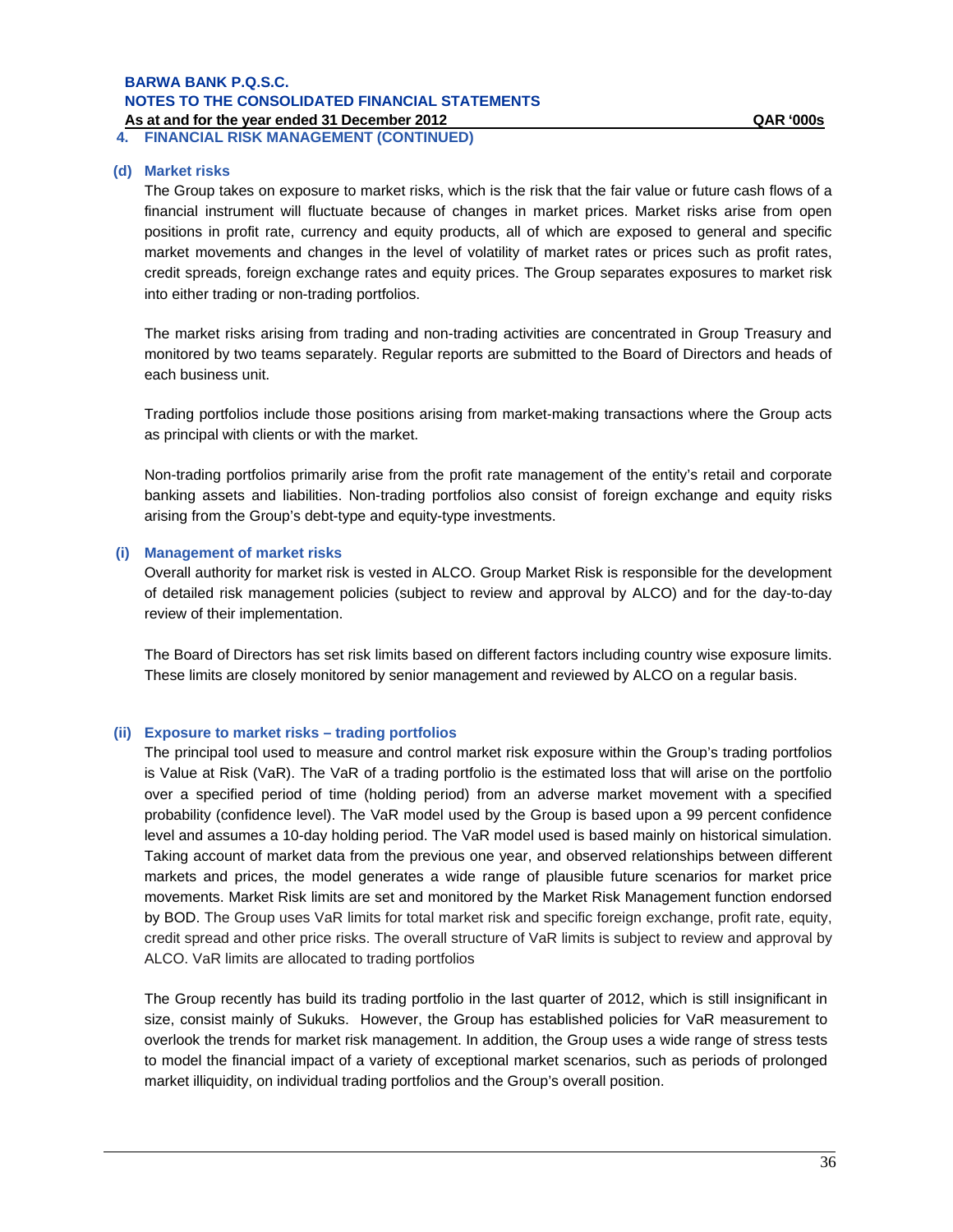## 4. FINANCIAL RISK MANAGEMENT (CONTINUED)

### (d) Market risks

The Group takes on exposure to market risks, which is the risk that the fair value or future cash flows of a financial instrument will fluctuate because of changes in market prices. Market risks arise from open positions in profit rate, currency and equity products, all of which are exposed to general and specific market movements and changes in the level of volatility of market rates or prices such as profit rates, credit spreads, foreign exchange rates and equity prices. The Group separates exposures to market risk into either trading or non-trading portfolios.

The market risks arising from trading and non-trading activities are concentrated in Group Treasury and monitored by two teams separately. Regular reports are submitted to the Board of Directors and heads of each business unit.

Trading portfolios include those positions arising from market-making transactions where the Group acts as principal with clients or with the market.

Non-trading portfolios primarily arise from the profit rate management of the entity's retail and corporate banking assets and liabilities. Non-trading portfolios also consist of foreign exchange and equity risks arising from the Group's debt-type and equity-type investments.

### (i) Management of market risks

Overall authority for market risk is vested in ALCO. Group Market Risk is responsible for the development of detailed risk management policies (subject to review and approval by ALCO) and for the day-to-day review of their implementation.

The Board of Directors has set risk limits based on different factors including country wise exposure limits. These limits are closely monitored by senior management and reviewed by ALCO on a regular basis.

### (ii) Exposure to market risks – trading portfolios

The principal tool used to measure and control market risk exposure within the Group's trading portfolios is Value at Risk (VaR). The VaR of a trading portfolio is the estimated loss that will arise on the portfolio over a specified period of time (holding period) from an adverse market movement with a specified probability (confidence level). The VaR model used by the Group is based upon a 99 percent confidence level and assumes a 10-day holding period. The VaR model used is based mainly on historical simulation. Taking account of market data from the previous one year, and observed relationships between different markets and prices, the model generates a wide range of plausible future scenarios for market price movements. Market Risk limits are set and monitored by the Market Risk Management function endorsed by BOD. The Group uses VaR limits for total market risk and specific foreign exchange, profit rate, equity, credit spread and other price risks. The overall structure of VaR limits is subject to review and approval by ALCO. VaR limits are allocated to trading portfolios

The Group recently has build its trading portfolio in the last quarter of 2012, which is still insignificant in size, consist mainly of Sukuks. However, the Group has established policies for VaR measurement to overlook the trends for market risk management. In addition, the Group uses a wide range of stress tests to model the financial impact of a variety of exceptional market scenarios, such as periods of prolonged market illiquidity, on individual trading portfolios and the Group's overall position.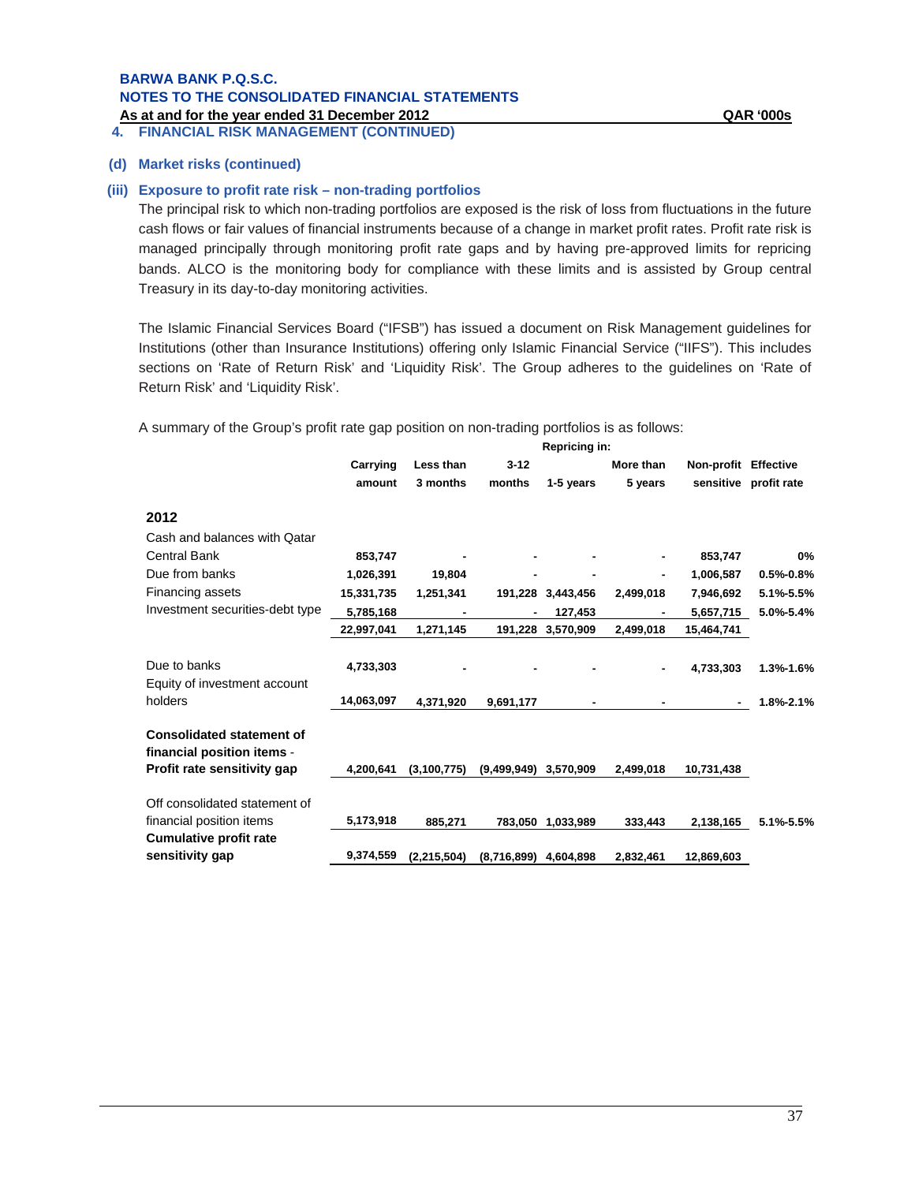**BARWA BANK P.Q.S.C.**
**NOTES TO THE CONSOLIDATED FINANCIAL STATEMENTS**
**As at and for the year ended 31 December 2012** **QAR '000s**

## 4. FINANCIAL RISK MANAGEMENT (CONTINUED)

### (d) Market risks (continued)

### (iii) Exposure to profit rate risk – non-trading portfolios

The principal risk to which non-trading portfolios are exposed is the risk of loss from fluctuations in the future cash flows or fair values of financial instruments because of a change in market profit rates. Profit rate risk is managed principally through monitoring profit rate gaps and by having pre-approved limits for repricing bands. ALCO is the monitoring body for compliance with these limits and is assisted by Group central Treasury in its day-to-day monitoring activities.

The Islamic Financial Services Board ("IFSB") has issued a document on Risk Management guidelines for Institutions (other than Insurance Institutions) offering only Islamic Financial Service ("IIFS"). This includes sections on 'Rate of Return Risk' and 'Liquidity Risk'. The Group adheres to the guidelines on 'Rate of Return Risk' and 'Liquidity Risk'.

A summary of the Group's profit rate gap position on non-trading portfolios is as follows:

| | | Repricing in: | | | | | |
|---|---|---|---|---|---|---|---|
| | **Carrying amount** | **Less than 3 months** | **3-12 months** | **1-5 years** | **More than 5 years** | **Non-profit sensitive** | **Effective profit rate** |
| **2012** | | | | | | | |
| Cash and balances with Qatar Central Bank | **853,747** | **-** | **-** | **-** | **-** | **853,747** | **0%** |
| Due from banks | **1,026,391** | **19,804** | **-** | **-** | **-** | **1,006,587** | **0.5%-0.8%** |
| Financing assets | **15,331,735** | **1,251,341** | **191,228** | **3,443,456** | **2,499,018** | **7,946,692** | **5.1%-5.5%** |
| Investment securities-debt type | **5,785,168** | **-** | **-** | **127,453** | **-** | **5,657,715** | **5.0%-5.4%** |
| | **22,997,041** | **1,271,145** | **191,228** | **3,570,909** | **2,499,018** | **15,464,741** | |
| Due to banks | **4,733,303** | **-** | **-** | **-** | **-** | **4,733,303** | **1.3%-1.6%** |
| Equity of investment account holders | **14,063,097** | **4,371,920** | **9,691,177** | **-** | **-** | **-** | **1.8%-2.1%** |
| **Consolidated statement of financial position items - Profit rate sensitivity gap** | **4,200,641** | **(3,100,775)** | **(9,499,949)** | **3,570,909** | **2,499,018** | **10,731,438** | |
| Off consolidated statement of financial position items | **5,173,918** | **885,271** | **783,050** | **1,033,989** | **333,443** | **2,138,165** | **5.1%-5.5%** |
| **Cumulative profit rate sensitivity gap** | **9,374,559** | **(2,215,504)** | **(8,716,899)** | **4,604,898** | **2,832,461** | **12,869,603** | |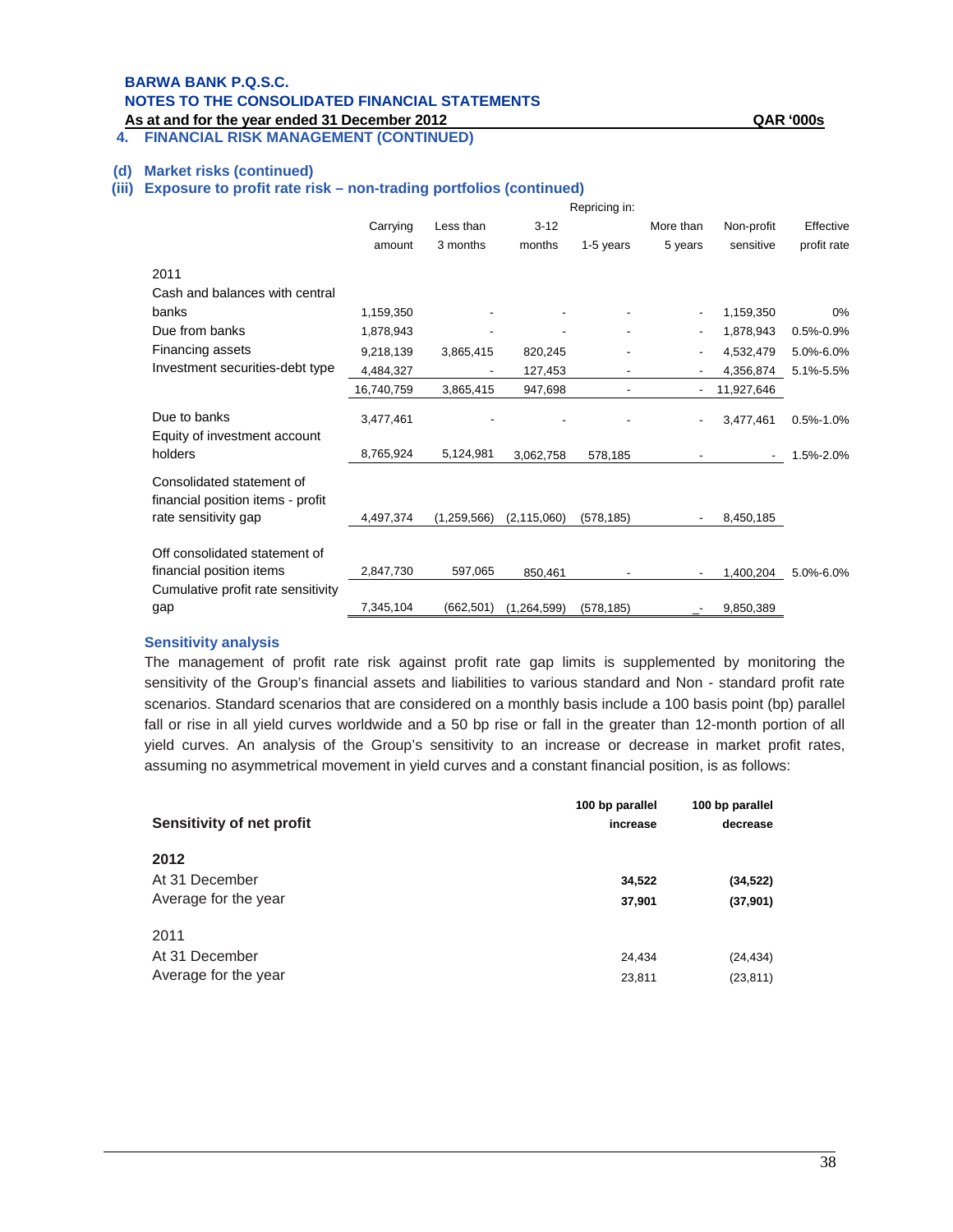**BARWA BANK P.Q.S.C.**
**NOTES TO THE CONSOLIDATED FINANCIAL STATEMENTS**
**As at and for the year ended 31 December 2012** **QAR '000s**

## 4. FINANCIAL RISK MANAGEMENT (CONTINUED)

### (d) Market risks (continued)

### (iii) Exposure to profit rate risk – non-trading portfolios (continued)

| | Carrying amount | Repricing in: Less than 3 months | 3-12 months | 1-5 years | More than 5 years | Non-profit sensitive | Effective profit rate |
|---|---|---|---|---|---|---|---|
| **2011** | | | | | | | |
| Cash and balances with central banks | 1,159,350 | - | - | - | - | 1,159,350 | 0% |
| Due from banks | 1,878,943 | - | - | - | - | 1,878,943 | 0.5%-0.9% |
| Financing assets | 9,218,139 | 3,865,415 | 820,245 | - | - | 4,532,479 | 5.0%-6.0% |
| Investment securities-debt type | 4,484,327 | - | 127,453 | - | - | 4,356,874 | 5.1%-5.5% |
| | 16,740,759 | 3,865,415 | 947,698 | - | - | 11,927,646 | |
| Due to banks | 3,477,461 | - | - | - | - | 3,477,461 | 0.5%-1.0% |
| Equity of investment account holders | 8,765,924 | 5,124,981 | 3,062,758 | 578,185 | - | - | 1.5%-2.0% |
| Consolidated statement of financial position items - profit rate sensitivity gap | 4,497,374 | (1,259,566) | (2,115,060) | (578,185) | - | 8,450,185 | |
| Off consolidated statement of financial position items | 2,847,730 | 597,065 | 850,461 | - | - | 1,400,204 | 5.0%-6.0% |
| Cumulative profit rate sensitivity gap | 7,345,104 | (662,501) | (1,264,599) | (578,185) | - | 9,850,389 | |

### Sensitivity analysis

The management of profit rate risk against profit rate gap limits is supplemented by monitoring the sensitivity of the Group's financial assets and liabilities to various standard and Non - standard profit rate scenarios. Standard scenarios that are considered on a monthly basis include a 100 basis point (bp) parallel fall or rise in all yield curves worldwide and a 50 bp rise or fall in the greater than 12-month portion of all yield curves. An analysis of the Group's sensitivity to an increase or decrease in market profit rates, assuming no asymmetrical movement in yield curves and a constant financial position, is as follows:

| Sensitivity of net profit | 100 bp parallel increase | 100 bp parallel decrease |
|---|---|---|
| **2012** | | |
| At 31 December | **34,522** | **(34,522)** |
| Average for the year | **37,901** | **(37,901)** |
| 2011 | | |
| At 31 December | 24,434 | (24,434) |
| Average for the year | 23,811 | (23,811) |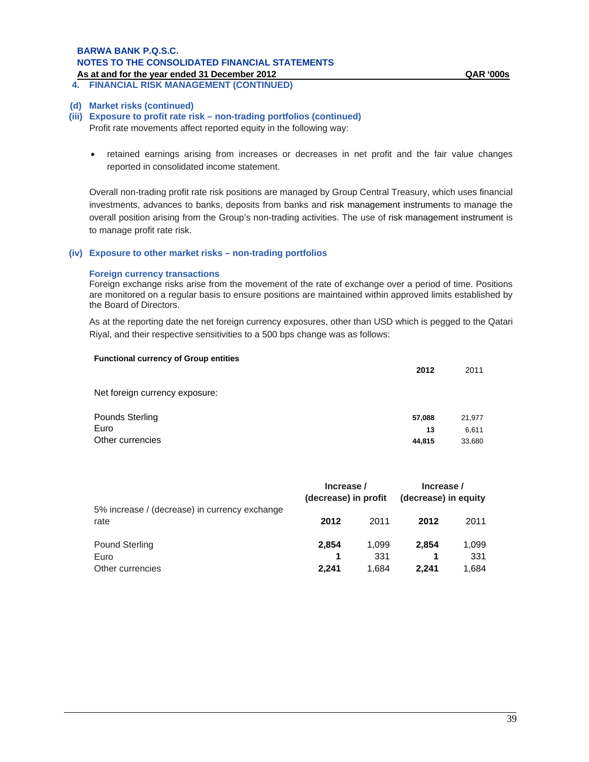**BARWA BANK P.Q.S.C.**
**NOTES TO THE CONSOLIDATED FINANCIAL STATEMENTS**
**As at and for the year ended 31 December 2012** **QAR '000s**

## 4. FINANCIAL RISK MANAGEMENT (CONTINUED)

### (d) Market risks (continued)

### (iii) Exposure to profit rate risk – non-trading portfolios (continued)

Profit rate movements affect reported equity in the following way:

- retained earnings arising from increases or decreases in net profit and the fair value changes reported in consolidated income statement.

Overall non-trading profit rate risk positions are managed by Group Central Treasury, which uses financial investments, advances to banks, deposits from banks and risk management instruments to manage the overall position arising from the Group's non-trading activities. The use of risk management instrument is to manage profit rate risk.

### (iv) Exposure to other market risks – non-trading portfolios

#### Foreign currency transactions

Foreign exchange risks arise from the movement of the rate of exchange over a period of time. Positions are monitored on a regular basis to ensure positions are maintained within approved limits established by the Board of Directors.

As at the reporting date the net foreign currency exposures, other than USD which is pegged to the Qatari Riyal, and their respective sensitivities to a 500 bps change was as follows:

**Functional currency of Group entities**

| | **2012** | 2011 |
|---|---|---|
| Net foreign currency exposure: | | |
| Pounds Sterling | **57,088** | 21,977 |
| Euro | **13** | 6,611 |
| Other currencies | **44,815** | 33,680 |

| | Increase / (decrease) in profit | | Increase / (decrease) in equity | |
|---|---|---|---|---|
| 5% increase / (decrease) in currency exchange rate | **2012** | 2011 | **2012** | 2011 |
| Pound Sterling | **2,854** | 1,099 | **2,854** | 1,099 |
| Euro | **1** | 331 | **1** | 331 |
| Other currencies | **2,241** | 1,684 | **2,241** | 1,684 |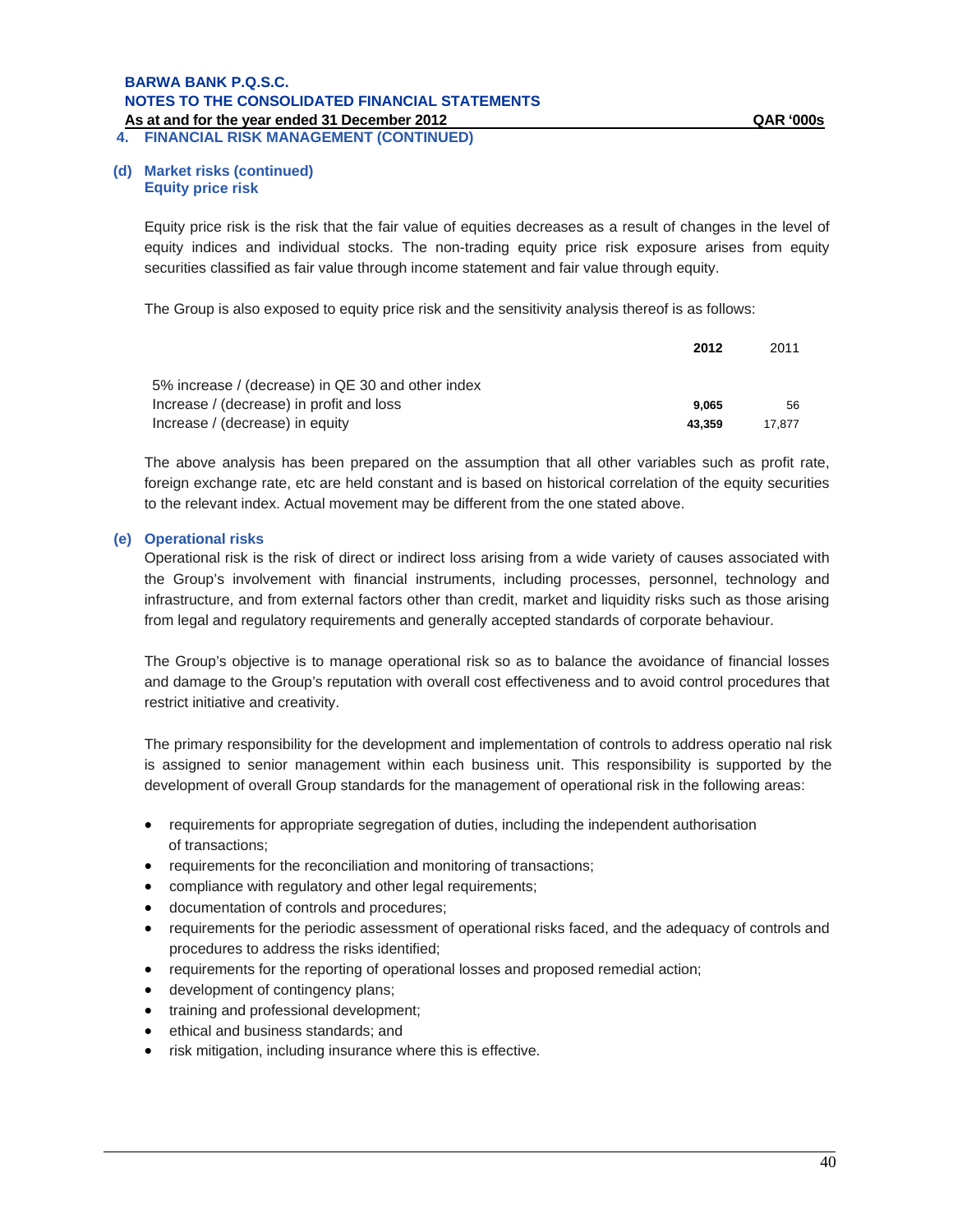## 4. FINANCIAL RISK MANAGEMENT (CONTINUED)

### (d) Market risks (continued)

#### Equity price risk

Equity price risk is the risk that the fair value of equities decreases as a result of changes in the level of equity indices and individual stocks. The non-trading equity price risk exposure arises from equity securities classified as fair value through income statement and fair value through equity.

The Group is also exposed to equity price risk and the sensitivity analysis thereof is as follows:

| | **2012** | 2011 |
|---|---|---|
| 5% increase / (decrease) in QE 30 and other index | | |
| Increase / (decrease) in profit and loss | **9,065** | 56 |
| Increase / (decrease) in equity | **43,359** | 17,877 |

The above analysis has been prepared on the assumption that all other variables such as profit rate, foreign exchange rate, etc are held constant and is based on historical correlation of the equity securities to the relevant index. Actual movement may be different from the one stated above.

### (e) Operational risks

Operational risk is the risk of direct or indirect loss arising from a wide variety of causes associated with the Group's involvement with financial instruments, including processes, personnel, technology and infrastructure, and from external factors other than credit, market and liquidity risks such as those arising from legal and regulatory requirements and generally accepted standards of corporate behaviour.

The Group's objective is to manage operational risk so as to balance the avoidance of financial losses and damage to the Group's reputation with overall cost effectiveness and to avoid control procedures that restrict initiative and creativity.

The primary responsibility for the development and implementation of controls to address operatio nal risk is assigned to senior management within each business unit. This responsibility is supported by the development of overall Group standards for the management of operational risk in the following areas:

- requirements for appropriate segregation of duties, including the independent authorisation of transactions;
- requirements for the reconciliation and monitoring of transactions;
- compliance with regulatory and other legal requirements;
- documentation of controls and procedures;
- requirements for the periodic assessment of operational risks faced, and the adequacy of controls and procedures to address the risks identified;
- requirements for the reporting of operational losses and proposed remedial action;
- development of contingency plans;
- training and professional development;
- ethical and business standards; and
- risk mitigation, including insurance where this is effective.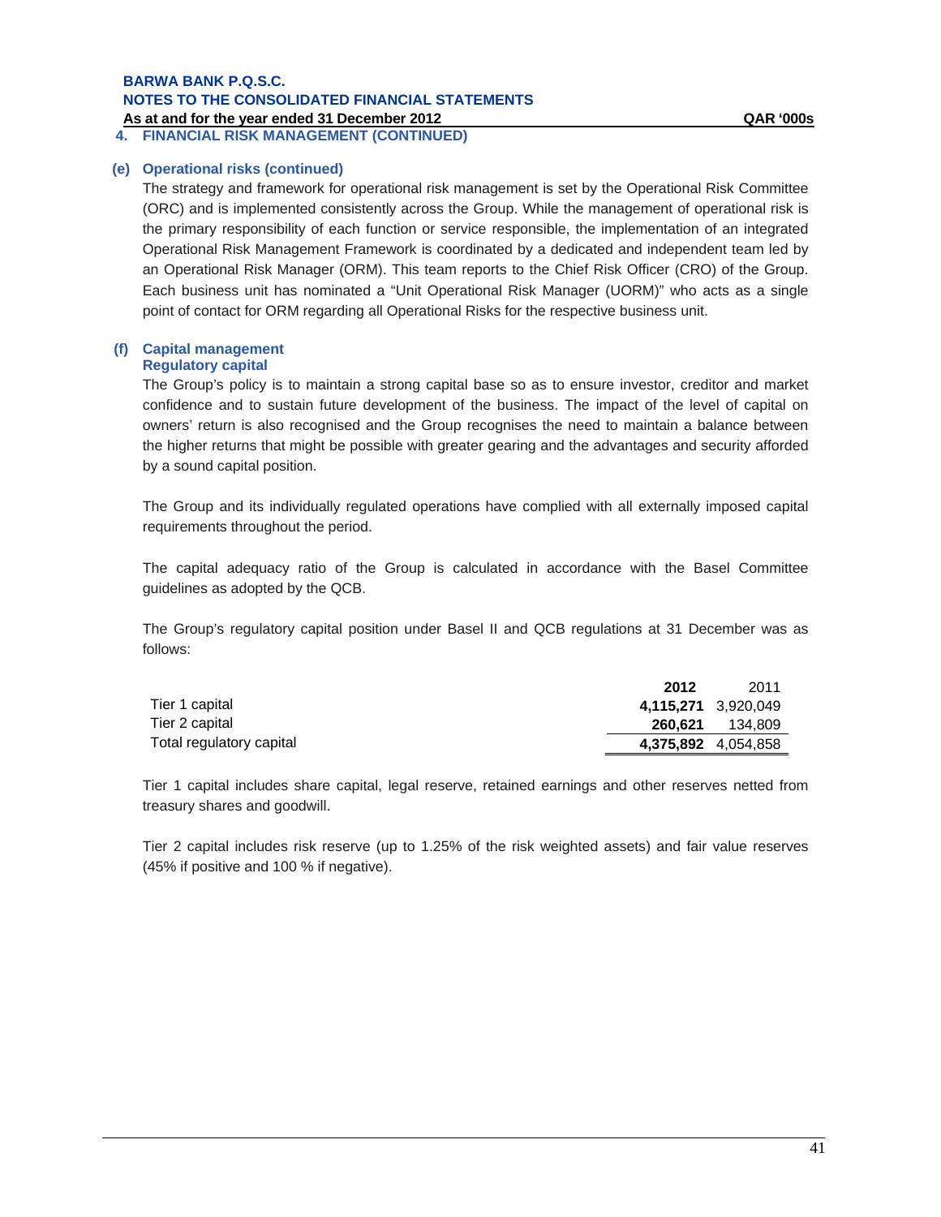## 4. FINANCIAL RISK MANAGEMENT (CONTINUED)

### (e) Operational risks (continued)

The strategy and framework for operational risk management is set by the Operational Risk Committee (ORC) and is implemented consistently across the Group. While the management of operational risk is the primary responsibility of each function or service responsible, the implementation of an integrated Operational Risk Management Framework is coordinated by a dedicated and independent team led by an Operational Risk Manager (ORM). This team reports to the Chief Risk Officer (CRO) of the Group. Each business unit has nominated a "Unit Operational Risk Manager (UORM)" who acts as a single point of contact for ORM regarding all Operational Risks for the respective business unit.

### (f) Capital management

#### Regulatory capital

The Group's policy is to maintain a strong capital base so as to ensure investor, creditor and market confidence and to sustain future development of the business. The impact of the level of capital on owners' return is also recognised and the Group recognises the need to maintain a balance between the higher returns that might be possible with greater gearing and the advantages and security afforded by a sound capital position.

The Group and its individually regulated operations have complied with all externally imposed capital requirements throughout the period.

The capital adequacy ratio of the Group is calculated in accordance with the Basel Committee guidelines as adopted by the QCB.

The Group's regulatory capital position under Basel II and QCB regulations at 31 December was as follows:

| | **2012** | 2011 |
|---|---|---|
| Tier 1 capital | **4,115,271** | 3,920,049 |
| Tier 2 capital | **260,621** | 134,809 |
| Total regulatory capital | **4,375,892** | 4,054,858 |

Tier 1 capital includes share capital, legal reserve, retained earnings and other reserves netted from treasury shares and goodwill.

Tier 2 capital includes risk reserve (up to 1.25% of the risk weighted assets) and fair value reserves (45% if positive and 100 % if negative).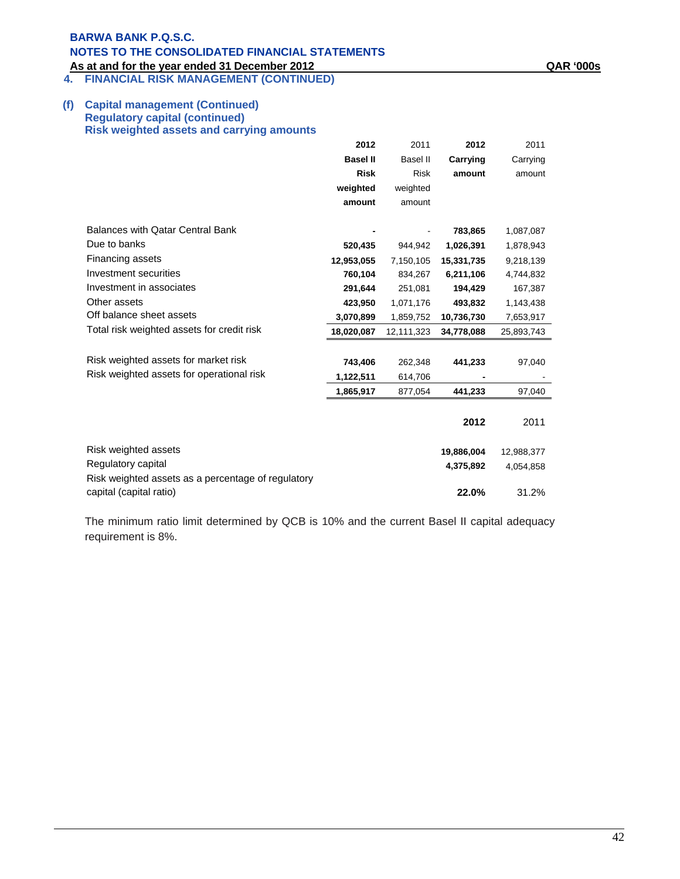## 4. FINANCIAL RISK MANAGEMENT (CONTINUED)

### (f) Capital management (Continued)

#### Regulatory capital (continued)

#### Risk weighted assets and carrying amounts

| | 2012 Basel II Risk weighted amount | 2011 Basel II Risk weighted amount | 2012 Carrying amount | 2011 Carrying amount |
|---|---|---|---|---|
| Balances with Qatar Central Bank | - | - | 783,865 | 1,087,087 |
| Due to banks | 520,435 | 944,942 | 1,026,391 | 1,878,943 |
| Financing assets | 12,953,055 | 7,150,105 | 15,331,735 | 9,218,139 |
| Investment securities | 760,104 | 834,267 | 6,211,106 | 4,744,832 |
| Investment in associates | 291,644 | 251,081 | 194,429 | 167,387 |
| Other assets | 423,950 | 1,071,176 | 493,832 | 1,143,438 |
| Off balance sheet assets | 3,070,899 | 1,859,752 | 10,736,730 | 7,653,917 |
| Total risk weighted assets for credit risk | 18,020,087 | 12,111,323 | 34,778,088 | 25,893,743 |
| | | | | |
| Risk weighted assets for market risk | 743,406 | 262,348 | 441,233 | 97,040 |
| Risk weighted assets for operational risk | 1,122,511 | 614,706 | - | - |
| | 1,865,917 | 877,054 | 441,233 | 97,040 |

| | 2012 | 2011 |
|---|---|---|
| Risk weighted assets | 19,886,004 | 12,988,377 |
| Regulatory capital | 4,375,892 | 4,054,858 |
| Risk weighted assets as a percentage of regulatory capital (capital ratio) | 22.0% | 31.2% |

The minimum ratio limit determined by QCB is 10% and the current Basel II capital adequacy requirement is 8%.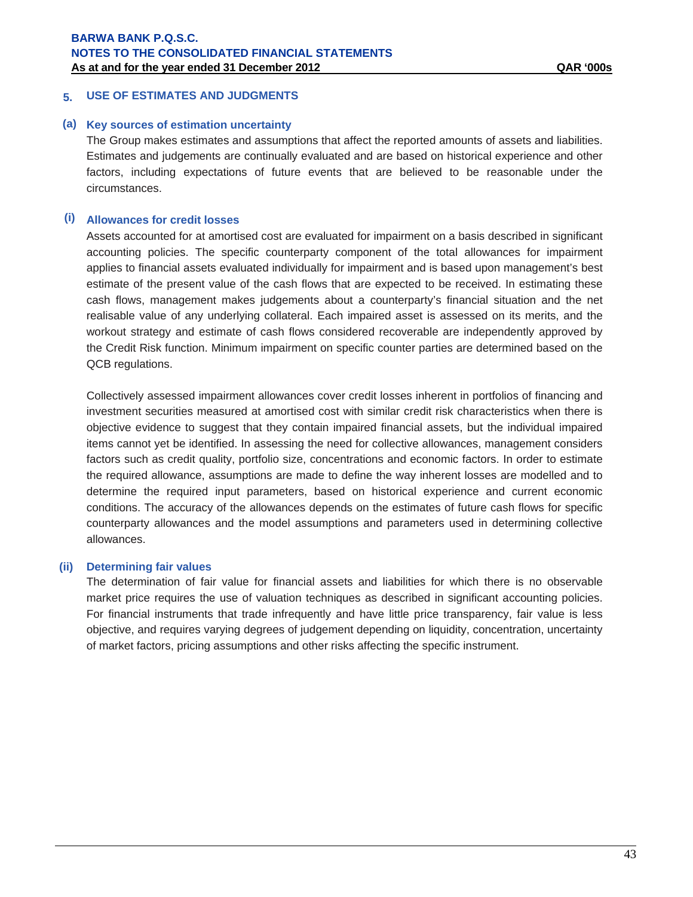## 5. USE OF ESTIMATES AND JUDGMENTS

### (a) Key sources of estimation uncertainty

The Group makes estimates and assumptions that affect the reported amounts of assets and liabilities. Estimates and judgements are continually evaluated and are based on historical experience and other factors, including expectations of future events that are believed to be reasonable under the circumstances.

#### (i) Allowances for credit losses

Assets accounted for at amortised cost are evaluated for impairment on a basis described in significant accounting policies. The specific counterparty component of the total allowances for impairment applies to financial assets evaluated individually for impairment and is based upon management's best estimate of the present value of the cash flows that are expected to be received. In estimating these cash flows, management makes judgements about a counterparty's financial situation and the net realisable value of any underlying collateral. Each impaired asset is assessed on its merits, and the workout strategy and estimate of cash flows considered recoverable are independently approved by the Credit Risk function. Minimum impairment on specific counter parties are determined based on the QCB regulations.

Collectively assessed impairment allowances cover credit losses inherent in portfolios of financing and investment securities measured at amortised cost with similar credit risk characteristics when there is objective evidence to suggest that they contain impaired financial assets, but the individual impaired items cannot yet be identified. In assessing the need for collective allowances, management considers factors such as credit quality, portfolio size, concentrations and economic factors. In order to estimate the required allowance, assumptions are made to define the way inherent losses are modelled and to determine the required input parameters, based on historical experience and current economic conditions. The accuracy of the allowances depends on the estimates of future cash flows for specific counterparty allowances and the model assumptions and parameters used in determining collective allowances.

#### (ii) Determining fair values

The determination of fair value for financial assets and liabilities for which there is no observable market price requires the use of valuation techniques as described in significant accounting policies. For financial instruments that trade infrequently and have little price transparency, fair value is less objective, and requires varying degrees of judgement depending on liquidity, concentration, uncertainty of market factors, pricing assumptions and other risks affecting the specific instrument.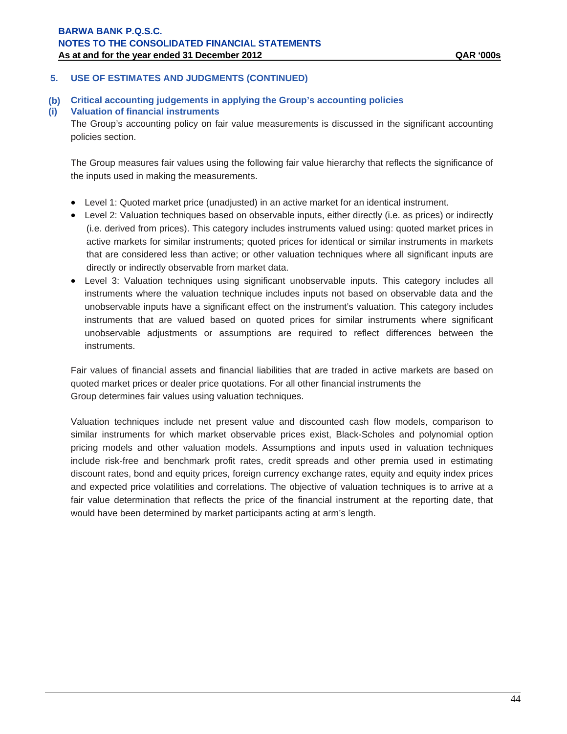## 5. USE OF ESTIMATES AND JUDGMENTS (CONTINUED)

### (b) Critical accounting judgements in applying the Group's accounting policies

### (i) Valuation of financial instruments

The Group's accounting policy on fair value measurements is discussed in the significant accounting policies section.

The Group measures fair values using the following fair value hierarchy that reflects the significance of the inputs used in making the measurements.

- Level 1: Quoted market price (unadjusted) in an active market for an identical instrument.
- Level 2: Valuation techniques based on observable inputs, either directly (i.e. as prices) or indirectly (i.e. derived from prices). This category includes instruments valued using: quoted market prices in active markets for similar instruments; quoted prices for identical or similar instruments in markets that are considered less than active; or other valuation techniques where all significant inputs are directly or indirectly observable from market data.
- Level 3: Valuation techniques using significant unobservable inputs. This category includes all instruments where the valuation technique includes inputs not based on observable data and the unobservable inputs have a significant effect on the instrument's valuation. This category includes instruments that are valued based on quoted prices for similar instruments where significant unobservable adjustments or assumptions are required to reflect differences between the instruments.

Fair values of financial assets and financial liabilities that are traded in active markets are based on quoted market prices or dealer price quotations. For all other financial instruments the Group determines fair values using valuation techniques.

Valuation techniques include net present value and discounted cash flow models, comparison to similar instruments for which market observable prices exist, Black-Scholes and polynomial option pricing models and other valuation models. Assumptions and inputs used in valuation techniques include risk-free and benchmark profit rates, credit spreads and other premia used in estimating discount rates, bond and equity prices, foreign currency exchange rates, equity and equity index prices and expected price volatilities and correlations. The objective of valuation techniques is to arrive at a fair value determination that reflects the price of the financial instrument at the reporting date, that would have been determined by market participants acting at arm's length.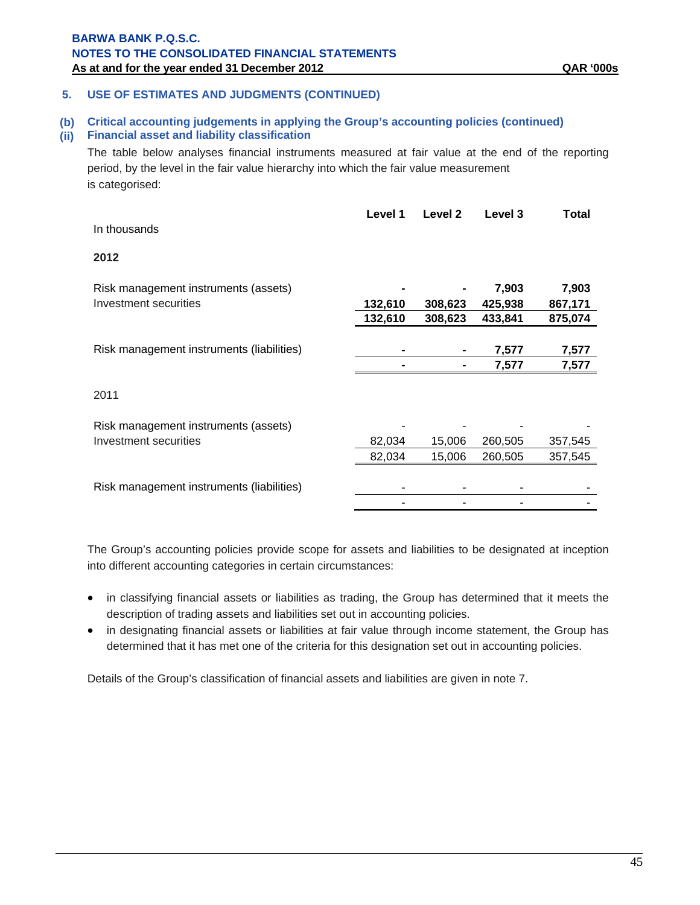## 5. USE OF ESTIMATES AND JUDGMENTS (CONTINUED)

### (b) Critical accounting judgements in applying the Group's accounting policies (continued)

### (ii) Financial asset and liability classification

The table below analyses financial instruments measured at fair value at the end of the reporting period, by the level in the fair value hierarchy into which the fair value measurement is categorised:

| In thousands | Level 1 | Level 2 | Level 3 | Total |
|---|---|---|---|---|
| **2012** | | | | |
| Risk management instruments (assets) | **-** | **-** | **7,903** | **7,903** |
| Investment securities | **132,610** | **308,623** | **425,938** | **867,171** |
| | **132,610** | **308,623** | **433,841** | **875,074** |
| Risk management instruments (liabilities) | **-** | **-** | **7,577** | **7,577** |
| | **-** | **-** | **7,577** | **7,577** |
| 2011 | | | | |
| Risk management instruments (assets) | - | - | - | - |
| Investment securities | 82,034 | 15,006 | 260,505 | 357,545 |
| | 82,034 | 15,006 | 260,505 | 357,545 |
| Risk management instruments (liabilities) | - | - | - | - |
| | - | - | - | - |

The Group's accounting policies provide scope for assets and liabilities to be designated at inception into different accounting categories in certain circumstances:

- in classifying financial assets or liabilities as trading, the Group has determined that it meets the description of trading assets and liabilities set out in accounting policies.
- in designating financial assets or liabilities at fair value through income statement, the Group has determined that it has met one of the criteria for this designation set out in accounting policies.

Details of the Group's classification of financial assets and liabilities are given in note 7.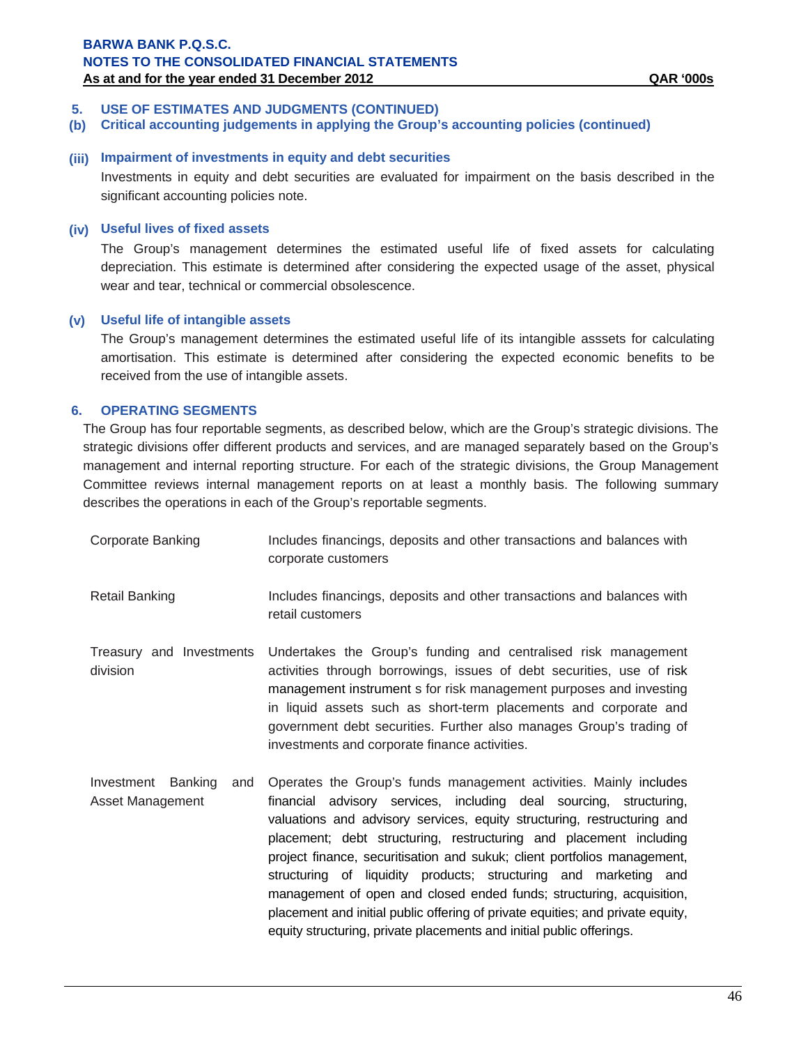## 5. USE OF ESTIMATES AND JUDGMENTS (CONTINUED)

### (b) Critical accounting judgements in applying the Group's accounting policies (continued)

#### (iii) Impairment of investments in equity and debt securities

Investments in equity and debt securities are evaluated for impairment on the basis described in the significant accounting policies note.

#### (iv) Useful lives of fixed assets

The Group's management determines the estimated useful life of fixed assets for calculating depreciation. This estimate is determined after considering the expected usage of the asset, physical wear and tear, technical or commercial obsolescence.

#### (v) Useful life of intangible assets

The Group's management determines the estimated useful life of its intangible asssets for calculating amortisation. This estimate is determined after considering the expected economic benefits to be received from the use of intangible assets.

## 6. OPERATING SEGMENTS

The Group has four reportable segments, as described below, which are the Group's strategic divisions. The strategic divisions offer different products and services, and are managed separately based on the Group's management and internal reporting structure. For each of the strategic divisions, the Group Management Committee reviews internal management reports on at least a monthly basis. The following summary describes the operations in each of the Group's reportable segments.

| | |
|---|---|
| Corporate Banking | Includes financings, deposits and other transactions and balances with corporate customers |
| Retail Banking | Includes financings, deposits and other transactions and balances with retail customers |
| Treasury and Investments division | Undertakes the Group's funding and centralised risk management activities through borrowings, issues of debt securities, use of risk management instrument s for risk management purposes and investing in liquid assets such as short-term placements and corporate and government debt securities. Further also manages Group's trading of investments and corporate finance activities. |
| Investment Banking and Asset Management | Operates the Group's funds management activities. Mainly includes financial advisory services, including deal sourcing, structuring, valuations and advisory services, equity structuring, restructuring and placement; debt structuring, restructuring and placement including project finance, securitisation and sukuk; client portfolios management, structuring of liquidity products; structuring and marketing and management of open and closed ended funds; structuring, acquisition, placement and initial public offering of private equities; and private equity, equity structuring, private placements and initial public offerings. |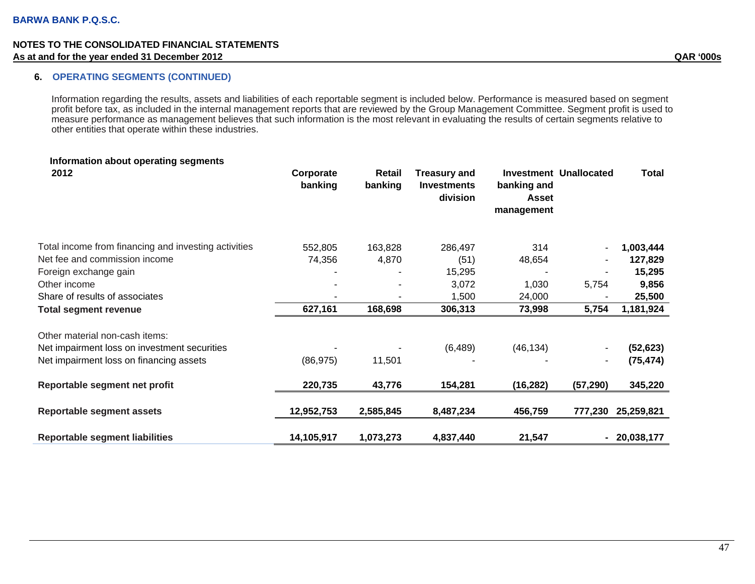## 6. OPERATING SEGMENTS (CONTINUED)

Information regarding the results, assets and liabilities of each reportable segment is included below. Performance is measured based on segment profit before tax, as included in the internal management reports that are reviewed by the Group Management Committee. Segment profit is used to measure performance as management believes that such information is the most relevant in evaluating the results of certain segments relative to other entities that operate within these industries.

QAR '000s

### Information about operating segments

| 2012 | Corporate banking | Retail banking | Treasury and Investments division | Investment banking and Asset management | Unallocated | Total |
|---|---|---|---|---|---|---|
| Total income from financing and investing activities | 552,805 | 163,828 | 286,497 | 314 | - | **1,003,444** |
| Net fee and commission income | 74,356 | 4,870 | (51) | 48,654 | - | **127,829** |
| Foreign exchange gain | - | - | 15,295 | - | - | **15,295** |
| Other income | - | - | 3,072 | 1,030 | 5,754 | **9,856** |
| Share of results of associates | - | - | 1,500 | 24,000 | - | **25,500** |
| **Total segment revenue** | **627,161** | **168,698** | **306,313** | **73,998** | **5,754** | **1,181,924** |
| Other material non-cash items: | | | | | | |
| Net impairment loss on investment securities | - | - | (6,489) | (46,134) | - | **(52,623)** |
| Net impairment loss on financing assets | (86,975) | 11,501 | - | - | - | **(75,474)** |
| **Reportable segment net profit** | **220,735** | **43,776** | **154,281** | **(16,282)** | **(57,290)** | **345,220** |
| **Reportable segment assets** | **12,952,753** | **2,585,845** | **8,487,234** | **456,759** | **777,230** | **25,259,821** |
| **Reportable segment liabilities** | **14,105,917** | **1,073,273** | **4,837,440** | **21,547** | **-** | **20,038,177** |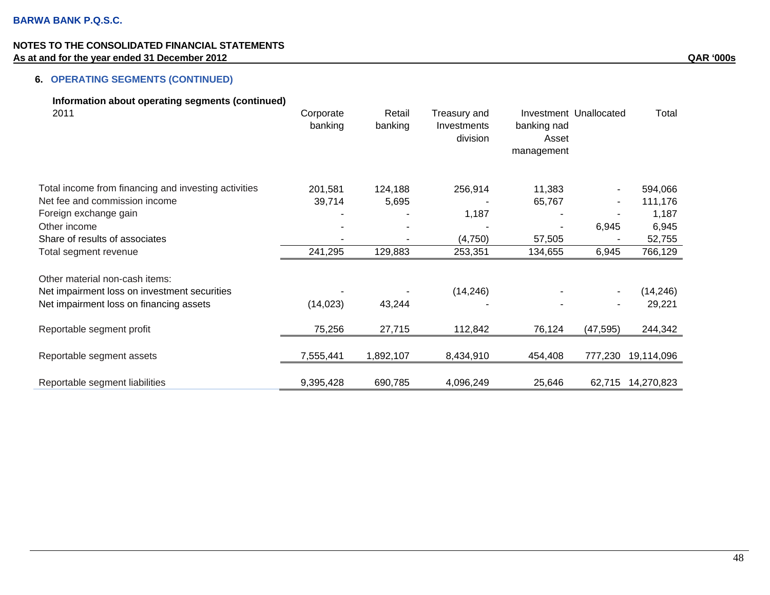BARWA BANK P.Q.S.C.

NOTES TO THE CONSOLIDATED FINANCIAL STATEMENTS
As at and for the year ended 31 December 2012

QAR '000s

## 6. OPERATING SEGMENTS (CONTINUED)

### Information about operating segments (continued)

| 2011 | Corporate banking | Retail banking | Treasury and Investments division | Investment banking nad Asset management | Unallocated | Total |
|---|---|---|---|---|---|---|
| Total income from financing and investing activities | 201,581 | 124,188 | 256,914 | 11,383 | - | 594,066 |
| Net fee and commission income | 39,714 | 5,695 | - | 65,767 | - | 111,176 |
| Foreign exchange gain | - | - | 1,187 | - | - | 1,187 |
| Other income | - | - | - | - | 6,945 | 6,945 |
| Share of results of associates | - | - | (4,750) | 57,505 | - | 52,755 |
| Total segment revenue | 241,295 | 129,883 | 253,351 | 134,655 | 6,945 | 766,129 |
| Other material non-cash items: | | | | | | |
| Net impairment loss on investment securities | - | - | (14,246) | - | - | (14,246) |
| Net impairment loss on financing assets | (14,023) | 43,244 | - | - | - | 29,221 |
| Reportable segment profit | 75,256 | 27,715 | 112,842 | 76,124 | (47,595) | 244,342 |
| Reportable segment assets | 7,555,441 | 1,892,107 | 8,434,910 | 454,408 | 777,230 | 19,114,096 |
| Reportable segment liabilities | 9,395,428 | 690,785 | 4,096,249 | 25,646 | 62,715 | 14,270,823 |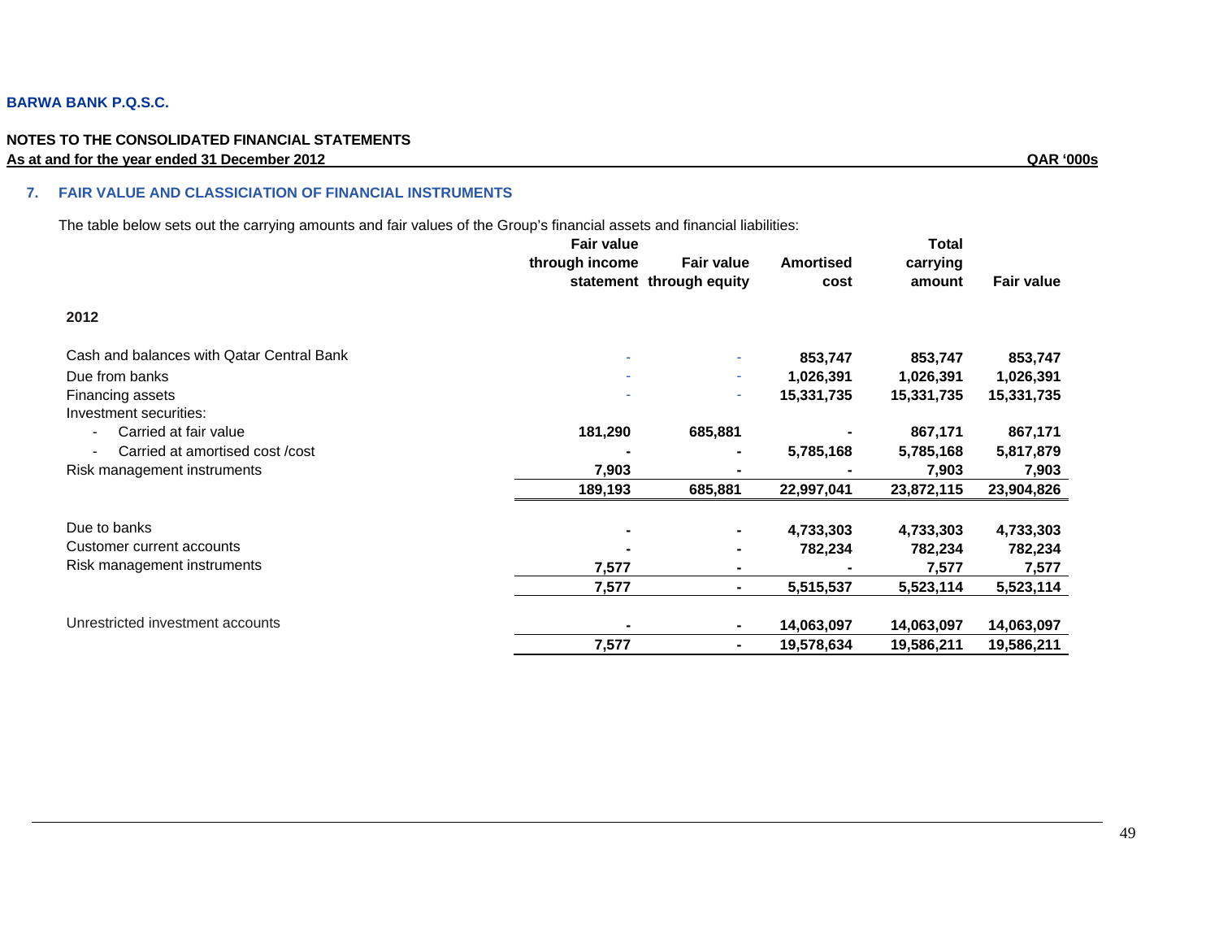**BARWA BANK P.Q.S.C.**

**NOTES TO THE CONSOLIDATED FINANCIAL STATEMENTS**
**As at and for the year ended 31 December 2012** **QAR '000s**

## 7. FAIR VALUE AND CLASSICIATION OF FINANCIAL INSTRUMENTS

The table below sets out the carrying amounts and fair values of the Group's financial assets and financial liabilities:

| | Fair value through income statement | Fair value through equity | Amortised cost | Total carrying amount | Fair value |
|---|---|---|---|---|---|
| **2012** | | | | | |
| Cash and balances with Qatar Central Bank | - | - | 853,747 | 853,747 | 853,747 |
| Due from banks | - | - | 1,026,391 | 1,026,391 | 1,026,391 |
| Financing assets | - | - | 15,331,735 | 15,331,735 | 15,331,735 |
| Investment securities: | | | | | |
| - Carried at fair value | 181,290 | 685,881 | - | 867,171 | 867,171 |
| - Carried at amortised cost /cost | - | - | 5,785,168 | 5,785,168 | 5,817,879 |
| Risk management instruments | 7,903 | - | - | 7,903 | 7,903 |
| | 189,193 | 685,881 | 22,997,041 | 23,872,115 | 23,904,826 |
| Due to banks | - | - | 4,733,303 | 4,733,303 | 4,733,303 |
| Customer current accounts | - | - | 782,234 | 782,234 | 782,234 |
| Risk management instruments | 7,577 | - | - | 7,577 | 7,577 |
| | 7,577 | - | 5,515,537 | 5,523,114 | 5,523,114 |
| Unrestricted investment accounts | - | - | 14,063,097 | 14,063,097 | 14,063,097 |
| | 7,577 | - | 19,578,634 | 19,586,211 | 19,586,211 |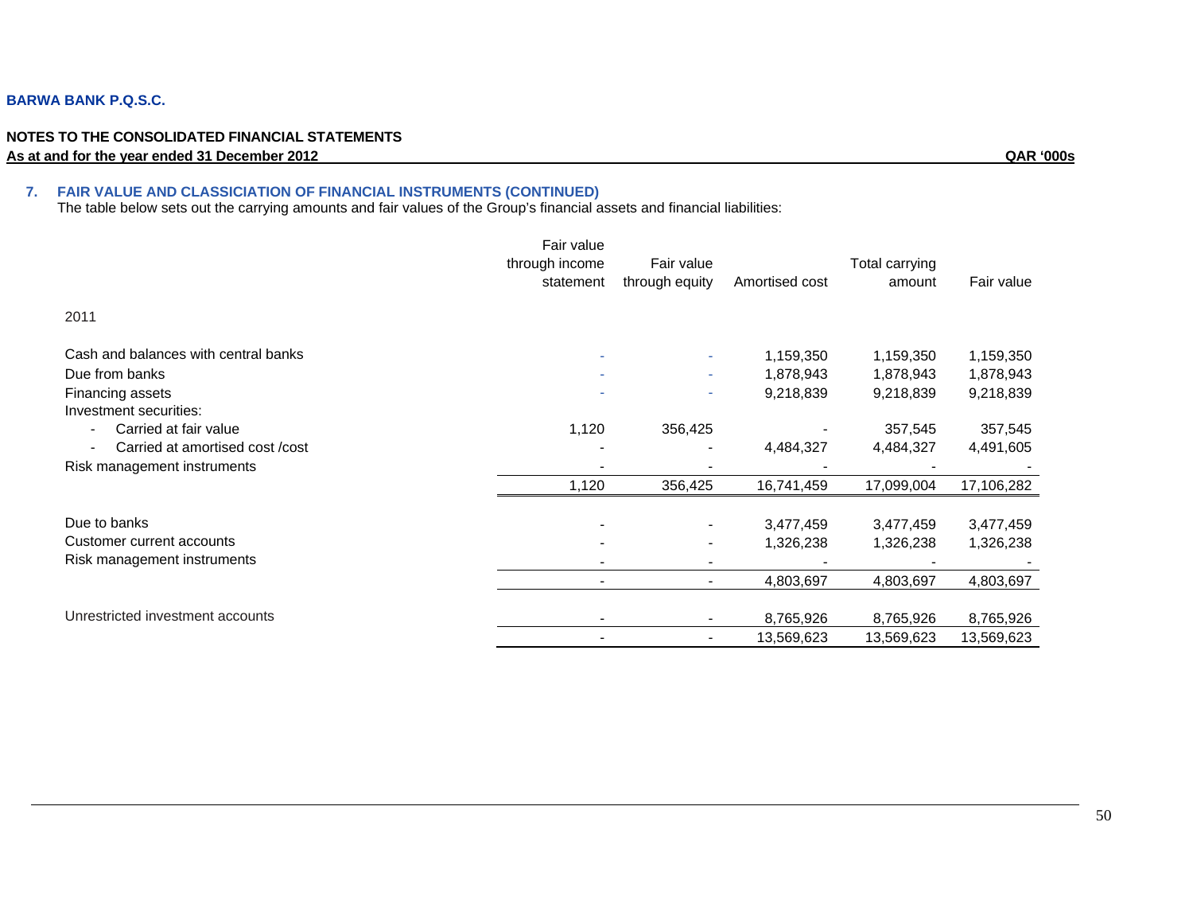**BARWA BANK P.Q.S.C.**

**NOTES TO THE CONSOLIDATED FINANCIAL STATEMENTS**
**As at and for the year ended 31 December 2012** **QAR '000s**

## 7. FAIR VALUE AND CLASSICIATION OF FINANCIAL INSTRUMENTS (CONTINUED)

The table below sets out the carrying amounts and fair values of the Group's financial assets and financial liabilities:

| | Fair value through income statement | Fair value through equity | Amortised cost | Total carrying amount | Fair value |
|---|---|---|---|---|---|
| **2011** | | | | | |
| Cash and balances with central banks | - | - | 1,159,350 | 1,159,350 | 1,159,350 |
| Due from banks | - | - | 1,878,943 | 1,878,943 | 1,878,943 |
| Financing assets | - | - | 9,218,839 | 9,218,839 | 9,218,839 |
| Investment securities: | | | | | |
| - Carried at fair value | 1,120 | 356,425 | - | 357,545 | 357,545 |
| - Carried at amortised cost /cost | - | - | 4,484,327 | 4,484,327 | 4,491,605 |
| Risk management instruments | - | - | - | - | - |
| | 1,120 | 356,425 | 16,741,459 | 17,099,004 | 17,106,282 |
| Due to banks | - | - | 3,477,459 | 3,477,459 | 3,477,459 |
| Customer current accounts | - | - | 1,326,238 | 1,326,238 | 1,326,238 |
| Risk management instruments | - | - | - | - | - |
| | - | - | 4,803,697 | 4,803,697 | 4,803,697 |
| Unrestricted investment accounts | - | - | 8,765,926 | 8,765,926 | 8,765,926 |
| | - | - | 13,569,623 | 13,569,623 | 13,569,623 |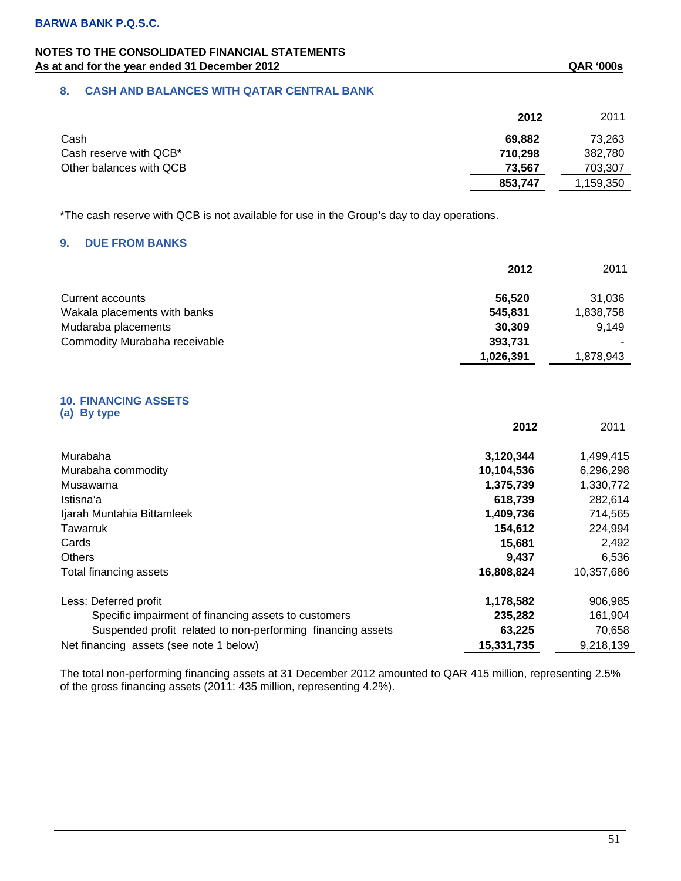**BARWA BANK P.Q.S.C.**

**NOTES TO THE CONSOLIDATED FINANCIAL STATEMENTS**
**As at and for the year ended 31 December 2012** **QAR '000s**

## 8. CASH AND BALANCES WITH QATAR CENTRAL BANK

| | **2012** | 2011 |
|---|---|---|
| Cash | **69,882** | 73,263 |
| Cash reserve with QCB* | **710,298** | 382,780 |
| Other balances with QCB | **73,567** | 703,307 |
| | **853,747** | 1,159,350 |

*The cash reserve with QCB is not available for use in the Group's day to day operations.

## 9. DUE FROM BANKS

| | **2012** | 2011 |
|---|---|---|
| Current accounts | **56,520** | 31,036 |
| Wakala placements with banks | **545,831** | 1,838,758 |
| Mudaraba placements | **30,309** | 9,149 |
| Commodity Murabaha receivable | **393,731** | - |
| | **1,026,391** | 1,878,943 |

## 10. FINANCING ASSETS

### (a) By type

| | **2012** | 2011 |
|---|---|---|
| Murabaha | **3,120,344** | 1,499,415 |
| Murabaha commodity | **10,104,536** | 6,296,298 |
| Musawama | **1,375,739** | 1,330,772 |
| Istisna'a | **618,739** | 282,614 |
| Ijarah Muntahia Bittamleek | **1,409,736** | 714,565 |
| Tawarruk | **154,612** | 224,994 |
| Cards | **15,681** | 2,492 |
| Others | **9,437** | 6,536 |
| Total financing assets | **16,808,824** | 10,357,686 |
| | | |
| Less: Deferred profit | **1,178,582** | 906,985 |
| Specific impairment of financing assets to customers | **235,282** | 161,904 |
| Suspended profit related to non-performing financing assets | **63,225** | 70,658 |
| Net financing assets (see note 1 below) | **15,331,735** | 9,218,139 |

The total non-performing financing assets at 31 December 2012 amounted to QAR 415 million, representing 2.5% of the gross financing assets (2011: 435 million, representing 4.2%).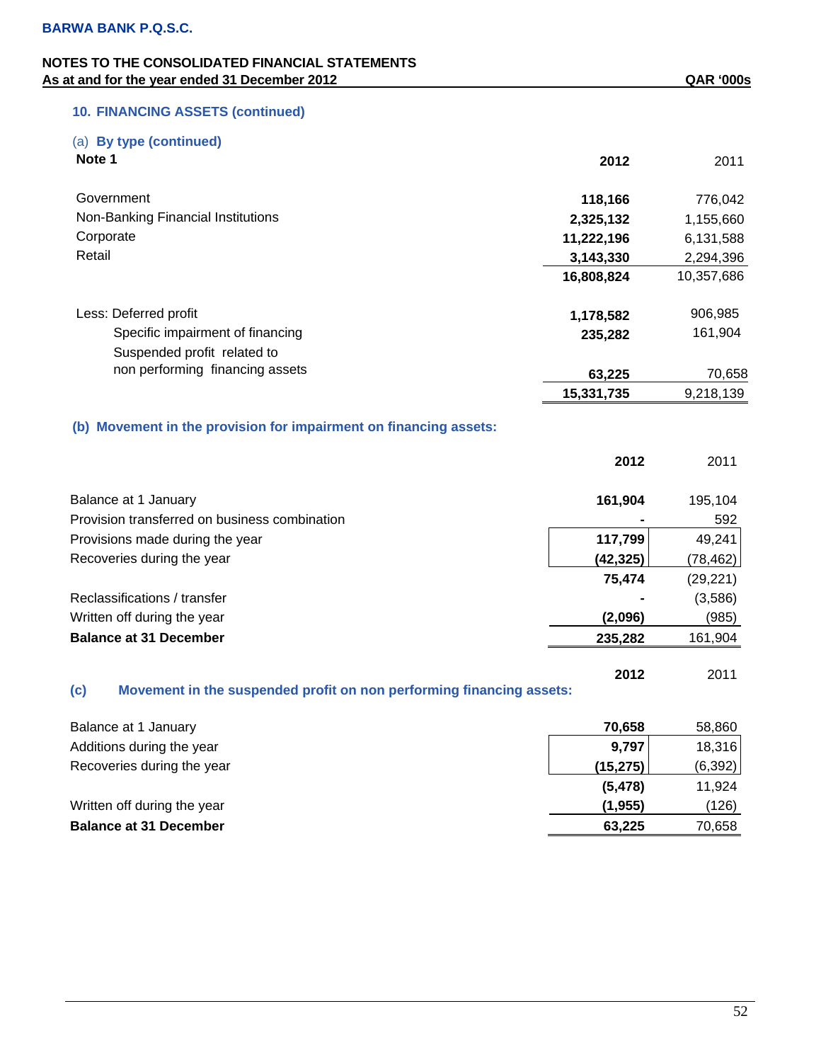**BARWA BANK P.Q.S.C.**

**NOTES TO THE CONSOLIDATED FINANCIAL STATEMENTS**
**As at and for the year ended 31 December 2012** **QAR '000s**

## 10. FINANCING ASSETS (continued)

### (a) By type (continued)

**Note 1**

| | 2012 | 2011 |
|---|---|---|
| Government | 118,166 | 776,042 |
| Non-Banking Financial Institutions | 2,325,132 | 1,155,660 |
| Corporate | 11,222,196 | 6,131,588 |
| Retail | 3,143,330 | 2,294,396 |
| | 16,808,824 | 10,357,686 |
| Less: Deferred profit | 1,178,582 | 906,985 |
| Specific impairment of financing | 235,282 | 161,904 |
| Suspended profit related to non performing financing assets | 63,225 | 70,658 |
| | 15,331,735 | 9,218,139 |

### (b) Movement in the provision for impairment on financing assets:

| | 2012 | 2011 |
|---|---|---|
| Balance at 1 January | 161,904 | 195,104 |
| Provision transferred on business combination | - | 592 |
| Provisions made during the year | 117,799 | 49,241 |
| Recoveries during the year | (42,325) | (78,462) |
| | 75,474 | (29,221) |
| Reclassifications / transfer | - | (3,586) |
| Written off during the year | (2,096) | (985) |
| **Balance at 31 December** | 235,282 | 161,904 |

### (c) Movement in the suspended profit on non performing financing assets:

| | 2012 | 2011 |
|---|---|---|
| Balance at 1 January | 70,658 | 58,860 |
| Additions during the year | 9,797 | 18,316 |
| Recoveries during the year | (15,275) | (6,392) |
| | (5,478) | 11,924 |
| Written off during the year | (1,955) | (126) |
| **Balance at 31 December** | 63,225 | 70,658 |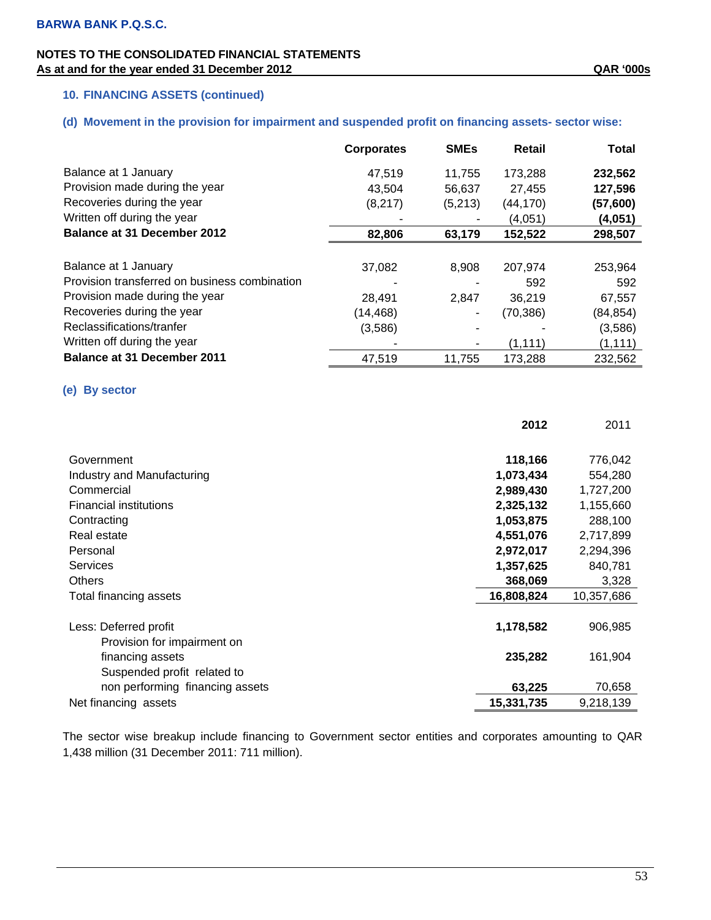BARWA BANK P.Q.S.C.

NOTES TO THE CONSOLIDATED FINANCIAL STATEMENTS
As at and for the year ended 31 December 2012

QAR '000s

## 10. FINANCING ASSETS (continued)

### (d) Movement in the provision for impairment and suspended profit on financing assets- sector wise:

| | Corporates | SMEs | Retail | Total |
|---|---|---|---|---|
| Balance at 1 January | 47,519 | 11,755 | 173,288 | **232,562** |
| Provision made during the year | 43,504 | 56,637 | 27,455 | **127,596** |
| Recoveries during the year | (8,217) | (5,213) | (44,170) | **(57,600)** |
| Written off during the year | - | - | (4,051) | **(4,051)** |
| **Balance at 31 December 2012** | **82,806** | **63,179** | **152,522** | **298,507** |
| | | | | |
| Balance at 1 January | 37,082 | 8,908 | 207,974 | 253,964 |
| Provision transferred on business combination | - | - | 592 | 592 |
| Provision made during the year | 28,491 | 2,847 | 36,219 | 67,557 |
| Recoveries during the year | (14,468) | - | (70,386) | (84,854) |
| Reclassifications/tranfer | (3,586) | - | - | (3,586) |
| Written off during the year | - | - | (1,111) | (1,111) |
| **Balance at 31 December 2011** | 47,519 | 11,755 | 173,288 | 232,562 |

### (e) By sector

| | 2012 | 2011 |
|---|---|---|
| Government | **118,166** | 776,042 |
| Industry and Manufacturing | **1,073,434** | 554,280 |
| Commercial | **2,989,430** | 1,727,200 |
| Financial institutions | **2,325,132** | 1,155,660 |
| Contracting | **1,053,875** | 288,100 |
| Real estate | **4,551,076** | 2,717,899 |
| Personal | **2,972,017** | 2,294,396 |
| Services | **1,357,625** | 840,781 |
| Others | **368,069** | 3,328 |
| Total financing assets | **16,808,824** | 10,357,686 |
| | | |
| Less: Deferred profit | **1,178,582** | 906,985 |
| Provision for impairment on financing assets | **235,282** | 161,904 |
| Suspended profit related to non performing financing assets | **63,225** | 70,658 |
| Net financing assets | **15,331,735** | 9,218,139 |

The sector wise breakup include financing to Government sector entities and corporates amounting to QAR 1,438 million (31 December 2011: 711 million).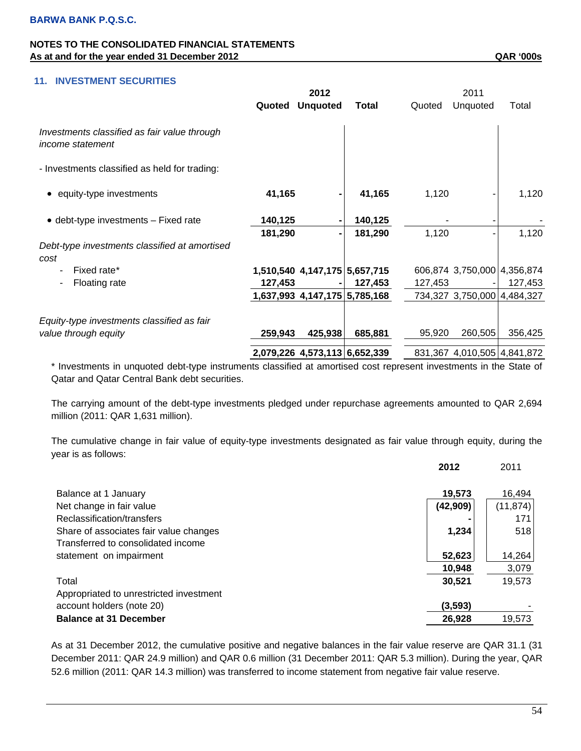**BARWA BANK P.Q.S.C.**

**NOTES TO THE CONSOLIDATED FINANCIAL STATEMENTS**
**As at and for the year ended 31 December 2012** **QAR '000s**

## 11. INVESTMENT SECURITIES

| | 2012 | | | 2011 | | |
|---|---|---|---|---|---|---|
| | **Quoted** | **Unquoted** | **Total** | Quoted | Unquoted | Total |
| *Investments classified as fair value through income statement* | | | | | | |
| - Investments classified as held for trading: | | | | | | |
| • equity-type investments | **41,165** | **-** | **41,165** | 1,120 | - | 1,120 |
| • debt-type investments – Fixed rate | **140,125** | **-** | **140,125** | - | - | - |
| | **181,290** | **-** | **181,290** | 1,120 | - | 1,120 |
| *Debt-type investments classified at amortised cost* | | | | | | |
| - Fixed rate* | **1,510,540** | **4,147,175** | **5,657,715** | 606,874 | 3,750,000 | 4,356,874 |
| - Floating rate | **127,453** | **-** | **127,453** | 127,453 | - | 127,453 |
| | **1,637,993** | **4,147,175** | **5,785,168** | 734,327 | 3,750,000 | 4,484,327 |
| *Equity-type investments classified as fair value through equity* | **259,943** | **425,938** | **685,881** | 95,920 | 260,505 | 356,425 |
| | **2,079,226** | **4,573,113** | **6,652,339** | 831,367 | 4,010,505 | 4,841,872 |

\* Investments in unquoted debt-type instruments classified at amortised cost represent investments in the State of Qatar and Qatar Central Bank debt securities.

The carrying amount of the debt-type investments pledged under repurchase agreements amounted to QAR 2,694 million (2011: QAR 1,631 million).

The cumulative change in fair value of equity-type investments designated as fair value through equity, during the year is as follows:

| | **2012** | 2011 |
|---|---|---|
| Balance at 1 January | **19,573** | 16,494 |
| Net change in fair value | **(42,909)** | (11,874) |
| Reclassification/transfers | **-** | 171 |
| Share of associates fair value changes | **1,234** | 518 |
| Transferred to consolidated income statement on impairment | **52,623** | 14,264 |
| | **10,948** | 3,079 |
| Total | **30,521** | 19,573 |
| Appropriated to unrestricted investment account holders (note 20) | **(3,593)** | - |
| **Balance at 31 December** | **26,928** | 19,573 |

As at 31 December 2012, the cumulative positive and negative balances in the fair value reserve are QAR 31.1 (31 December 2011: QAR 24.9 million) and QAR 0.6 million (31 December 2011: QAR 5.3 million). During the year, QAR 52.6 million (2011: QAR 14.3 million) was transferred to income statement from negative fair value reserve.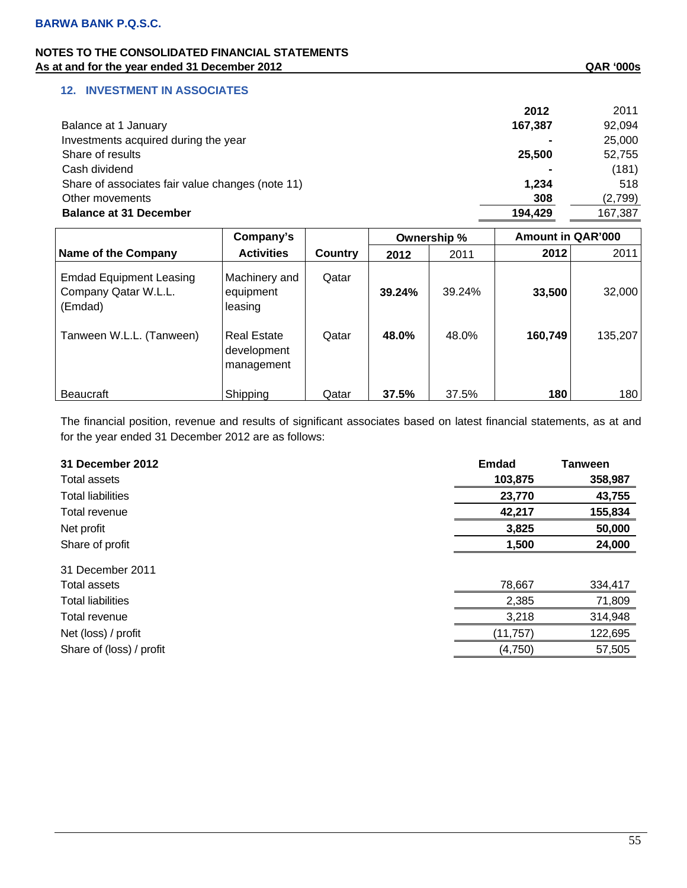BARWA BANK P.Q.S.C.

NOTES TO THE CONSOLIDATED FINANCIAL STATEMENTS
As at and for the year ended 31 December 2012

QAR '000s

## 12. INVESTMENT IN ASSOCIATES

| | 2012 | 2011 |
|---|---|---|
| Balance at 1 January | 167,387 | 92,094 |
| Investments acquired during the year | - | 25,000 |
| Share of results | 25,500 | 52,755 |
| Cash dividend | - | (181) |
| Share of associates fair value changes (note 11) | 1,234 | 518 |
| Other movements | 308 | (2,799) |
| **Balance at 31 December** | **194,429** | 167,387 |

| Name of the Company | Company's Activities | Country | Ownership % | | Amount in QAR'000 | |
|---|---|---|---|---|---|---|
| | | | 2012 | 2011 | 2012 | 2011 |
| Emdad Equipment Leasing Company Qatar W.L.L. (Emdad) | Machinery and equipment leasing | Qatar | 39.24% | 39.24% | 33,500 | 32,000 |
| Tanween W.L.L. (Tanween) | Real Estate development management | Qatar | 48.0% | 48.0% | 160,749 | 135,207 |
| Beaucraft | Shipping | Qatar | 37.5% | 37.5% | 180 | 180 |

The financial position, revenue and results of significant associates based on latest financial statements, as at and for the year ended 31 December 2012 are as follows:

| **31 December 2012** | **Emdad** | **Tanween** |
|---|---|---|
| Total assets | 103,875 | 358,987 |
| Total liabilities | 23,770 | 43,755 |
| Total revenue | 42,217 | 155,834 |
| Net profit | 3,825 | 50,000 |
| Share of profit | 1,500 | 24,000 |
| 31 December 2011 | | |
| Total assets | 78,667 | 334,417 |
| Total liabilities | 2,385 | 71,809 |
| Total revenue | 3,218 | 314,948 |
| Net (loss) / profit | (11,757) | 122,695 |
| Share of (loss) / profit | (4,750) | 57,505 |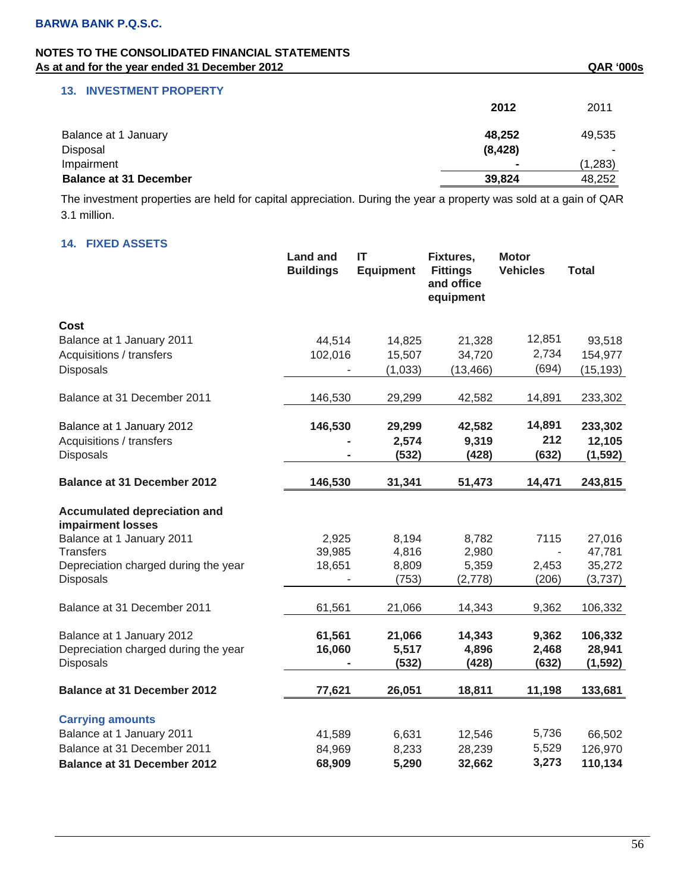**BARWA BANK P.Q.S.C.**

**NOTES TO THE CONSOLIDATED FINANCIAL STATEMENTS**
**As at and for the year ended 31 December 2012** **QAR '000s**

## 13. INVESTMENT PROPERTY

| | **2012** | 2011 |
|---|---|---|
| Balance at 1 January | **48,252** | 49,535 |
| Disposal | **(8,428)** | - |
| Impairment | **-** | (1,283) |
| **Balance at 31 December** | **39,824** | 48,252 |

The investment properties are held for capital appreciation. During the year a property was sold at a gain of QAR 3.1 million.

## 14. FIXED ASSETS

| | Land and Buildings | IT Equipment | Fixtures, Fittings and office equipment | Motor Vehicles | Total |
|---|---|---|---|---|---|
| **Cost** | | | | | |
| Balance at 1 January 2011 | 44,514 | 14,825 | 21,328 | 12,851 | 93,518 |
| Acquisitions / transfers | 102,016 | 15,507 | 34,720 | 2,734 | 154,977 |
| Disposals | - | (1,033) | (13,466) | (694) | (15,193) |
| Balance at 31 December 2011 | 146,530 | 29,299 | 42,582 | 14,891 | 233,302 |
| Balance at 1 January 2012 | **146,530** | **29,299** | **42,582** | **14,891** | **233,302** |
| Acquisitions / transfers | **-** | **2,574** | **9,319** | **212** | **12,105** |
| Disposals | **-** | **(532)** | **(428)** | **(632)** | **(1,592)** |
| **Balance at 31 December 2012** | **146,530** | **31,341** | **51,473** | **14,471** | **243,815** |
| **Accumulated depreciation and impairment losses** | | | | | |
| Balance at 1 January 2011 | 2,925 | 8,194 | 8,782 | 7115 | 27,016 |
| Transfers | 39,985 | 4,816 | 2,980 | - | 47,781 |
| Depreciation charged during the year | 18,651 | 8,809 | 5,359 | 2,453 | 35,272 |
| Disposals | - | (753) | (2,778) | (206) | (3,737) |
| Balance at 31 December 2011 | 61,561 | 21,066 | 14,343 | 9,362 | 106,332 |
| Balance at 1 January 2012 | **61,561** | **21,066** | **14,343** | **9,362** | **106,332** |
| Depreciation charged during the year | **16,060** | **5,517** | **4,896** | **2,468** | **28,941** |
| Disposals | **-** | **(532)** | **(428)** | **(632)** | **(1,592)** |
| **Balance at 31 December 2012** | **77,621** | **26,051** | **18,811** | **11,198** | **133,681** |
| **Carrying amounts** | | | | | |
| Balance at 1 January 2011 | 41,589 | 6,631 | 12,546 | 5,736 | 66,502 |
| Balance at 31 December 2011 | 84,969 | 8,233 | 28,239 | 5,529 | 126,970 |
| **Balance at 31 December 2012** | **68,909** | **5,290** | **32,662** | **3,273** | **110,134** |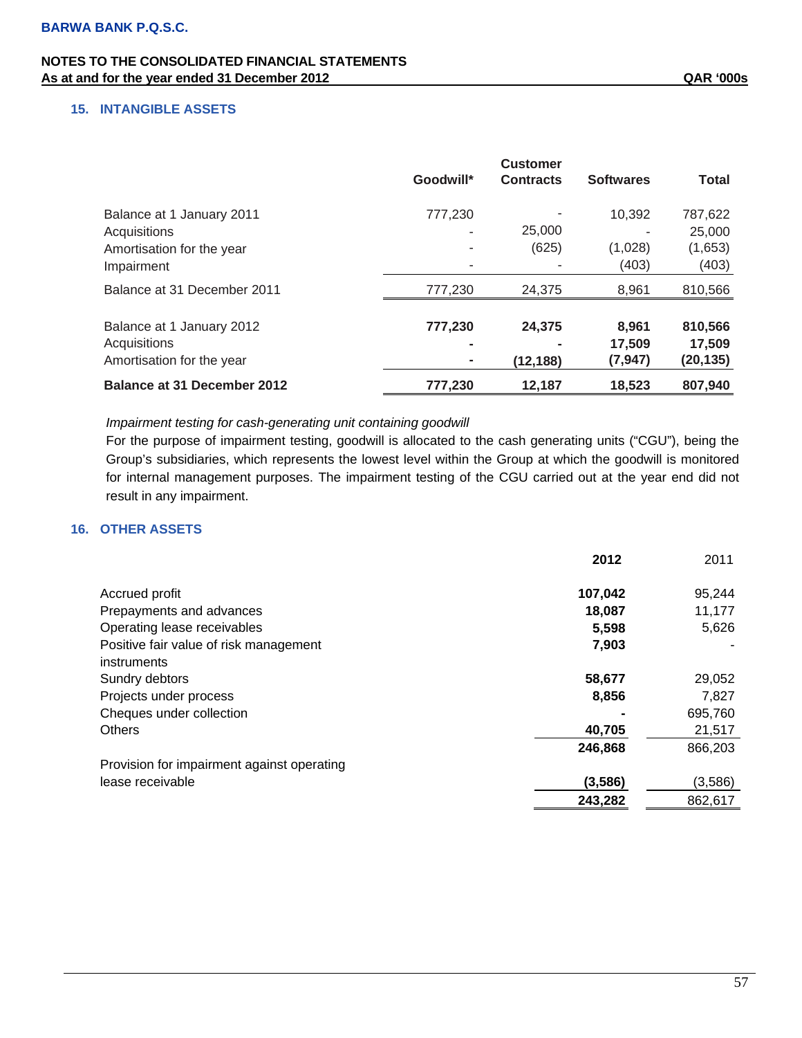## 15. INTANGIBLE ASSETS

| | Goodwill* | Customer Contracts | Softwares | Total |
|---|---|---|---|---|
| Balance at 1 January 2011 | 777,230 | - | 10,392 | 787,622 |
| Acquisitions | - | 25,000 | - | 25,000 |
| Amortisation for the year | - | (625) | (1,028) | (1,653) |
| Impairment | - | - | (403) | (403) |
| Balance at 31 December 2011 | 777,230 | 24,375 | 8,961 | 810,566 |
| | | | | |
| **Balance at 1 January 2012** | **777,230** | **24,375** | **8,961** | **810,566** |
| Acquisitions | **-** | **-** | **17,509** | **17,509** |
| Amortisation for the year | **-** | **(12,188)** | **(7,947)** | **(20,135)** |
| **Balance at 31 December 2012** | **777,230** | **12,187** | **18,523** | **807,940** |

*Impairment testing for cash-generating unit containing goodwill*

For the purpose of impairment testing, goodwill is allocated to the cash generating units ("CGU"), being the Group's subsidiaries, which represents the lowest level within the Group at which the goodwill is monitored for internal management purposes. The impairment testing of the CGU carried out at the year end did not result in any impairment.

## 16. OTHER ASSETS

| | 2012 | 2011 |
|---|---|---|
| Accrued profit | **107,042** | 95,244 |
| Prepayments and advances | **18,087** | 11,177 |
| Operating lease receivables | **5,598** | 5,626 |
| Positive fair value of risk management instruments | **7,903** | - |
| Sundry debtors | **58,677** | 29,052 |
| Projects under process | **8,856** | 7,827 |
| Cheques under collection | **-** | 695,760 |
| Others | **40,705** | 21,517 |
| | **246,868** | 866,203 |
| Provision for impairment against operating lease receivable | **(3,586)** | (3,586) |
| | **243,282** | 862,617 |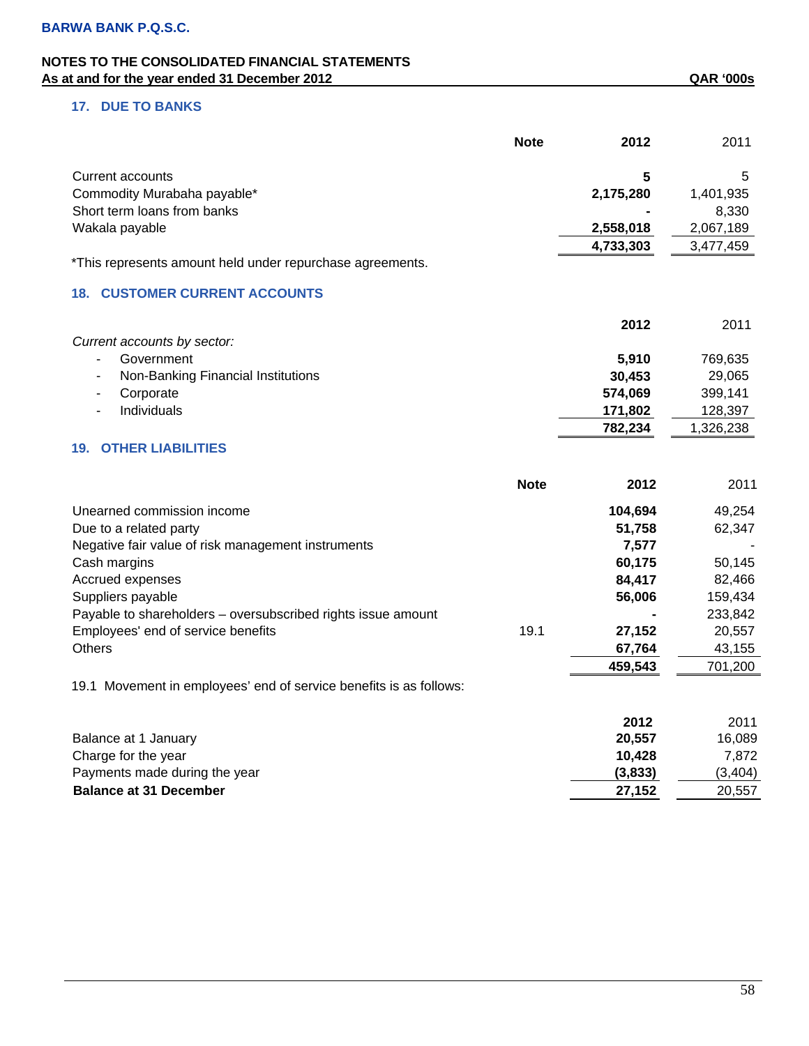BARWA BANK P.Q.S.C.

NOTES TO THE CONSOLIDATED FINANCIAL STATEMENTS
As at and for the year ended 31 December 2012 QAR '000s

## 17. DUE TO BANKS

| | Note | 2012 | 2011 |
|---|---|---|---|
| Current accounts | | 5 | 5 |
| Commodity Murabaha payable* | | 2,175,280 | 1,401,935 |
| Short term loans from banks | | - | 8,330 |
| Wakala payable | | 2,558,018 | 2,067,189 |
| | | 4,733,303 | 3,477,459 |

*This represents amount held under repurchase agreements.

## 18. CUSTOMER CURRENT ACCOUNTS

| | 2012 | 2011 |
|---|---|---|
| *Current accounts by sector:* | | |
| - Government | 5,910 | 769,635 |
| - Non-Banking Financial Institutions | 30,453 | 29,065 |
| - Corporate | 574,069 | 399,141 |
| - Individuals | 171,802 | 128,397 |
| | 782,234 | 1,326,238 |

## 19. OTHER LIABILITIES

| | Note | 2012 | 2011 |
|---|---|---|---|
| Unearned commission income | | 104,694 | 49,254 |
| Due to a related party | | 51,758 | 62,347 |
| Negative fair value of risk management instruments | | 7,577 | - |
| Cash margins | | 60,175 | 50,145 |
| Accrued expenses | | 84,417 | 82,466 |
| Suppliers payable | | 56,006 | 159,434 |
| Payable to shareholders – oversubscribed rights issue amount | | - | 233,842 |
| Employees' end of service benefits | 19.1 | 27,152 | 20,557 |
| Others | | 67,764 | 43,155 |
| | | 459,543 | 701,200 |

19.1 Movement in employees' end of service benefits is as follows:

| | 2012 | 2011 |
|---|---|---|
| Balance at 1 January | 20,557 | 16,089 |
| Charge for the year | 10,428 | 7,872 |
| Payments made during the year | (3,833) | (3,404) |
| **Balance at 31 December** | 27,152 | 20,557 |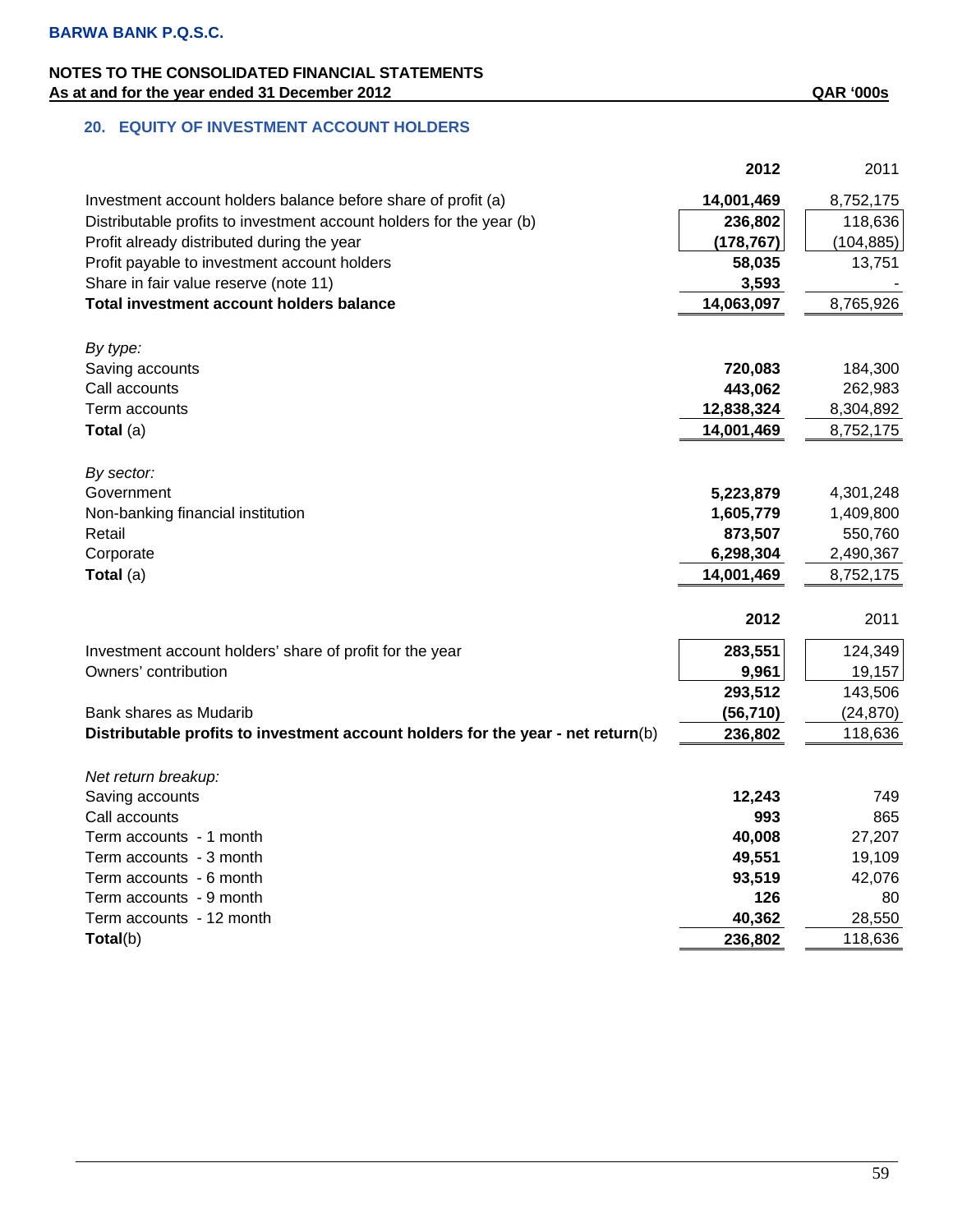BARWA BANK P.Q.S.C.

NOTES TO THE CONSOLIDATED FINANCIAL STATEMENTS
As at and for the year ended 31 December 2012

QAR '000s

## 20. EQUITY OF INVESTMENT ACCOUNT HOLDERS

| | 2012 | 2011 |
|---|---|---|
| Investment account holders balance before share of profit (a) | **14,001,469** | 8,752,175 |
| Distributable profits to investment account holders for the year (b) | **236,802** | 118,636 |
| Profit already distributed during the year | **(178,767)** | (104,885) |
| Profit payable to investment account holders | **58,035** | 13,751 |
| Share in fair value reserve (note 11) | **3,593** | - |
| **Total investment account holders balance** | **14,063,097** | 8,765,926 |
| *By type:* | | |
| Saving accounts | **720,083** | 184,300 |
| Call accounts | **443,062** | 262,983 |
| Term accounts | **12,838,324** | 8,304,892 |
| **Total** (a) | **14,001,469** | 8,752,175 |
| *By sector:* | | |
| Government | **5,223,879** | 4,301,248 |
| Non-banking financial institution | **1,605,779** | 1,409,800 |
| Retail | **873,507** | 550,760 |
| Corporate | **6,298,304** | 2,490,367 |
| **Total** (a) | **14,001,469** | 8,752,175 |

| | 2012 | 2011 |
|---|---|---|
| Investment account holders' share of profit for the year | **283,551** | 124,349 |
| Owners' contribution | **9,961** | 19,157 |
| | **293,512** | 143,506 |
| Bank shares as Mudarib | **(56,710)** | (24,870) |
| **Distributable profits to investment account holders for the year - net return**(b) | **236,802** | 118,636 |
| *Net return breakup:* | | |
| Saving accounts | **12,243** | 749 |
| Call accounts | **993** | 865 |
| Term accounts - 1 month | **40,008** | 27,207 |
| Term accounts - 3 month | **49,551** | 19,109 |
| Term accounts - 6 month | **93,519** | 42,076 |
| Term accounts - 9 month | **126** | 80 |
| Term accounts - 12 month | **40,362** | 28,550 |
| **Total**(b) | **236,802** | 118,636 |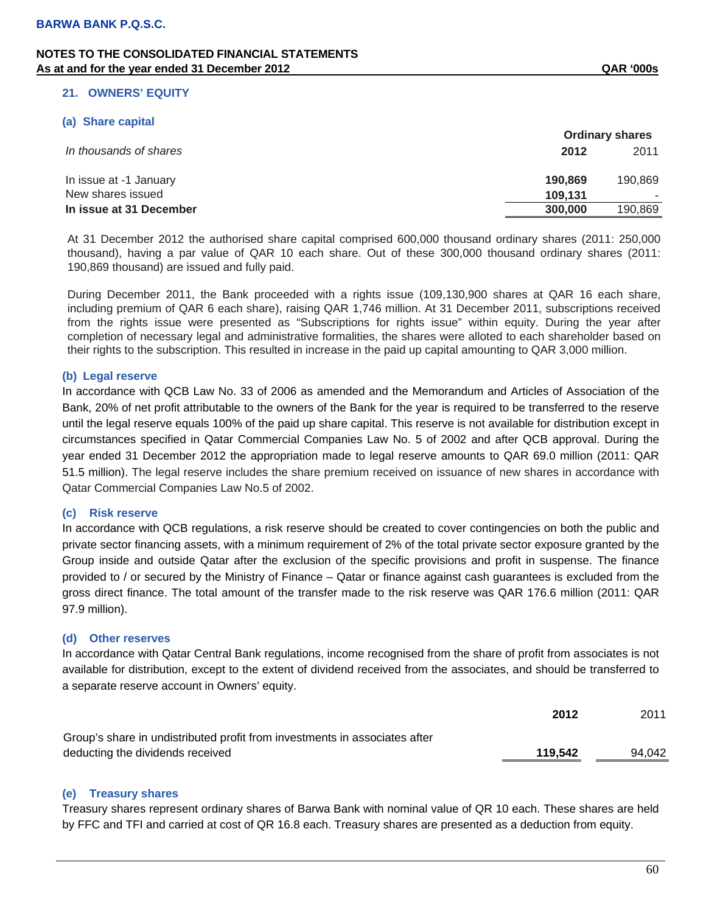## 21. OWNERS' EQUITY

### (a) Share capital

| *In thousands of shares* | Ordinary shares **2012** | 2011 |
|---|---|---|
| In issue at -1 January | **190,869** | 190,869 |
| New shares issued | **109,131** | - |
| **In issue at 31 December** | **300,000** | 190,869 |

At 31 December 2012 the authorised share capital comprised 600,000 thousand ordinary shares (2011: 250,000 thousand), having a par value of QAR 10 each share. Out of these 300,000 thousand ordinary shares (2011: 190,869 thousand) are issued and fully paid.

During December 2011, the Bank proceeded with a rights issue (109,130,900 shares at QAR 16 each share, including premium of QAR 6 each share), raising QAR 1,746 million. At 31 December 2011, subscriptions received from the rights issue were presented as "Subscriptions for rights issue" within equity. During the year after completion of necessary legal and administrative formalities, the shares were alloted to each shareholder based on their rights to the subscription. This resulted in increase in the paid up capital amounting to QAR 3,000 million.

### (b) Legal reserve

In accordance with QCB Law No. 33 of 2006 as amended and the Memorandum and Articles of Association of the Bank, 20% of net profit attributable to the owners of the Bank for the year is required to be transferred to the reserve until the legal reserve equals 100% of the paid up share capital. This reserve is not available for distribution except in circumstances specified in Qatar Commercial Companies Law No. 5 of 2002 and after QCB approval. During the year ended 31 December 2012 the appropriation made to legal reserve amounts to QAR 69.0 million (2011: QAR 51.5 million). The legal reserve includes the share premium received on issuance of new shares in accordance with Qatar Commercial Companies Law No.5 of 2002.

### (c) Risk reserve

In accordance with QCB regulations, a risk reserve should be created to cover contingencies on both the public and private sector financing assets, with a minimum requirement of 2% of the total private sector exposure granted by the Group inside and outside Qatar after the exclusion of the specific provisions and profit in suspense. The finance provided to / or secured by the Ministry of Finance – Qatar or finance against cash guarantees is excluded from the gross direct finance. The total amount of the transfer made to the risk reserve was QAR 176.6 million (2011: QAR 97.9 million).

### (d) Other reserves

In accordance with Qatar Central Bank regulations, income recognised from the share of profit from associates is not available for distribution, except to the extent of dividend received from the associates, and should be transferred to a separate reserve account in Owners' equity.

| | **2012** | 2011 |
|---|---|---|
| Group's share in undistributed profit from investments in associates after deducting the dividends received | **119,542** | 94,042 |

### (e) Treasury shares

Treasury shares represent ordinary shares of Barwa Bank with nominal value of QR 10 each. These shares are held by FFC and TFI and carried at cost of QR 16.8 each. Treasury shares are presented as a deduction from equity.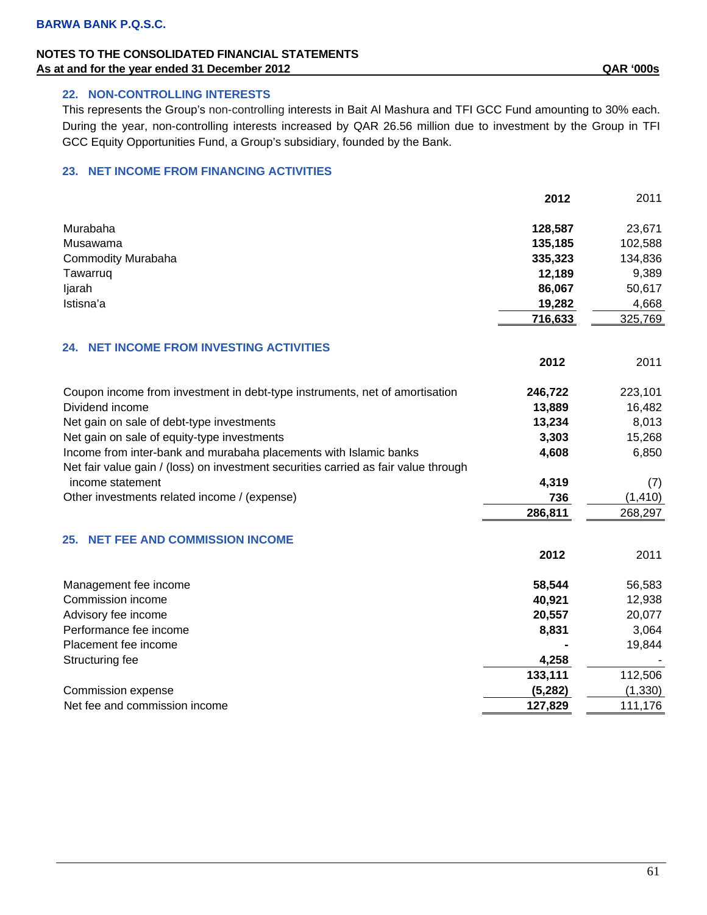**BARWA BANK P.Q.S.C.**

**NOTES TO THE CONSOLIDATED FINANCIAL STATEMENTS**
**As at and for the year ended 31 December 2012** **QAR '000s**

## 22. NON-CONTROLLING INTERESTS

This represents the Group's non-controlling interests in Bait Al Mashura and TFI GCC Fund amounting to 30% each. During the year, non-controlling interests increased by QAR 26.56 million due to investment by the Group in TFI GCC Equity Opportunities Fund, a Group's subsidiary, founded by the Bank.

## 23. NET INCOME FROM FINANCING ACTIVITIES

| | **2012** | 2011 |
|---|---|---|
| Murabaha | **128,587** | 23,671 |
| Musawama | **135,185** | 102,588 |
| Commodity Murabaha | **335,323** | 134,836 |
| Tawarruq | **12,189** | 9,389 |
| Ijarah | **86,067** | 50,617 |
| Istisna'a | **19,282** | 4,668 |
| | **716,633** | 325,769 |

## 24. NET INCOME FROM INVESTING ACTIVITIES

| | **2012** | 2011 |
|---|---|---|
| Coupon income from investment in debt-type instruments, net of amortisation | **246,722** | 223,101 |
| Dividend income | **13,889** | 16,482 |
| Net gain on sale of debt-type investments | **13,234** | 8,013 |
| Net gain on sale of equity-type investments | **3,303** | 15,268 |
| Income from inter-bank and murabaha placements with Islamic banks | **4,608** | 6,850 |
| Net fair value gain / (loss) on investment securities carried as fair value through income statement | **4,319** | (7) |
| Other investments related income / (expense) | **736** | (1,410) |
| | **286,811** | 268,297 |

## 25. NET FEE AND COMMISSION INCOME

| | **2012** | 2011 |
|---|---|---|
| Management fee income | **58,544** | 56,583 |
| Commission income | **40,921** | 12,938 |
| Advisory fee income | **20,557** | 20,077 |
| Performance fee income | **8,831** | 3,064 |
| Placement fee income | **-** | 19,844 |
| Structuring fee | **4,258** | - |
| | **133,111** | 112,506 |
| Commission expense | **(5,282)** | (1,330) |
| Net fee and commission income | **127,829** | 111,176 |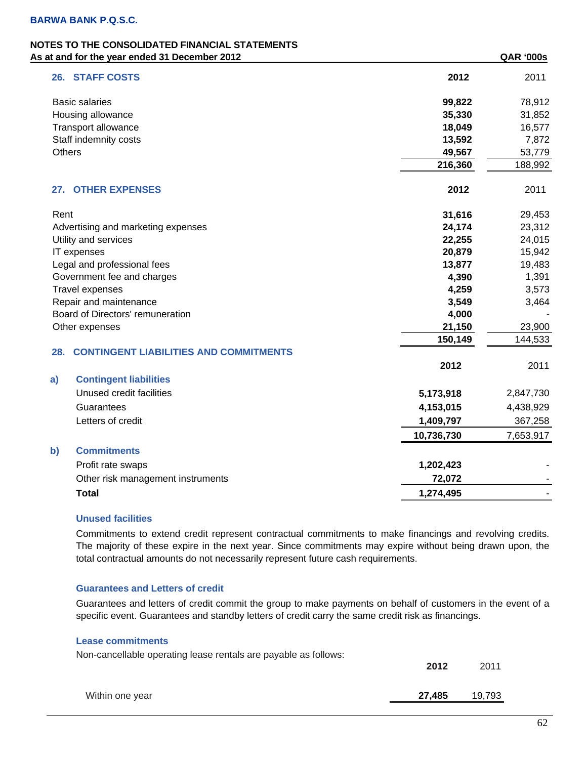BARWA BANK P.Q.S.C.

NOTES TO THE CONSOLIDATED FINANCIAL STATEMENTS
As at and for the year ended 31 December 2012

QAR '000s

## 26. STAFF COSTS

| | 2012 | 2011 |
|---|---|---|
| Basic salaries | **99,822** | 78,912 |
| Housing allowance | **35,330** | 31,852 |
| Transport allowance | **18,049** | 16,577 |
| Staff indemnity costs | **13,592** | 7,872 |
| Others | **49,567** | 53,779 |
| | **216,360** | 188,992 |

## 27. OTHER EXPENSES

| | 2012 | 2011 |
|---|---|---|
| Rent | **31,616** | 29,453 |
| Advertising and marketing expenses | **24,174** | 23,312 |
| Utility and services | **22,255** | 24,015 |
| IT expenses | **20,879** | 15,942 |
| Legal and professional fees | **13,877** | 19,483 |
| Government fee and charges | **4,390** | 1,391 |
| Travel expenses | **4,259** | 3,573 |
| Repair and maintenance | **3,549** | 3,464 |
| Board of Directors' remuneration | **4,000** | - |
| Other expenses | **21,150** | 23,900 |
| | **150,149** | 144,533 |

## 28. CONTINGENT LIABILITIES AND COMMITMENTS

| | 2012 | 2011 |
|---|---|---|
| **a) Contingent liabilities** | | |
| Unused credit facilities | **5,173,918** | 2,847,730 |
| Guarantees | **4,153,015** | 4,438,929 |
| Letters of credit | **1,409,797** | 367,258 |
| | **10,736,730** | 7,653,917 |
| **b) Commitments** | | |
| Profit rate swaps | **1,202,423** | - |
| Other risk management instruments | **72,072** | - |
| **Total** | **1,274,495** | - |

### Unused facilities

Commitments to extend credit represent contractual commitments to make financings and revolving credits. The majority of these expire in the next year. Since commitments may expire without being drawn upon, the total contractual amounts do not necessarily represent future cash requirements.

### Guarantees and Letters of credit

Guarantees and letters of credit commit the group to make payments on behalf of customers in the event of a specific event. Guarantees and standby letters of credit carry the same credit risk as financings.

### Lease commitments

Non-cancellable operating lease rentals are payable as follows:

| | 2012 | 2011 |
|---|---|---|
| Within one year | **27,485** | 19,793 |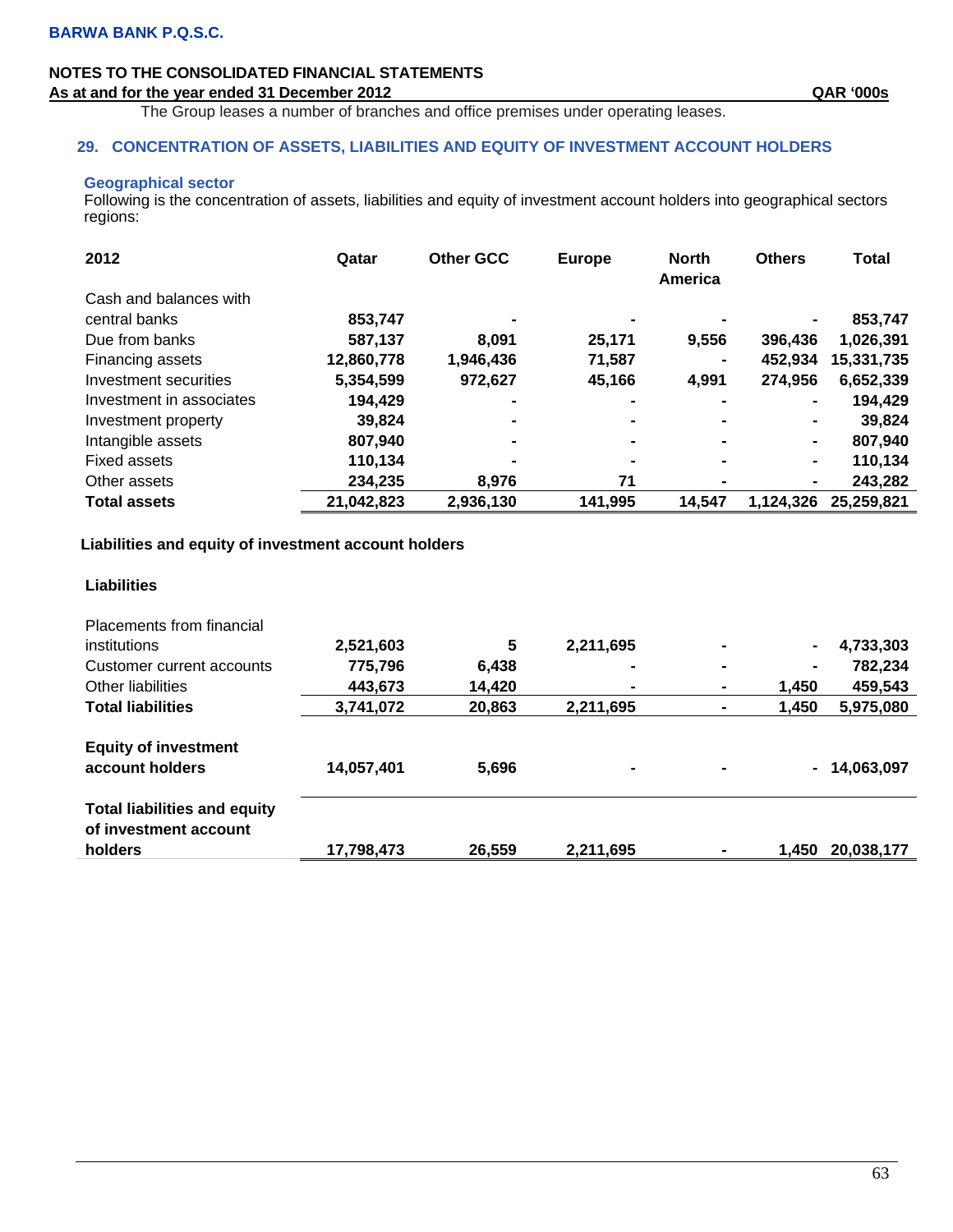The Group leases a number of branches and office premises under operating leases.

## 29. CONCENTRATION OF ASSETS, LIABILITIES AND EQUITY OF INVESTMENT ACCOUNT HOLDERS

### Geographical sector

Following is the concentration of assets, liabilities and equity of investment account holders into geographical sectors regions:

| 2012 | Qatar | Other GCC | Europe | North America | Others | Total |
|---|---|---|---|---|---|---|
| Cash and balances with central banks | **853,747** | **-** | **-** | **-** | **-** | **853,747** |
| Due from banks | **587,137** | **8,091** | **25,171** | **9,556** | **396,436** | **1,026,391** |
| Financing assets | **12,860,778** | **1,946,436** | **71,587** | **-** | **452,934** | **15,331,735** |
| Investment securities | **5,354,599** | **972,627** | **45,166** | **4,991** | **274,956** | **6,652,339** |
| Investment in associates | **194,429** | **-** | **-** | **-** | **-** | **194,429** |
| Investment property | **39,824** | **-** | **-** | **-** | **-** | **39,824** |
| Intangible assets | **807,940** | **-** | **-** | **-** | **-** | **807,940** |
| Fixed assets | **110,134** | **-** | **-** | **-** | **-** | **110,134** |
| Other assets | **234,235** | **8,976** | **71** | **-** | **-** | **243,282** |
| **Total assets** | **21,042,823** | **2,936,130** | **141,995** | **14,547** | **1,124,326** | **25,259,821** |

**Liabilities and equity of investment account holders**

| | Qatar | Other GCC | Europe | North America | Others | Total |
|---|---|---|---|---|---|---|
| **Liabilities** | | | | | | |
| Placements from financial institutions | **2,521,603** | **5** | **2,211,695** | **-** | **-** | **4,733,303** |
| Customer current accounts | **775,796** | **6,438** | **-** | **-** | **-** | **782,234** |
| Other liabilities | **443,673** | **14,420** | **-** | **-** | **1,450** | **459,543** |
| **Total liabilities** | **3,741,072** | **20,863** | **2,211,695** | **-** | **1,450** | **5,975,080** |
| **Equity of investment account holders** | **14,057,401** | **5,696** | **-** | **-** | **-** | **14,063,097** |
| **Total liabilities and equity of investment account holders** | **17,798,473** | **26,559** | **2,211,695** | **-** | **1,450** | **20,038,177** |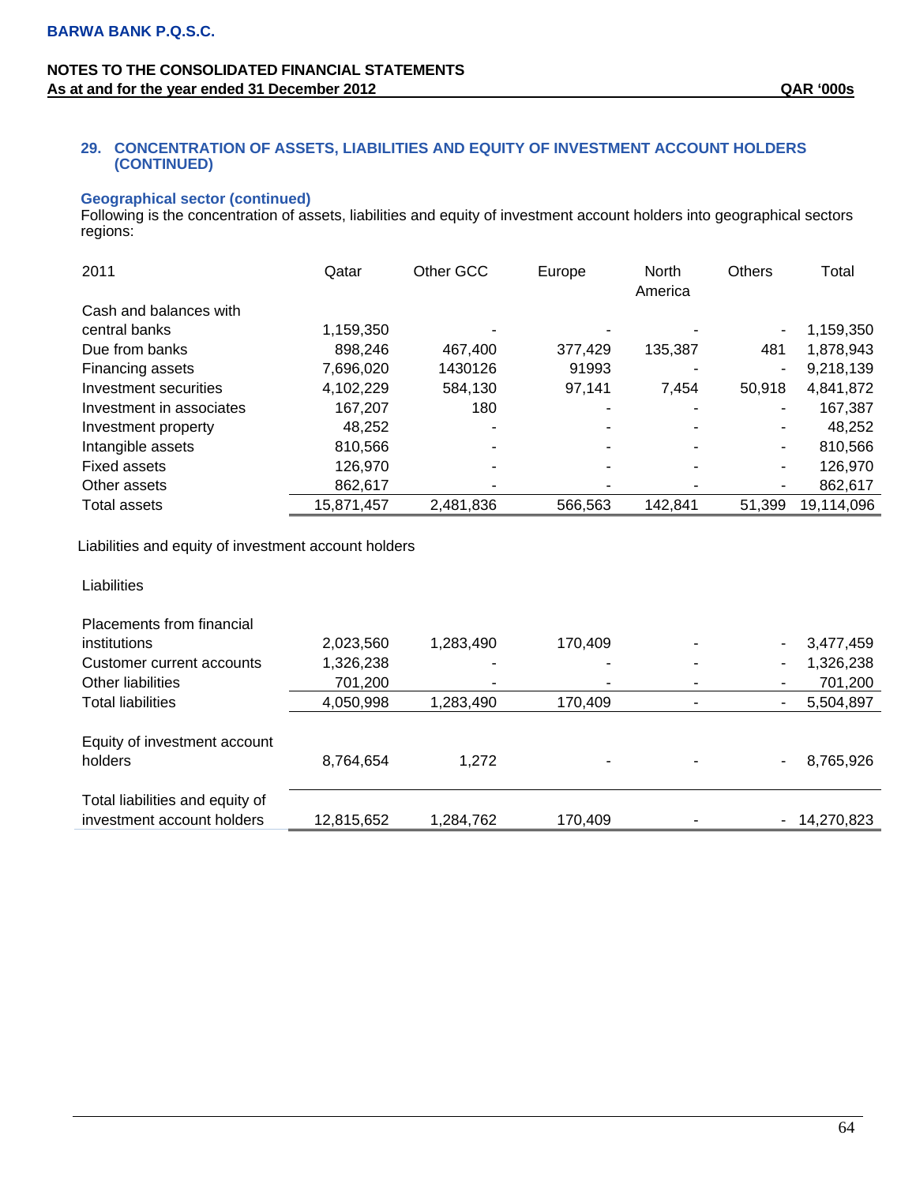## 29. CONCENTRATION OF ASSETS, LIABILITIES AND EQUITY OF INVESTMENT ACCOUNT HOLDERS (CONTINUED)

### Geographical sector (continued)

Following is the concentration of assets, liabilities and equity of investment account holders into geographical sectors regions:

| 2011 | Qatar | Other GCC | Europe | North America | Others | Total |
|---|---|---|---|---|---|---|
| Cash and balances with central banks | 1,159,350 | - | - | - | - | 1,159,350 |
| Due from banks | 898,246 | 467,400 | 377,429 | 135,387 | 481 | 1,878,943 |
| Financing assets | 7,696,020 | 1430126 | 91993 | - | - | 9,218,139 |
| Investment securities | 4,102,229 | 584,130 | 97,141 | 7,454 | 50,918 | 4,841,872 |
| Investment in associates | 167,207 | 180 | - | - | - | 167,387 |
| Investment property | 48,252 | - | - | - | - | 48,252 |
| Intangible assets | 810,566 | - | - | - | - | 810,566 |
| Fixed assets | 126,970 | - | - | - | - | 126,970 |
| Other assets | 862,617 | - | - | - | - | 862,617 |
| Total assets | 15,871,457 | 2,481,836 | 566,563 | 142,841 | 51,399 | 19,114,096 |
| Liabilities and equity of investment account holders | | | | | | |
| Liabilities | | | | | | |
| Placements from financial institutions | 2,023,560 | 1,283,490 | 170,409 | - | - | 3,477,459 |
| Customer current accounts | 1,326,238 | - | - | - | - | 1,326,238 |
| Other liabilities | 701,200 | - | - | - | - | 701,200 |
| Total liabilities | 4,050,998 | 1,283,490 | 170,409 | - | - | 5,504,897 |
| Equity of investment account holders | 8,764,654 | 1,272 | - | - | - | 8,765,926 |
| Total liabilities and equity of investment account holders | 12,815,652 | 1,284,762 | 170,409 | - | - | 14,270,823 |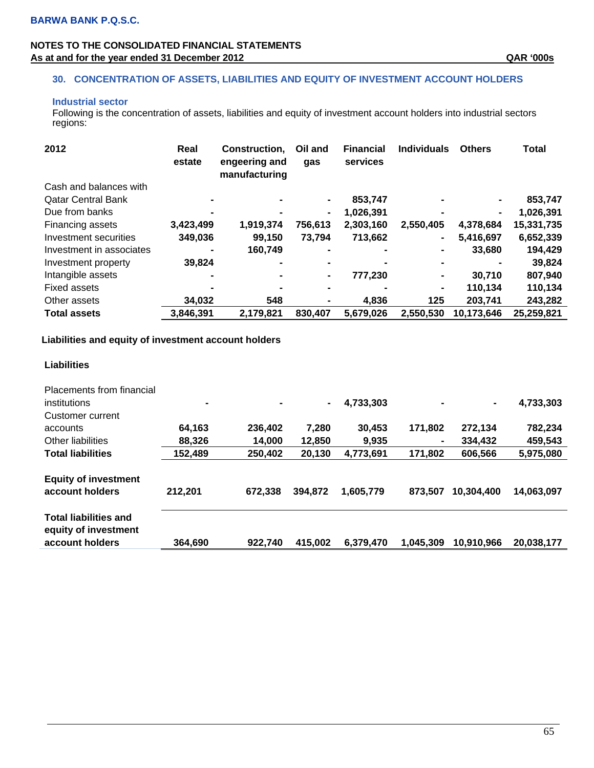BARWA BANK P.Q.S.C.

NOTES TO THE CONSOLIDATED FINANCIAL STATEMENTS
As at and for the year ended 31 December 2012 QAR '000s

## 30. CONCENTRATION OF ASSETS, LIABILITIES AND EQUITY OF INVESTMENT ACCOUNT HOLDERS

### Industrial sector

Following is the concentration of assets, liabilities and equity of investment account holders into industrial sectors regions:

| 2012 | Real estate | Construction, engeering and manufacturing | Oil and gas | Financial services | Individuals | Others | Total |
|---|---|---|---|---|---|---|---|
| Cash and balances with Qatar Central Bank | - | - | - | 853,747 | - | - | 853,747 |
| Due from banks | - | - | - | 1,026,391 | - | - | 1,026,391 |
| Financing assets | 3,423,499 | 1,919,374 | 756,613 | 2,303,160 | 2,550,405 | 4,378,684 | 15,331,735 |
| Investment securities | 349,036 | 99,150 | 73,794 | 713,662 | - | 5,416,697 | 6,652,339 |
| Investment in associates | - | 160,749 | - | - | - | 33,680 | 194,429 |
| Investment property | 39,824 | - | - | - | - | - | 39,824 |
| Intangible assets | - | - | - | 777,230 | - | 30,710 | 807,940 |
| Fixed assets | - | - | - | - | - | 110,134 | 110,134 |
| Other assets | 34,032 | 548 | - | 4,836 | 125 | 203,741 | 243,282 |
| **Total assets** | **3,846,391** | **2,179,821** | **830,407** | **5,679,026** | **2,550,530** | **10,173,646** | **25,259,821** |

**Liabilities and equity of investment account holders**

| **Liabilities** | | | | | | | |
|---|---|---|---|---|---|---|---|
| Placements from financial institutions | - | - | - | 4,733,303 | - | - | 4,733,303 |
| Customer current accounts | 64,163 | 236,402 | 7,280 | 30,453 | 171,802 | 272,134 | 782,234 |
| Other liabilities | 88,326 | 14,000 | 12,850 | 9,935 | - | 334,432 | 459,543 |
| **Total liabilities** | **152,489** | **250,402** | **20,130** | **4,773,691** | **171,802** | **606,566** | **5,975,080** |
| **Equity of investment account holders** | **212,201** | **672,338** | **394,872** | **1,605,779** | **873,507** | **10,304,400** | **14,063,097** |
| **Total liabilities and equity of investment account holders** | **364,690** | **922,740** | **415,002** | **6,379,470** | **1,045,309** | **10,910,966** | **20,038,177** |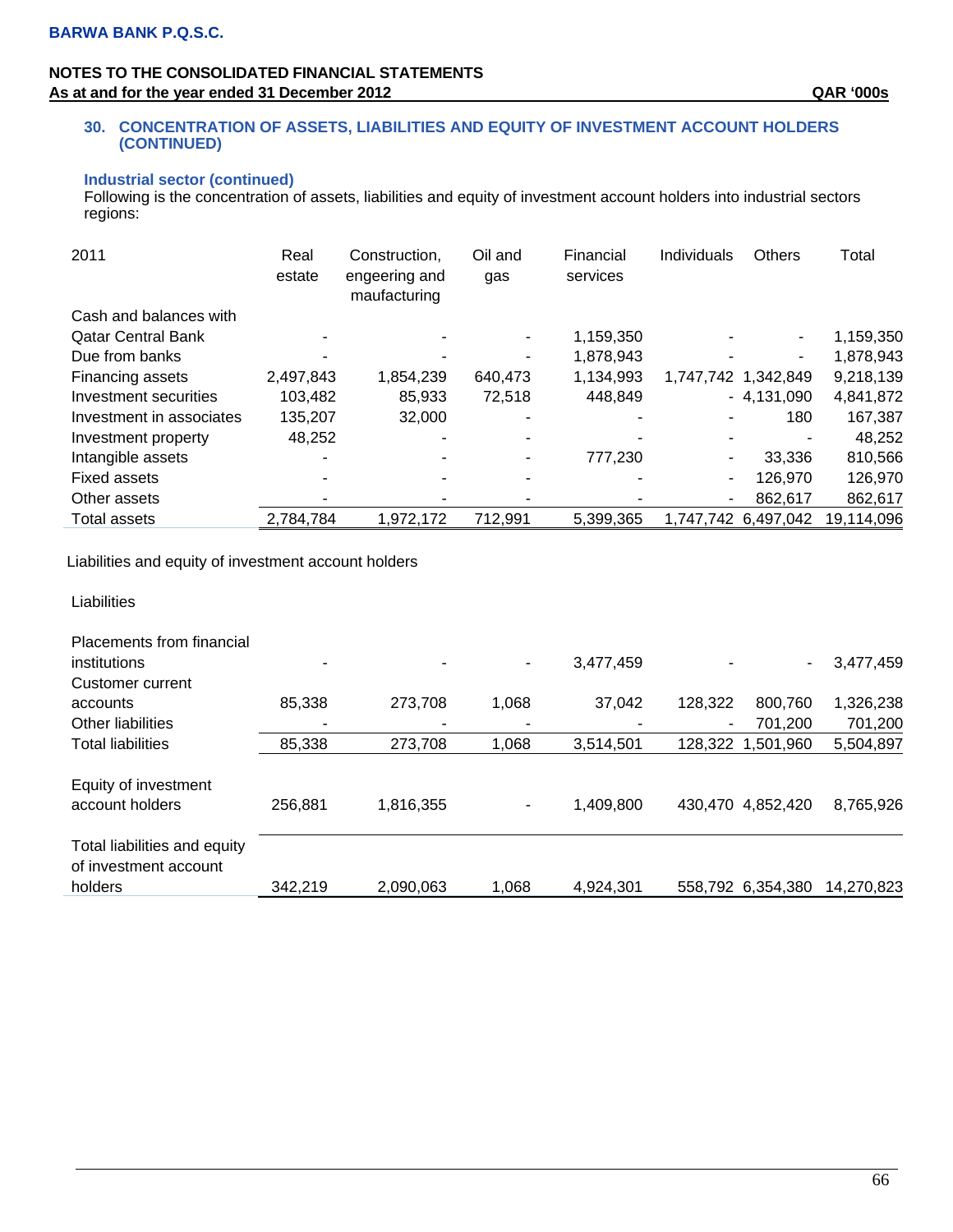**BARWA BANK P.Q.S.C.**

**NOTES TO THE CONSOLIDATED FINANCIAL STATEMENTS**
**As at and for the year ended 31 December 2012** **QAR '000s**

## 30. CONCENTRATION OF ASSETS, LIABILITIES AND EQUITY OF INVESTMENT ACCOUNT HOLDERS (CONTINUED)

### Industrial sector (continued)

Following is the concentration of assets, liabilities and equity of investment account holders into industrial sectors regions:

| 2011 | Real estate | Construction, engeering and maufacturing | Oil and gas | Financial services | Individuals | Others | Total |
|---|---|---|---|---|---|---|---|
| Cash and balances with Qatar Central Bank | - | - | - | 1,159,350 | - | - | 1,159,350 |
| Due from banks | - | - | - | 1,878,943 | - | - | 1,878,943 |
| Financing assets | 2,497,843 | 1,854,239 | 640,473 | 1,134,993 | 1,747,742 | 1,342,849 | 9,218,139 |
| Investment securities | 103,482 | 85,933 | 72,518 | 448,849 | - | 4,131,090 | 4,841,872 |
| Investment in associates | 135,207 | 32,000 | - | - | - | 180 | 167,387 |
| Investment property | 48,252 | - | - | - | - | - | 48,252 |
| Intangible assets | - | - | - | 777,230 | - | 33,336 | 810,566 |
| Fixed assets | - | - | - | - | - | 126,970 | 126,970 |
| Other assets | - | - | - | - | - | 862,617 | 862,617 |
| Total assets | 2,784,784 | 1,972,172 | 712,991 | 5,399,365 | 1,747,742 | 6,497,042 | 19,114,096 |
| **Liabilities and equity of investment account holders** | | | | | | | |
| **Liabilities** | | | | | | | |
| Placements from financial institutions | - | - | - | 3,477,459 | - | - | 3,477,459 |
| Customer current accounts | 85,338 | 273,708 | 1,068 | 37,042 | 128,322 | 800,760 | 1,326,238 |
| Other liabilities | - | - | - | - | - | 701,200 | 701,200 |
| Total liabilities | 85,338 | 273,708 | 1,068 | 3,514,501 | 128,322 | 1,501,960 | 5,504,897 |
| Equity of investment account holders | 256,881 | 1,816,355 | - | 1,409,800 | 430,470 | 4,852,420 | 8,765,926 |
| Total liabilities and equity of investment account holders | 342,219 | 2,090,063 | 1,068 | 4,924,301 | 558,792 | 6,354,380 | 14,270,823 |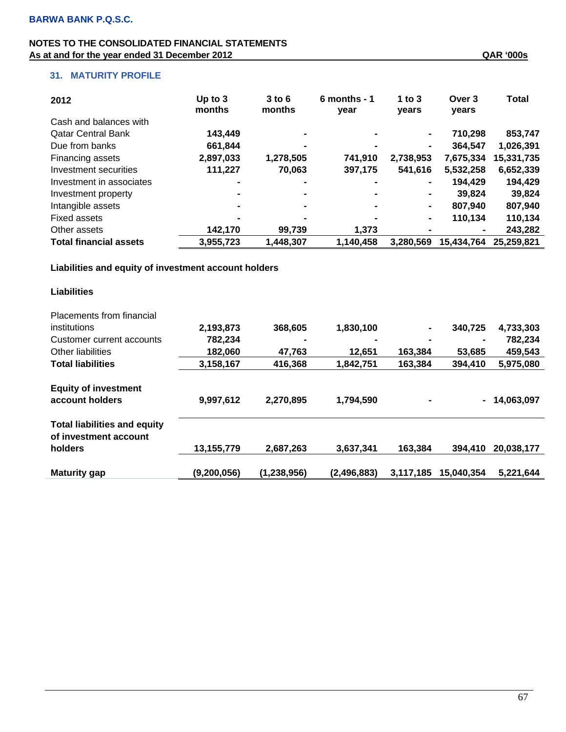BARWA BANK P.Q.S.C.

NOTES TO THE CONSOLIDATED FINANCIAL STATEMENTS
As at and for the year ended 31 December 2012 QAR '000s

## 31. MATURITY PROFILE

| 2012 | Up to 3 months | 3 to 6 months | 6 months - 1 year | 1 to 3 years | Over 3 years | Total |
|---|---|---|---|---|---|---|
| Cash and balances with Qatar Central Bank | 143,449 | - | - | - | 710,298 | 853,747 |
| Due from banks | 661,844 | - | - | - | 364,547 | 1,026,391 |
| Financing assets | 2,897,033 | 1,278,505 | 741,910 | 2,738,953 | 7,675,334 | 15,331,735 |
| Investment securities | 111,227 | 70,063 | 397,175 | 541,616 | 5,532,258 | 6,652,339 |
| Investment in associates | - | - | - | - | 194,429 | 194,429 |
| Investment property | - | - | - | - | 39,824 | 39,824 |
| Intangible assets | - | - | - | - | 807,940 | 807,940 |
| Fixed assets | - | - | - | - | 110,134 | 110,134 |
| Other assets | 142,170 | 99,739 | 1,373 | - | - | 243,282 |
| **Total financial assets** | **3,955,723** | **1,448,307** | **1,140,458** | **3,280,569** | **15,434,764** | **25,259,821** |
| **Liabilities and equity of investment account holders** | | | | | | |
| **Liabilities** | | | | | | |
| Placements from financial institutions | 2,193,873 | 368,605 | 1,830,100 | - | 340,725 | 4,733,303 |
| Customer current accounts | 782,234 | - | - | - | - | 782,234 |
| Other liabilities | 182,060 | 47,763 | 12,651 | 163,384 | 53,685 | 459,543 |
| **Total liabilities** | **3,158,167** | **416,368** | **1,842,751** | **163,384** | **394,410** | **5,975,080** |
| **Equity of investment account holders** | **9,997,612** | **2,270,895** | **1,794,590** | **-** | **-** | **14,063,097** |
| **Total liabilities and equity of investment account holders** | **13,155,779** | **2,687,263** | **3,637,341** | **163,384** | **394,410** | **20,038,177** |
| **Maturity gap** | **(9,200,056)** | **(1,238,956)** | **(2,496,883)** | **3,117,185** | **15,040,354** | **5,221,644** |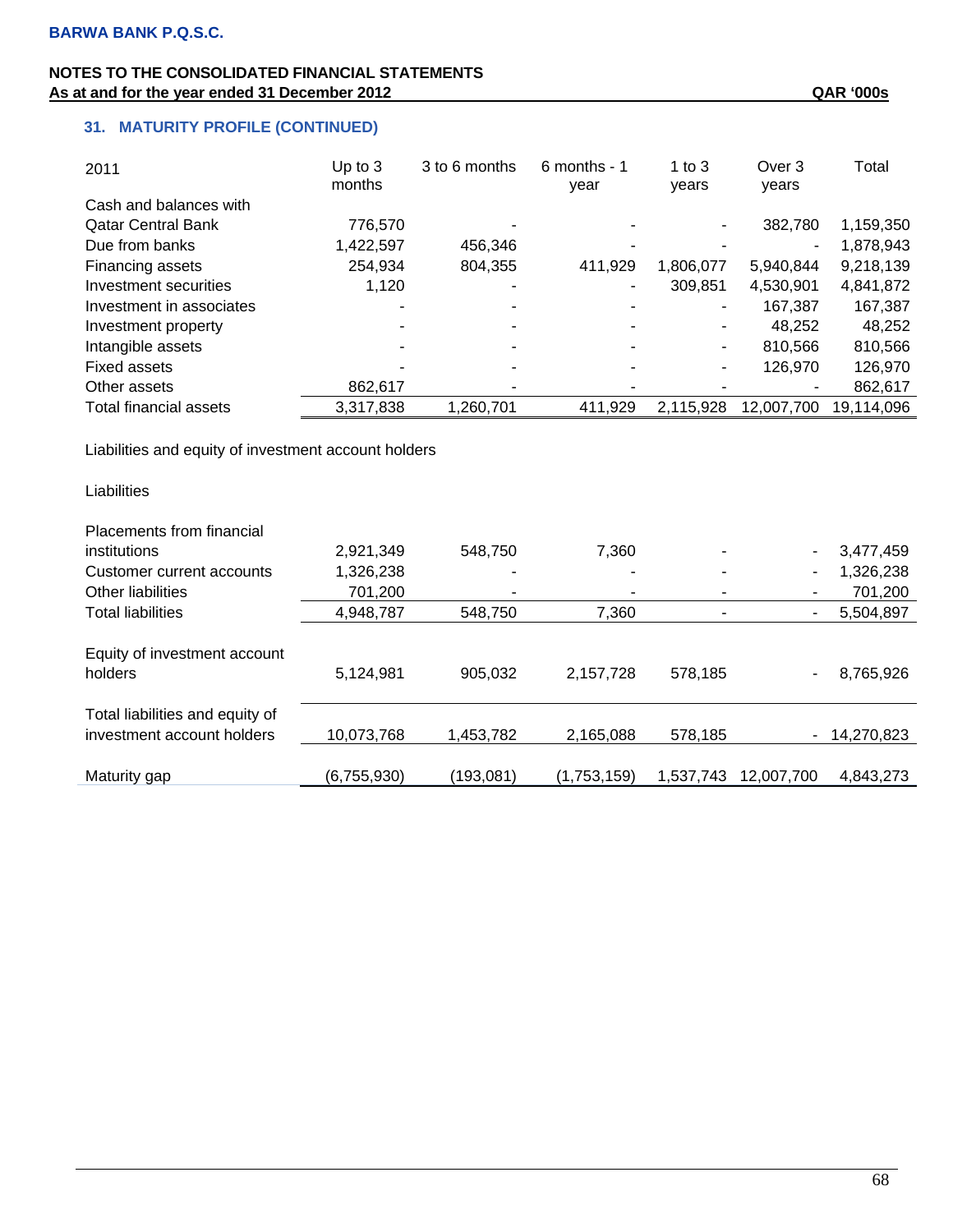## 31. MATURITY PROFILE (CONTINUED)

| 2011 | Up to 3 months | 3 to 6 months | 6 months - 1 year | 1 to 3 years | Over 3 years | Total |
|---|---|---|---|---|---|---|
| Cash and balances with Qatar Central Bank | 776,570 | - | - | - | 382,780 | 1,159,350 |
| Due from banks | 1,422,597 | 456,346 | - | - | - | 1,878,943 |
| Financing assets | 254,934 | 804,355 | 411,929 | 1,806,077 | 5,940,844 | 9,218,139 |
| Investment securities | 1,120 | - | - | 309,851 | 4,530,901 | 4,841,872 |
| Investment in associates | - | - | - | - | 167,387 | 167,387 |
| Investment property | - | - | - | - | 48,252 | 48,252 |
| Intangible assets | - | - | - | - | 810,566 | 810,566 |
| Fixed assets | - | - | - | - | 126,970 | 126,970 |
| Other assets | 862,617 | - | - | - | - | 862,617 |
| Total financial assets | 3,317,838 | 1,260,701 | 411,929 | 2,115,928 | 12,007,700 | 19,114,096 |
| Liabilities and equity of investment account holders | | | | | | |
| Liabilities | | | | | | |
| Placements from financial institutions | 2,921,349 | 548,750 | 7,360 | - | - | 3,477,459 |
| Customer current accounts | 1,326,238 | - | - | - | - | 1,326,238 |
| Other liabilities | 701,200 | - | - | - | - | 701,200 |
| Total liabilities | 4,948,787 | 548,750 | 7,360 | - | - | 5,504,897 |
| Equity of investment account holders | 5,124,981 | 905,032 | 2,157,728 | 578,185 | - | 8,765,926 |
| Total liabilities and equity of investment account holders | 10,073,768 | 1,453,782 | 2,165,088 | 578,185 | - | 14,270,823 |
| Maturity gap | (6,755,930) | (193,081) | (1,753,159) | 1,537,743 | 12,007,700 | 4,843,273 |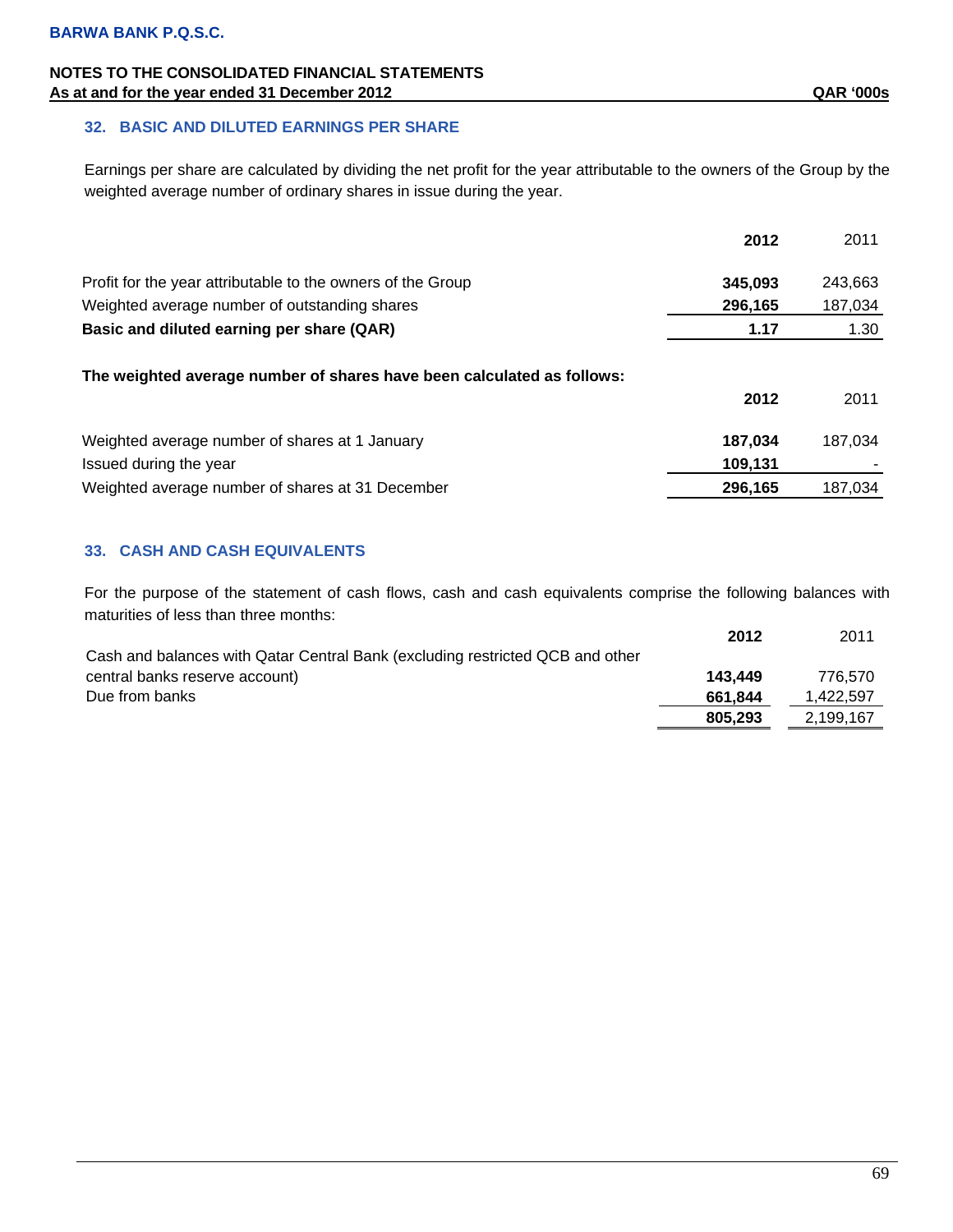**BARWA BANK P.Q.S.C.**

**NOTES TO THE CONSOLIDATED FINANCIAL STATEMENTS**
**As at and for the year ended 31 December 2012** **QAR '000s**

## 32. BASIC AND DILUTED EARNINGS PER SHARE

Earnings per share are calculated by dividing the net profit for the year attributable to the owners of the Group by the weighted average number of ordinary shares in issue during the year.

| | **2012** | 2011 |
|---|---|---|
| Profit for the year attributable to the owners of the Group | **345,093** | 243,663 |
| Weighted average number of outstanding shares | **296,165** | 187,034 |
| **Basic and diluted earning per share (QAR)** | **1.17** | 1.30 |

**The weighted average number of shares have been calculated as follows:**

| | **2012** | 2011 |
|---|---|---|
| Weighted average number of shares at 1 January | **187,034** | 187,034 |
| Issued during the year | **109,131** | - |
| Weighted average number of shares at 31 December | **296,165** | 187,034 |

## 33. CASH AND CASH EQUIVALENTS

For the purpose of the statement of cash flows, cash and cash equivalents comprise the following balances with maturities of less than three months:

| | **2012** | 2011 |
|---|---|---|
| Cash and balances with Qatar Central Bank (excluding restricted QCB and other central banks reserve account) | **143,449** | 776,570 |
| Due from banks | **661,844** | 1,422,597 |
| | **805,293** | 2,199,167 |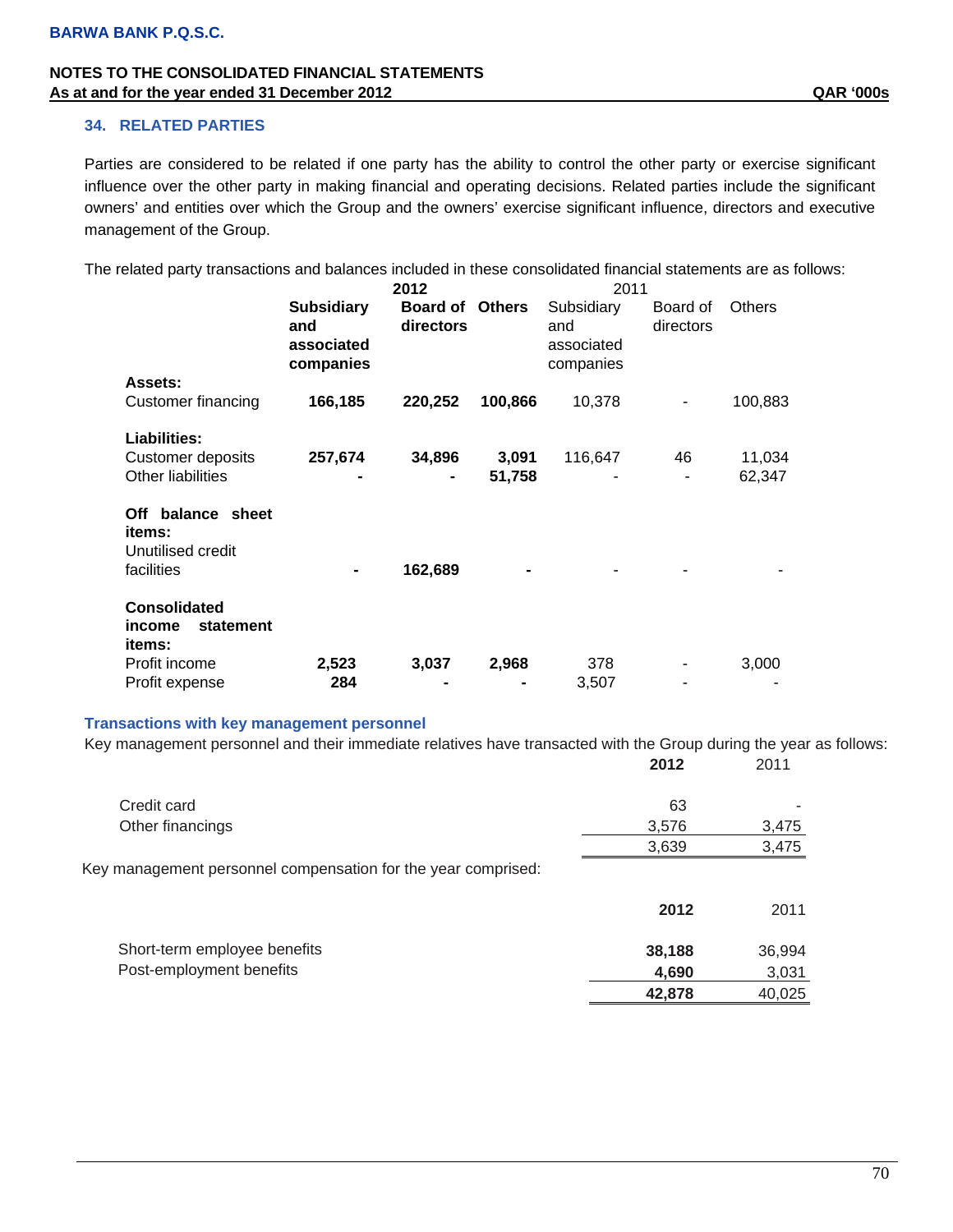**BARWA BANK P.Q.S.C.**

**NOTES TO THE CONSOLIDATED FINANCIAL STATEMENTS**
**As at and for the year ended 31 December 2012** **QAR '000s**

## 34. RELATED PARTIES

Parties are considered to be related if one party has the ability to control the other party or exercise significant influence over the other party in making financial and operating decisions. Related parties include the significant owners' and entities over which the Group and the owners' exercise significant influence, directors and executive management of the Group.

The related party transactions and balances included in these consolidated financial statements are as follows:

| | **2012** | | | 2011 | | |
|---|---|---|---|---|---|---|
| | **Subsidiary and associated companies** | **Board of directors** | **Others** | Subsidiary and associated companies | Board of directors | Others |
| **Assets:** | | | | | | |
| Customer financing | **166,185** | **220,252** | **100,866** | 10,378 | - | 100,883 |
| **Liabilities:** | | | | | | |
| Customer deposits | **257,674** | **34,896** | **3,091** | 116,647 | 46 | 11,034 |
| Other liabilities | **-** | **-** | **51,758** | - | - | 62,347 |
| **Off balance sheet items:** | | | | | | |
| Unutilised credit facilities | **-** | **162,689** | **-** | - | - | - |
| **Consolidated income statement items:** | | | | | | |
| Profit income | **2,523** | **3,037** | **2,968** | 378 | - | 3,000 |
| Profit expense | **284** | **-** | **-** | 3,507 | - | - |

### Transactions with key management personnel

Key management personnel and their immediate relatives have transacted with the Group during the year as follows:

| | **2012** | 2011 |
|---|---|---|
| Credit card | 63 | - |
| Other financings | 3,576 | 3,475 |
| | 3,639 | 3,475 |

Key management personnel compensation for the year comprised:

| | **2012** | 2011 |
|---|---|---|
| Short-term employee benefits | **38,188** | 36,994 |
| Post-employment benefits | **4,690** | 3,031 |
| | **42,878** | 40,025 |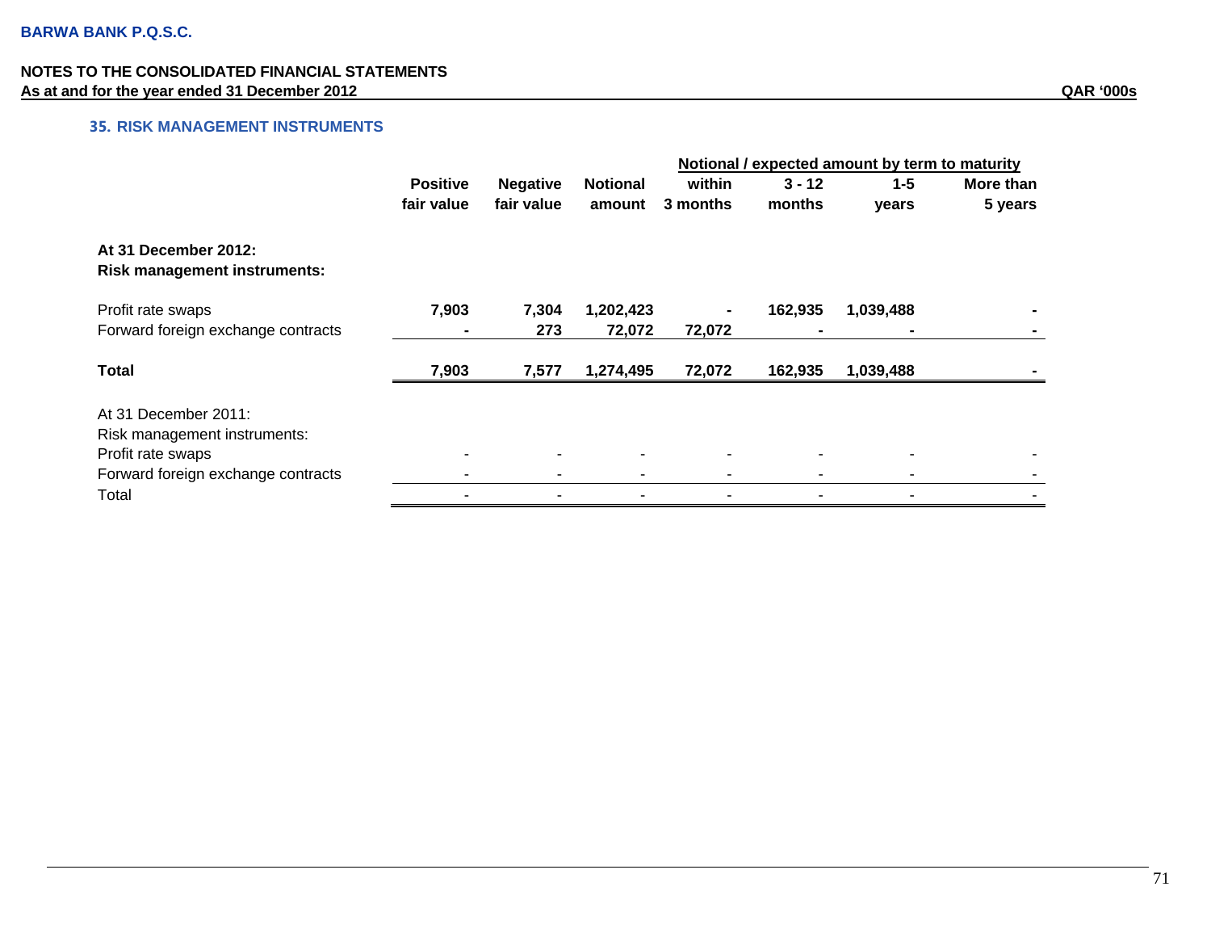**BARWA BANK P.Q.S.C.**

**NOTES TO THE CONSOLIDATED FINANCIAL STATEMENTS**
**As at and for the year ended 31 December 2012** — **QAR '000s**

## 35. RISK MANAGEMENT INSTRUMENTS

| | Positive fair value | Negative fair value | Notional amount | Notional / expected amount by term to maturity | | | |
|---|---|---|---|---|---|---|---|
| | | | | within 3 months | 3 - 12 months | 1-5 years | More than 5 years |
| **At 31 December 2012:** | | | | | | | |
| **Risk management instruments:** | | | | | | | |
| Profit rate swaps | **7,903** | **7,304** | **1,202,423** | **-** | **162,935** | **1,039,488** | **-** |
| Forward foreign exchange contracts | **-** | **273** | **72,072** | **72,072** | **-** | **-** | **-** |
| **Total** | **7,903** | **7,577** | **1,274,495** | **72,072** | **162,935** | **1,039,488** | **-** |
| At 31 December 2011: | | | | | | | |
| Risk management instruments: | | | | | | | |
| Profit rate swaps | - | - | - | - | - | - | - |
| Forward foreign exchange contracts | - | - | - | - | - | - | - |
| Total | - | - | - | - | - | - | - |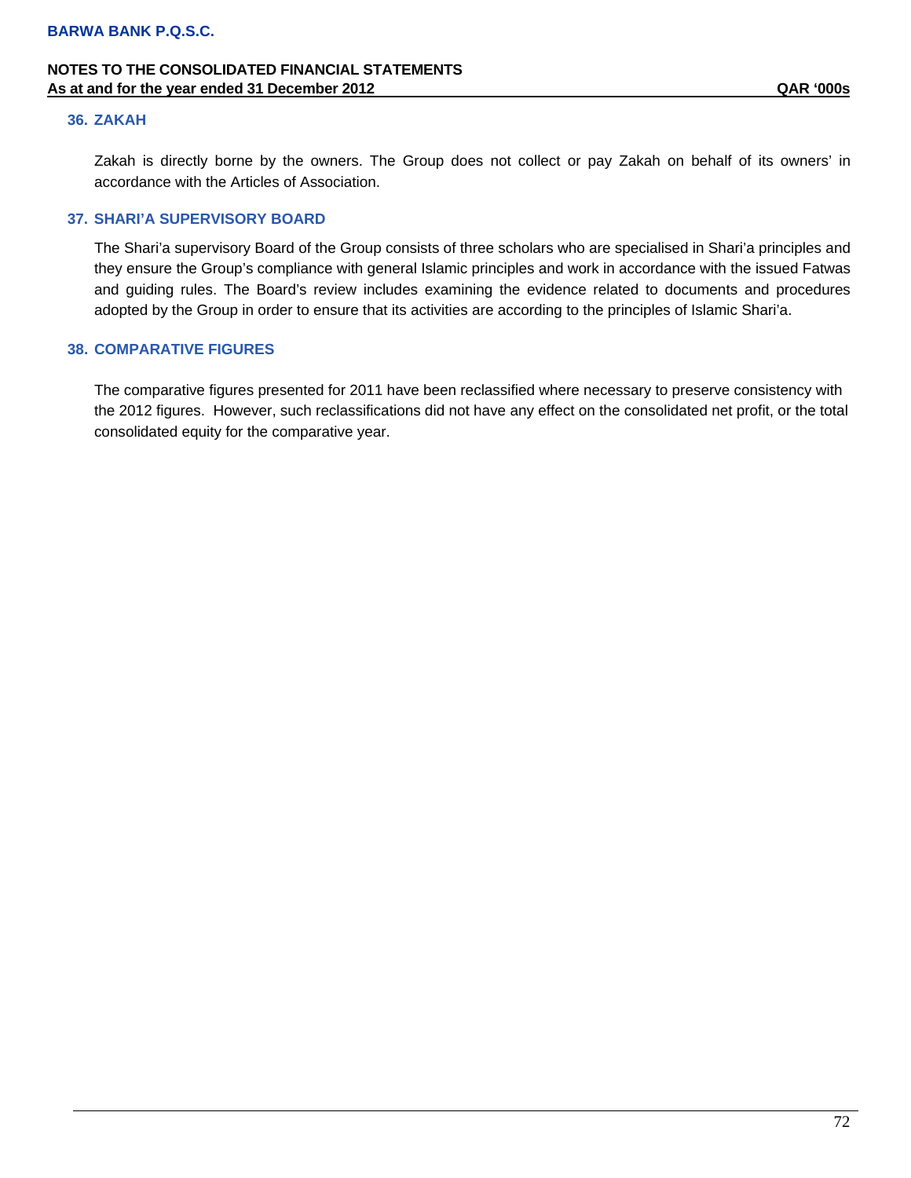## 36. ZAKAH

Zakah is directly borne by the owners. The Group does not collect or pay Zakah on behalf of its owners' in accordance with the Articles of Association.

## 37. SHARI'A SUPERVISORY BOARD

The Shari'a supervisory Board of the Group consists of three scholars who are specialised in Shari'a principles and they ensure the Group's compliance with general Islamic principles and work in accordance with the issued Fatwas and guiding rules. The Board's review includes examining the evidence related to documents and procedures adopted by the Group in order to ensure that its activities are according to the principles of Islamic Shari'a.

## 38. COMPARATIVE FIGURES

The comparative figures presented for 2011 have been reclassified where necessary to preserve consistency with the 2012 figures. However, such reclassifications did not have any effect on the consolidated net profit, or the total consolidated equity for the comparative year.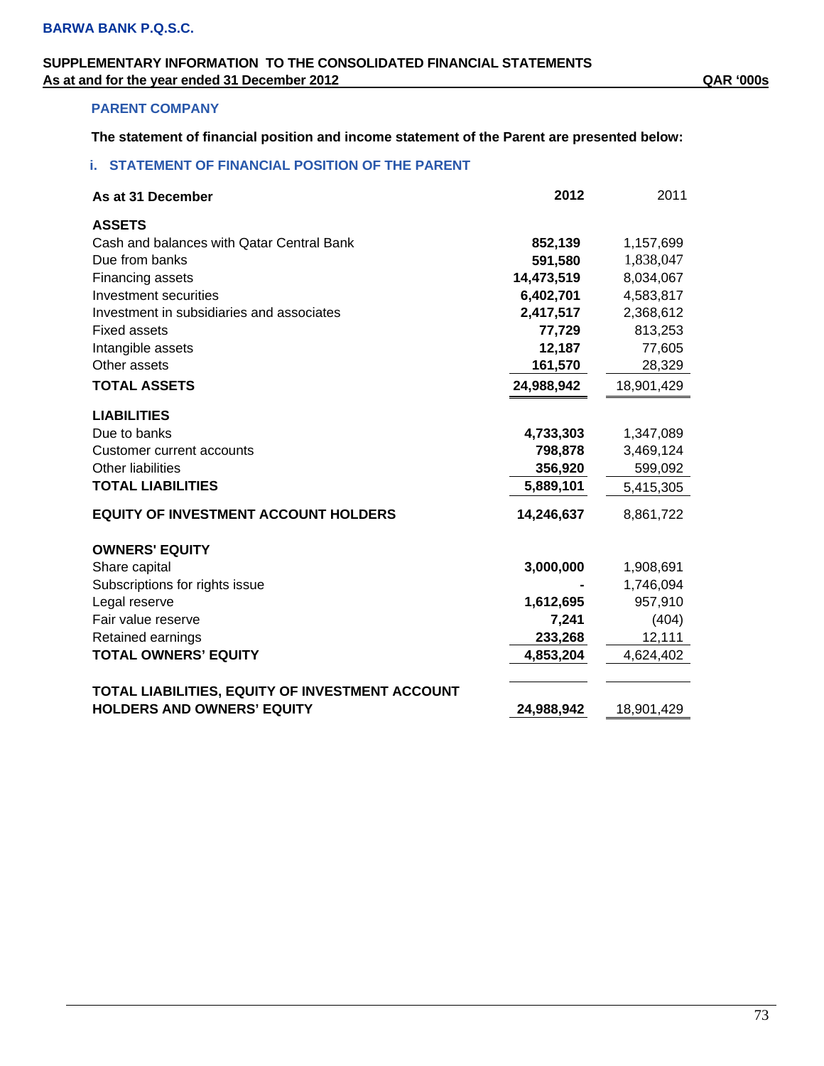**BARWA BANK P.Q.S.C.**

**SUPPLEMENTARY INFORMATION TO THE CONSOLIDATED FINANCIAL STATEMENTS**
**As at and for the year ended 31 December 2012** **QAR '000s**

## PARENT COMPANY

**The statement of financial position and income statement of the Parent are presented below:**

### i. STATEMENT OF FINANCIAL POSITION OF THE PARENT

| As at 31 December | 2012 | 2011 |
|---|---|---|
| **ASSETS** | | |
| Cash and balances with Qatar Central Bank | **852,139** | 1,157,699 |
| Due from banks | **591,580** | 1,838,047 |
| Financing assets | **14,473,519** | 8,034,067 |
| Investment securities | **6,402,701** | 4,583,817 |
| Investment in subsidiaries and associates | **2,417,517** | 2,368,612 |
| Fixed assets | **77,729** | 813,253 |
| Intangible assets | **12,187** | 77,605 |
| Other assets | **161,570** | 28,329 |
| **TOTAL ASSETS** | **24,988,942** | 18,901,429 |
| **LIABILITIES** | | |
| Due to banks | **4,733,303** | 1,347,089 |
| Customer current accounts | **798,878** | 3,469,124 |
| Other liabilities | **356,920** | 599,092 |
| **TOTAL LIABILITIES** | **5,889,101** | 5,415,305 |
| **EQUITY OF INVESTMENT ACCOUNT HOLDERS** | **14,246,637** | 8,861,722 |
| **OWNERS' EQUITY** | | |
| Share capital | **3,000,000** | 1,908,691 |
| Subscriptions for rights issue | **-** | 1,746,094 |
| Legal reserve | **1,612,695** | 957,910 |
| Fair value reserve | **7,241** | (404) |
| Retained earnings | **233,268** | 12,111 |
| **TOTAL OWNERS' EQUITY** | **4,853,204** | 4,624,402 |
| **TOTAL LIABILITIES, EQUITY OF INVESTMENT ACCOUNT HOLDERS AND OWNERS' EQUITY** | **24,988,942** | 18,901,429 |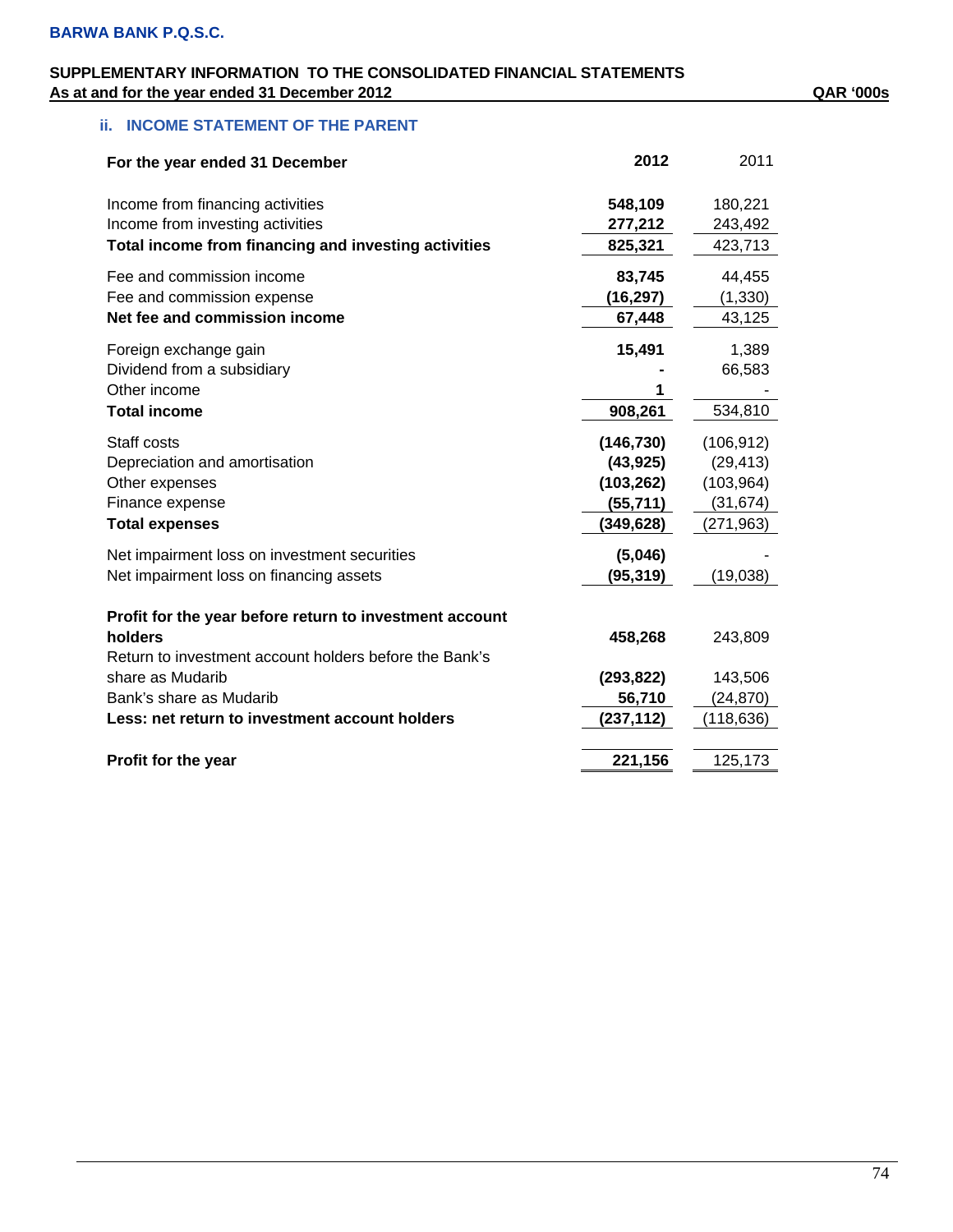BARWA BANK P.Q.S.C.

**SUPPLEMENTARY INFORMATION TO THE CONSOLIDATED FINANCIAL STATEMENTS**
**As at and for the year ended 31 December 2012** **QAR '000s**

## ii. INCOME STATEMENT OF THE PARENT

| For the year ended 31 December | 2012 | 2011 |
|---|---|---|
| Income from financing activities | **548,109** | 180,221 |
| Income from investing activities | **277,212** | 243,492 |
| **Total income from financing and investing activities** | **825,321** | 423,713 |
| Fee and commission income | **83,745** | 44,455 |
| Fee and commission expense | **(16,297)** | (1,330) |
| **Net fee and commission income** | **67,448** | 43,125 |
| Foreign exchange gain | **15,491** | 1,389 |
| Dividend from a subsidiary | **-** | 66,583 |
| Other income | **1** | - |
| **Total income** | **908,261** | 534,810 |
| Staff costs | **(146,730)** | (106,912) |
| Depreciation and amortisation | **(43,925)** | (29,413) |
| Other expenses | **(103,262)** | (103,964) |
| Finance expense | **(55,711)** | (31,674) |
| **Total expenses** | **(349,628)** | (271,963) |
| Net impairment loss on investment securities | **(5,046)** | - |
| Net impairment loss on financing assets | **(95,319)** | (19,038) |
| **Profit for the year before return to investment account holders** | **458,268** | 243,809 |
| Return to investment account holders before the Bank's share as Mudarib | **(293,822)** | 143,506 |
| Bank's share as Mudarib | **56,710** | (24,870) |
| **Less: net return to investment account holders** | **(237,112)** | (118,636) |
| **Profit for the year** | **221,156** | 125,173 |